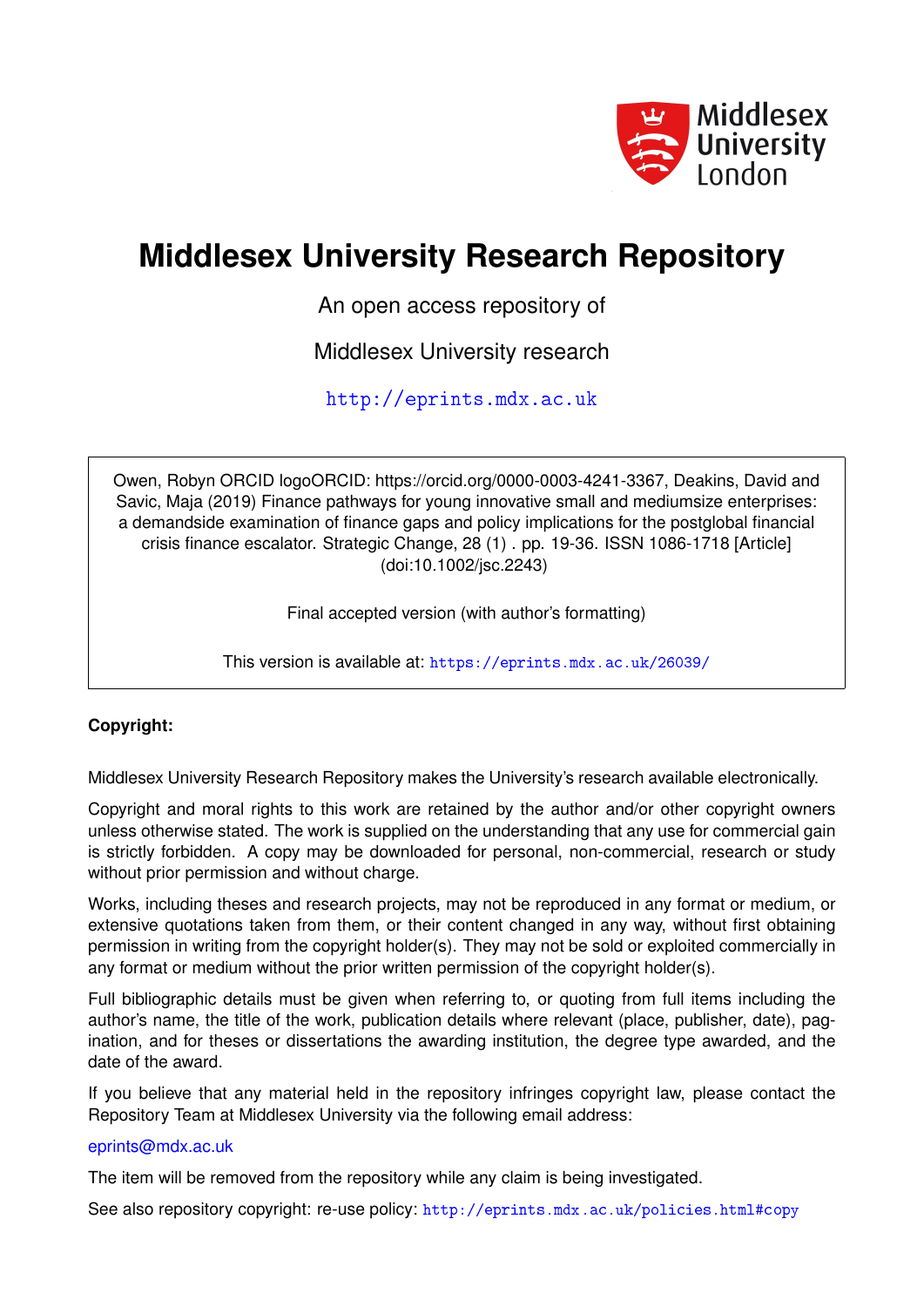# Middlesex University Research Repository

An open access repository of

Middlesex University research

http://eprints.mdx.ac.uk

Owen, Robyn ORCID logoORCID: https://orcid.org/0000-0003-4241-3367, Deakins, David and Savic, Maja (2019) Finance pathways for young innovative small and mediumsize enterprises: a demandside examination of finance gaps and policy implications for the postglobal financial crisis finance escalator. Strategic Change, 28 (1) . pp. 19-36. ISSN 1086-1718 [Article] (doi:10.1002/jsc.2243)

Final accepted version (with author's formatting)

This version is available at: https://eprints.mdx.ac.uk/26039/

**Copyright:**

Middlesex University Research Repository makes the University's research available electronically.

Copyright and moral rights to this work are retained by the author and/or other copyright owners unless otherwise stated. The work is supplied on the understanding that any use for commercial gain is strictly forbidden. A copy may be downloaded for personal, non-commercial, research or study without prior permission and without charge.

Works, including theses and research projects, may not be reproduced in any format or medium, or extensive quotations taken from them, or their content changed in any way, without first obtaining permission in writing from the copyright holder(s). They may not be sold or exploited commercially in any format or medium without the prior written permission of the copyright holder(s).

Full bibliographic details must be given when referring to, or quoting from full items including the author's name, the title of the work, publication details where relevant (place, publisher, date), pagination, and for theses or dissertations the awarding institution, the degree type awarded, and the date of the award.

If you believe that any material held in the repository infringes copyright law, please contact the Repository Team at Middlesex University via the following email address:

eprints@mdx.ac.uk

The item will be removed from the repository while any claim is being investigated.

See also repository copyright: re-use policy: http://eprints.mdx.ac.uk/policies.html#copy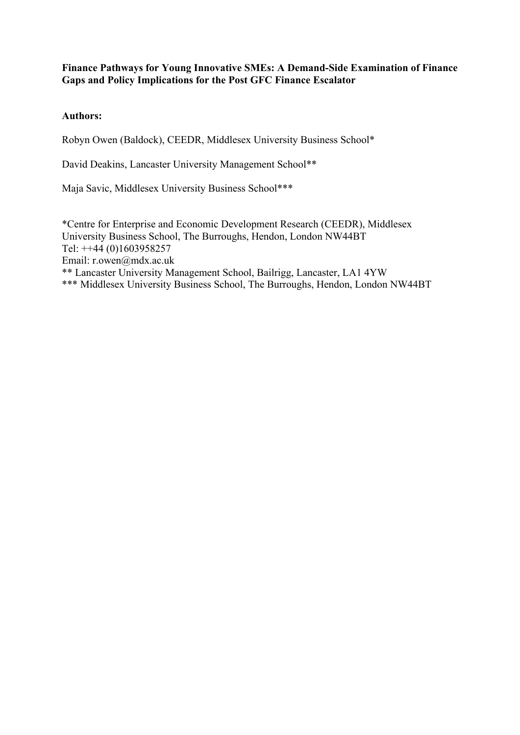**Finance Pathways for Young Innovative SMEs: A Demand-Side Examination of Finance Gaps and Policy Implications for the Post GFC Finance Escalator**

**Authors:**

Robyn Owen (Baldock), CEEDR, Middlesex University Business School*

David Deakins, Lancaster University Management School**

Maja Savic, Middlesex University Business School***

*Centre for Enterprise and Economic Development Research (CEEDR), Middlesex University Business School, The Burroughs, Hendon, London NW44BT
Tel: ++44 (0)1603958257
Email: r.owen@mdx.ac.uk
** Lancaster University Management School, Bailrigg, Lancaster, LA1 4YW
*** Middlesex University Business School, The Burroughs, Hendon, London NW44BT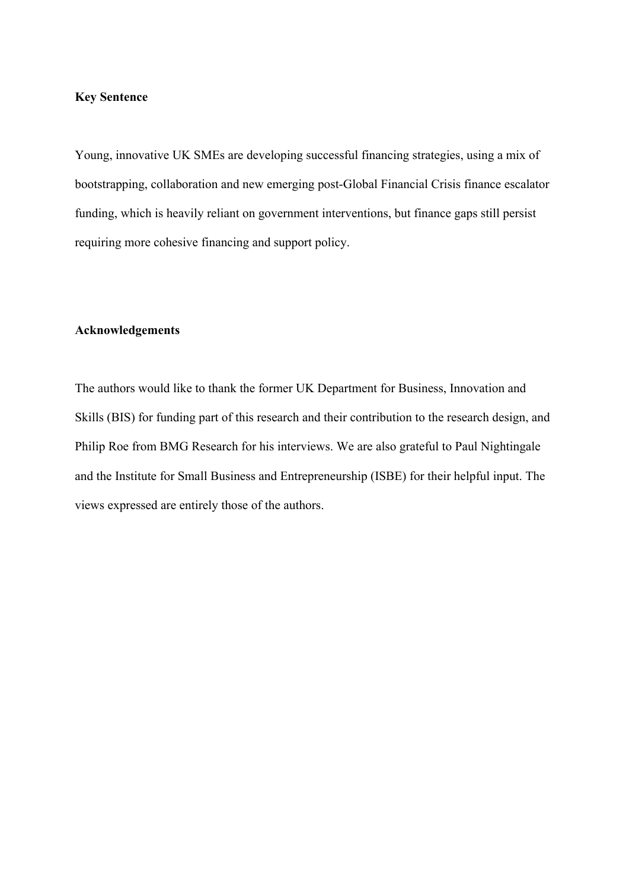**Key Sentence**

Young, innovative UK SMEs are developing successful financing strategies, using a mix of bootstrapping, collaboration and new emerging post-Global Financial Crisis finance escalator funding, which is heavily reliant on government interventions, but finance gaps still persist requiring more cohesive financing and support policy.

**Acknowledgements**

The authors would like to thank the former UK Department for Business, Innovation and Skills (BIS) for funding part of this research and their contribution to the research design, and Philip Roe from BMG Research for his interviews. We are also grateful to Paul Nightingale and the Institute for Small Business and Entrepreneurship (ISBE) for their helpful input. The views expressed are entirely those of the authors.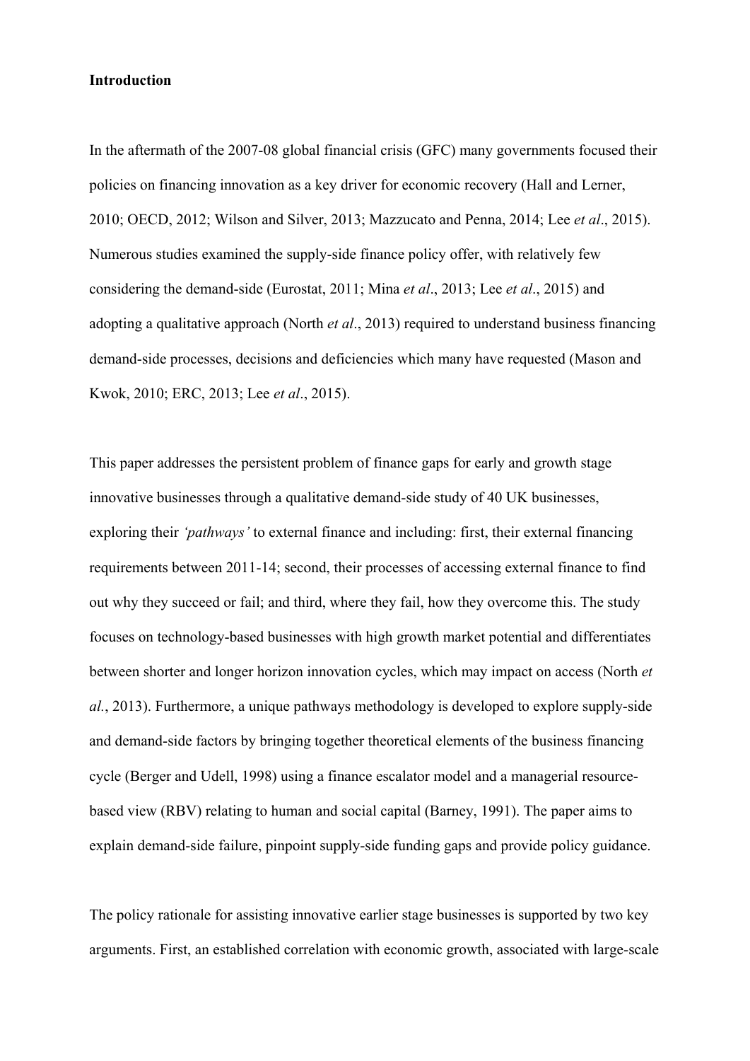**Introduction**

In the aftermath of the 2007-08 global financial crisis (GFC) many governments focused their policies on financing innovation as a key driver for economic recovery (Hall and Lerner, 2010; OECD, 2012; Wilson and Silver, 2013; Mazzucato and Penna, 2014; Lee *et al*., 2015). Numerous studies examined the supply-side finance policy offer, with relatively few considering the demand-side (Eurostat, 2011; Mina *et al*., 2013; Lee *et al*., 2015) and adopting a qualitative approach (North *et al*., 2013) required to understand business financing demand-side processes, decisions and deficiencies which many have requested (Mason and Kwok, 2010; ERC, 2013; Lee *et al*., 2015).

This paper addresses the persistent problem of finance gaps for early and growth stage innovative businesses through a qualitative demand-side study of 40 UK businesses, exploring their *'pathways'* to external finance and including: first, their external financing requirements between 2011-14; second, their processes of accessing external finance to find out why they succeed or fail; and third, where they fail, how they overcome this. The study focuses on technology-based businesses with high growth market potential and differentiates between shorter and longer horizon innovation cycles, which may impact on access (North *et al.*, 2013). Furthermore, a unique pathways methodology is developed to explore supply-side and demand-side factors by bringing together theoretical elements of the business financing cycle (Berger and Udell, 1998) using a finance escalator model and a managerial resource-based view (RBV) relating to human and social capital (Barney, 1991). The paper aims to explain demand-side failure, pinpoint supply-side funding gaps and provide policy guidance.

The policy rationale for assisting innovative earlier stage businesses is supported by two key arguments. First, an established correlation with economic growth, associated with large-scale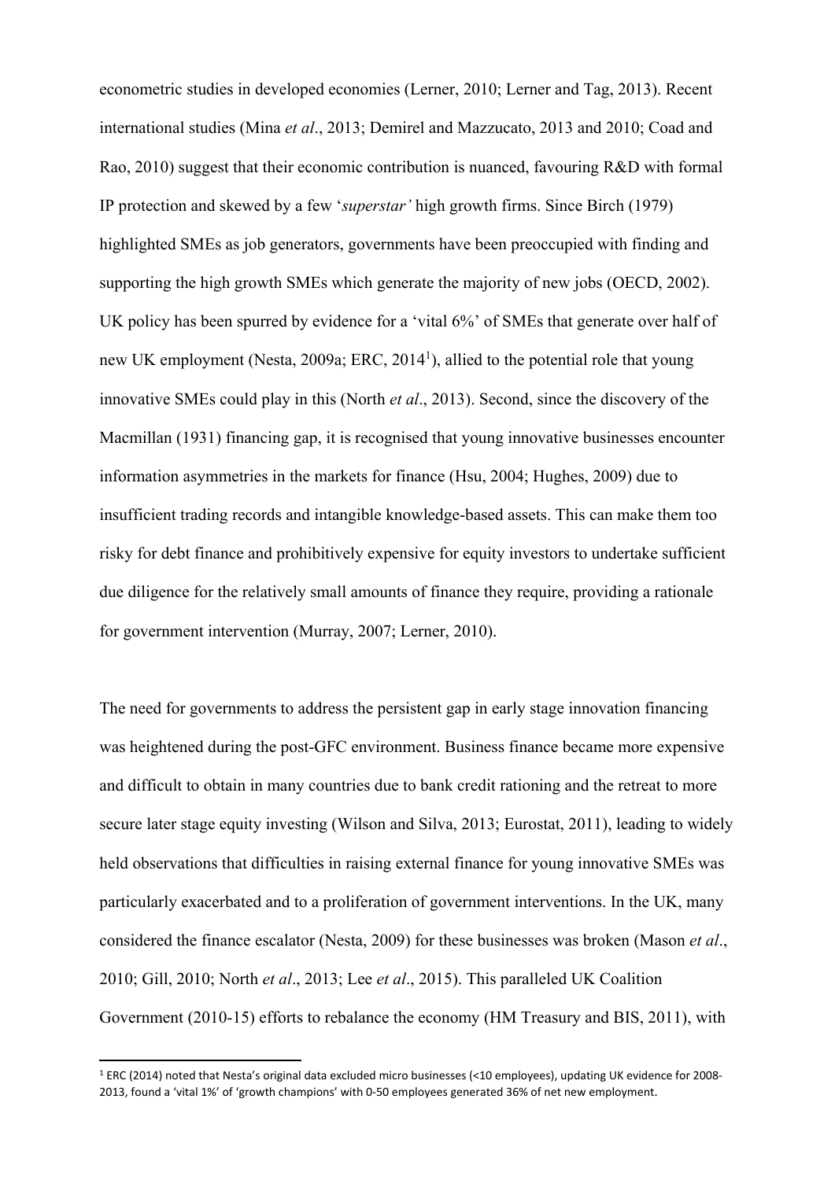econometric studies in developed economies (Lerner, 2010; Lerner and Tag, 2013). Recent international studies (Mina *et al*., 2013; Demirel and Mazzucato, 2013 and 2010; Coad and Rao, 2010) suggest that their economic contribution is nuanced, favouring R&D with formal IP protection and skewed by a few '*superstar'* high growth firms. Since Birch (1979) highlighted SMEs as job generators, governments have been preoccupied with finding and supporting the high growth SMEs which generate the majority of new jobs (OECD, 2002). UK policy has been spurred by evidence for a 'vital 6%' of SMEs that generate over half of new UK employment (Nesta, 2009a; ERC, 2014[1]), allied to the potential role that young innovative SMEs could play in this (North *et al*., 2013). Second, since the discovery of the Macmillan (1931) financing gap, it is recognised that young innovative businesses encounter information asymmetries in the markets for finance (Hsu, 2004; Hughes, 2009) due to insufficient trading records and intangible knowledge-based assets. This can make them too risky for debt finance and prohibitively expensive for equity investors to undertake sufficient due diligence for the relatively small amounts of finance they require, providing a rationale for government intervention (Murray, 2007; Lerner, 2010).

The need for governments to address the persistent gap in early stage innovation financing was heightened during the post-GFC environment. Business finance became more expensive and difficult to obtain in many countries due to bank credit rationing and the retreat to more secure later stage equity investing (Wilson and Silva, 2013; Eurostat, 2011), leading to widely held observations that difficulties in raising external finance for young innovative SMEs was particularly exacerbated and to a proliferation of government interventions. In the UK, many considered the finance escalator (Nesta, 2009) for these businesses was broken (Mason *et al*., 2010; Gill, 2010; North *et al*., 2013; Lee *et al*., 2015). This paralleled UK Coalition Government (2010-15) efforts to rebalance the economy (HM Treasury and BIS, 2011), with

[1] ERC (2014) noted that Nesta's original data excluded micro businesses (<10 employees), updating UK evidence for 2008-2013, found a 'vital 1%' of 'growth champions' with 0-50 employees generated 36% of net new employment.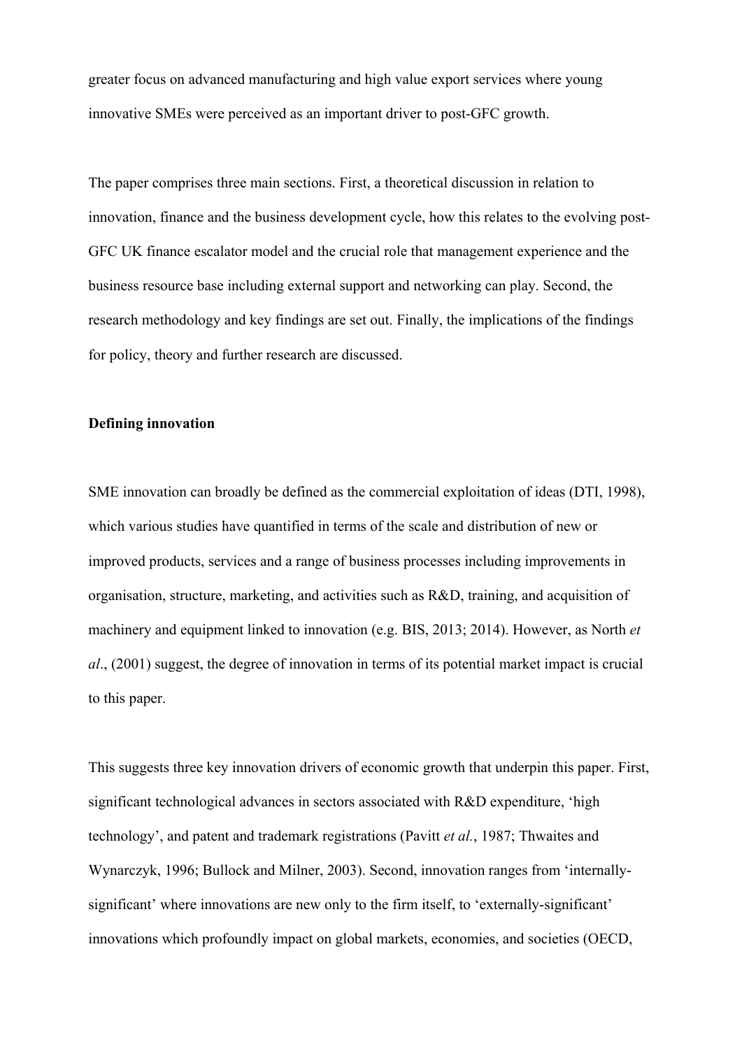greater focus on advanced manufacturing and high value export services where young innovative SMEs were perceived as an important driver to post-GFC growth.

The paper comprises three main sections. First, a theoretical discussion in relation to innovation, finance and the business development cycle, how this relates to the evolving post-GFC UK finance escalator model and the crucial role that management experience and the business resource base including external support and networking can play. Second, the research methodology and key findings are set out. Finally, the implications of the findings for policy, theory and further research are discussed.

**Defining innovation**

SME innovation can broadly be defined as the commercial exploitation of ideas (DTI, 1998), which various studies have quantified in terms of the scale and distribution of new or improved products, services and a range of business processes including improvements in organisation, structure, marketing, and activities such as R&D, training, and acquisition of machinery and equipment linked to innovation (e.g. BIS, 2013; 2014). However, as North *et al*., (2001) suggest, the degree of innovation in terms of its potential market impact is crucial to this paper.

This suggests three key innovation drivers of economic growth that underpin this paper. First, significant technological advances in sectors associated with R&D expenditure, 'high technology', and patent and trademark registrations (Pavitt *et al.*, 1987; Thwaites and Wynarczyk, 1996; Bullock and Milner, 2003). Second, innovation ranges from 'internally-significant' where innovations are new only to the firm itself, to 'externally-significant' innovations which profoundly impact on global markets, economies, and societies (OECD,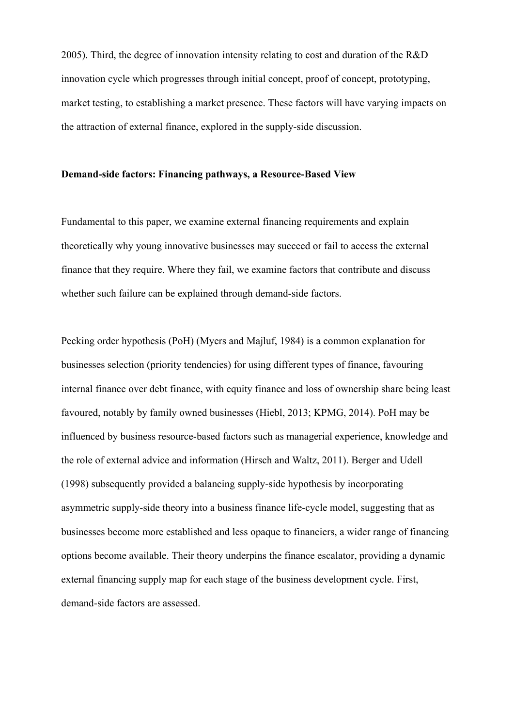2005). Third, the degree of innovation intensity relating to cost and duration of the R&D innovation cycle which progresses through initial concept, proof of concept, prototyping, market testing, to establishing a market presence. These factors will have varying impacts on the attraction of external finance, explored in the supply-side discussion.

**Demand-side factors: Financing pathways, a Resource-Based View**

Fundamental to this paper, we examine external financing requirements and explain theoretically why young innovative businesses may succeed or fail to access the external finance that they require. Where they fail, we examine factors that contribute and discuss whether such failure can be explained through demand-side factors.

Pecking order hypothesis (PoH) (Myers and Majluf, 1984) is a common explanation for businesses selection (priority tendencies) for using different types of finance, favouring internal finance over debt finance, with equity finance and loss of ownership share being least favoured, notably by family owned businesses (Hiebl, 2013; KPMG, 2014). PoH may be influenced by business resource-based factors such as managerial experience, knowledge and the role of external advice and information (Hirsch and Waltz, 2011). Berger and Udell (1998) subsequently provided a balancing supply-side hypothesis by incorporating asymmetric supply-side theory into a business finance life-cycle model, suggesting that as businesses become more established and less opaque to financiers, a wider range of financing options become available. Their theory underpins the finance escalator, providing a dynamic external financing supply map for each stage of the business development cycle. First, demand-side factors are assessed.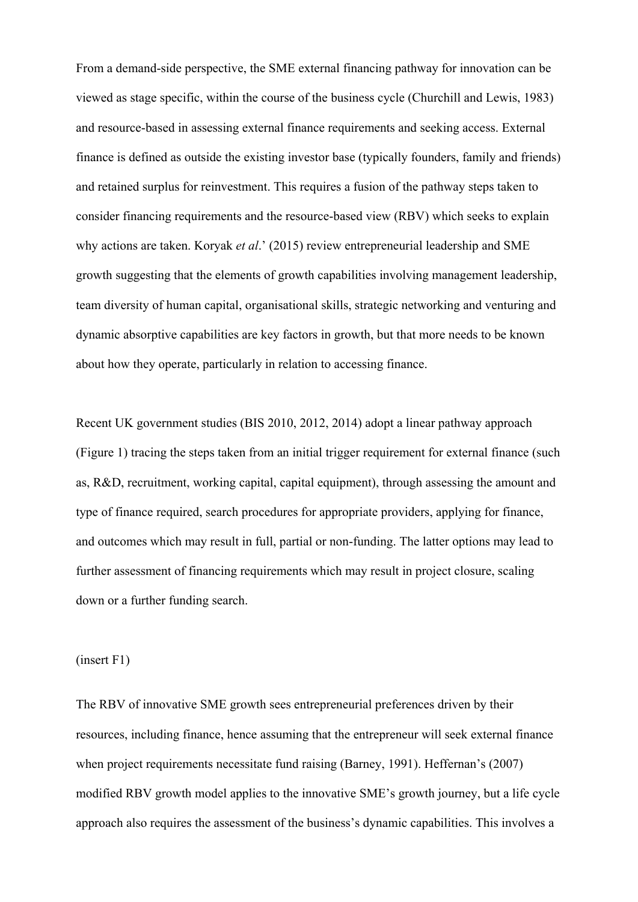From a demand-side perspective, the SME external financing pathway for innovation can be viewed as stage specific, within the course of the business cycle (Churchill and Lewis, 1983) and resource-based in assessing external finance requirements and seeking access. External finance is defined as outside the existing investor base (typically founders, family and friends) and retained surplus for reinvestment. This requires a fusion of the pathway steps taken to consider financing requirements and the resource-based view (RBV) which seeks to explain why actions are taken. Koryak *et al*.' (2015) review entrepreneurial leadership and SME growth suggesting that the elements of growth capabilities involving management leadership, team diversity of human capital, organisational skills, strategic networking and venturing and dynamic absorptive capabilities are key factors in growth, but that more needs to be known about how they operate, particularly in relation to accessing finance.

Recent UK government studies (BIS 2010, 2012, 2014) adopt a linear pathway approach (Figure 1) tracing the steps taken from an initial trigger requirement for external finance (such as, R&D, recruitment, working capital, capital equipment), through assessing the amount and type of finance required, search procedures for appropriate providers, applying for finance, and outcomes which may result in full, partial or non-funding. The latter options may lead to further assessment of financing requirements which may result in project closure, scaling down or a further funding search.

(insert F1)

The RBV of innovative SME growth sees entrepreneurial preferences driven by their resources, including finance, hence assuming that the entrepreneur will seek external finance when project requirements necessitate fund raising (Barney, 1991). Heffernan's (2007) modified RBV growth model applies to the innovative SME's growth journey, but a life cycle approach also requires the assessment of the business's dynamic capabilities. This involves a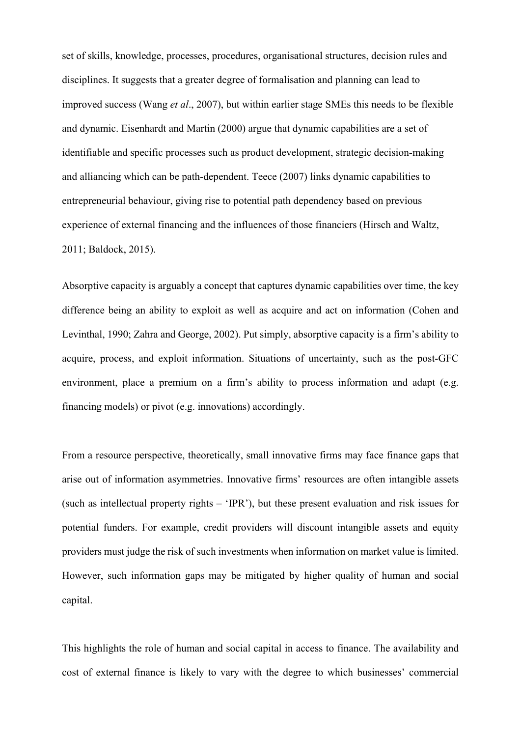set of skills, knowledge, processes, procedures, organisational structures, decision rules and disciplines. It suggests that a greater degree of formalisation and planning can lead to improved success (Wang *et al*., 2007), but within earlier stage SMEs this needs to be flexible and dynamic. Eisenhardt and Martin (2000) argue that dynamic capabilities are a set of identifiable and specific processes such as product development, strategic decision-making and alliancing which can be path-dependent. Teece (2007) links dynamic capabilities to entrepreneurial behaviour, giving rise to potential path dependency based on previous experience of external financing and the influences of those financiers (Hirsch and Waltz, 2011; Baldock, 2015).

Absorptive capacity is arguably a concept that captures dynamic capabilities over time, the key difference being an ability to exploit as well as acquire and act on information (Cohen and Levinthal, 1990; Zahra and George, 2002). Put simply, absorptive capacity is a firm's ability to acquire, process, and exploit information. Situations of uncertainty, such as the post-GFC environment, place a premium on a firm's ability to process information and adapt (e.g. financing models) or pivot (e.g. innovations) accordingly.

From a resource perspective, theoretically, small innovative firms may face finance gaps that arise out of information asymmetries. Innovative firms' resources are often intangible assets (such as intellectual property rights – 'IPR'), but these present evaluation and risk issues for potential funders. For example, credit providers will discount intangible assets and equity providers must judge the risk of such investments when information on market value is limited. However, such information gaps may be mitigated by higher quality of human and social capital.

This highlights the role of human and social capital in access to finance. The availability and cost of external finance is likely to vary with the degree to which businesses' commercial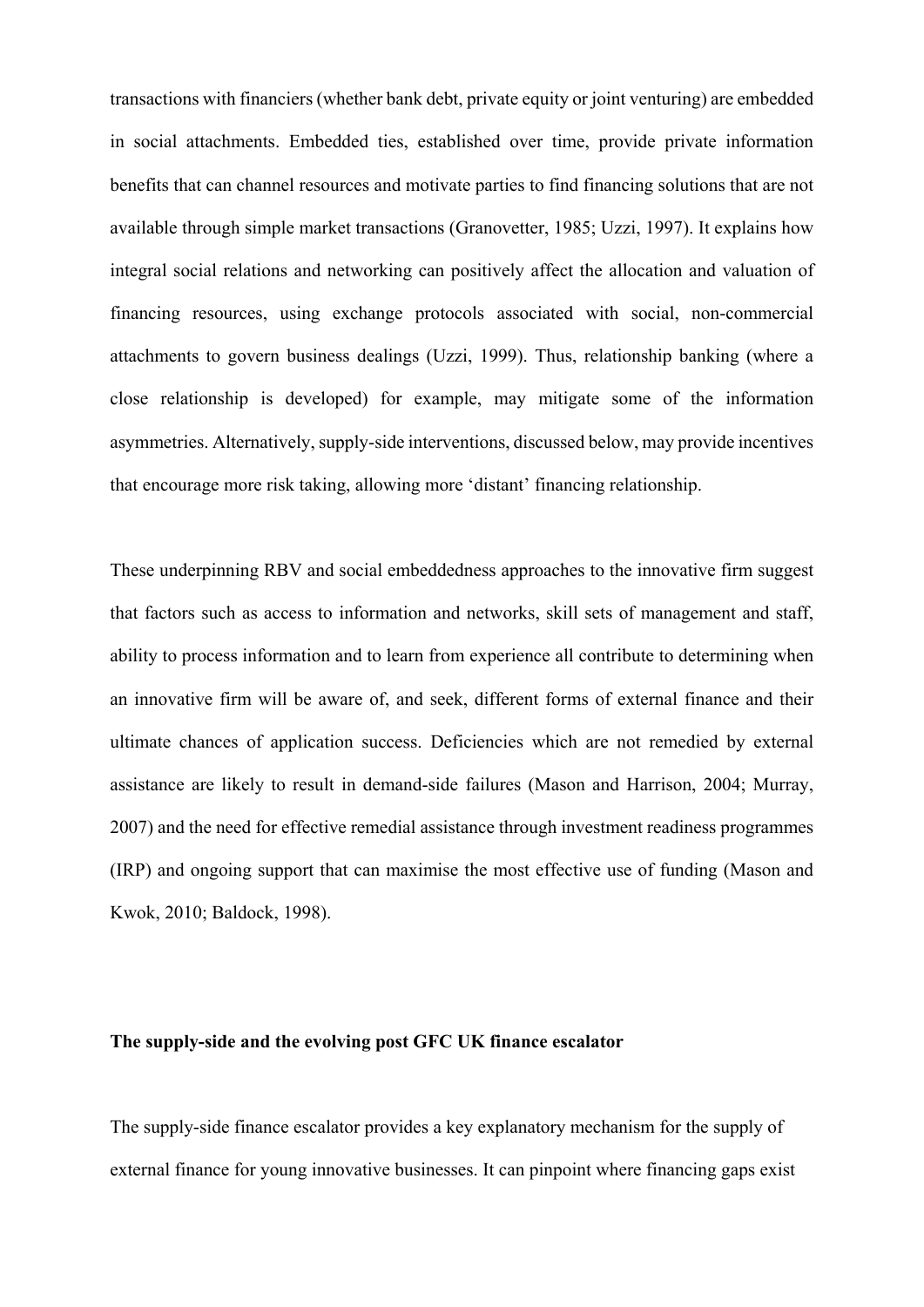transactions with financiers (whether bank debt, private equity or joint venturing) are embedded in social attachments. Embedded ties, established over time, provide private information benefits that can channel resources and motivate parties to find financing solutions that are not available through simple market transactions (Granovetter, 1985; Uzzi, 1997). It explains how integral social relations and networking can positively affect the allocation and valuation of financing resources, using exchange protocols associated with social, non-commercial attachments to govern business dealings (Uzzi, 1999). Thus, relationship banking (where a close relationship is developed) for example, may mitigate some of the information asymmetries. Alternatively, supply-side interventions, discussed below, may provide incentives that encourage more risk taking, allowing more 'distant' financing relationship.

These underpinning RBV and social embeddedness approaches to the innovative firm suggest that factors such as access to information and networks, skill sets of management and staff, ability to process information and to learn from experience all contribute to determining when an innovative firm will be aware of, and seek, different forms of external finance and their ultimate chances of application success. Deficiencies which are not remedied by external assistance are likely to result in demand-side failures (Mason and Harrison, 2004; Murray, 2007) and the need for effective remedial assistance through investment readiness programmes (IRP) and ongoing support that can maximise the most effective use of funding (Mason and Kwok, 2010; Baldock, 1998).

## The supply-side and the evolving post GFC UK finance escalator

The supply-side finance escalator provides a key explanatory mechanism for the supply of external finance for young innovative businesses. It can pinpoint where financing gaps exist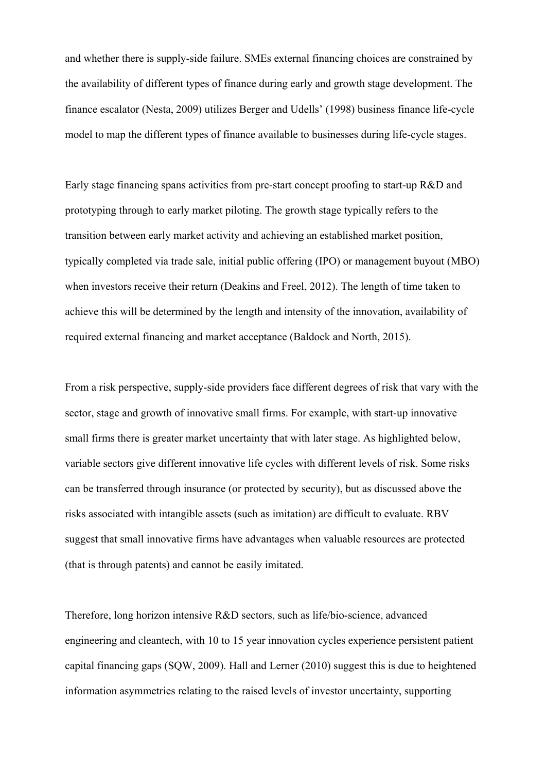and whether there is supply-side failure. SMEs external financing choices are constrained by the availability of different types of finance during early and growth stage development. The finance escalator (Nesta, 2009) utilizes Berger and Udells' (1998) business finance life-cycle model to map the different types of finance available to businesses during life-cycle stages.

Early stage financing spans activities from pre-start concept proofing to start-up R&D and prototyping through to early market piloting. The growth stage typically refers to the transition between early market activity and achieving an established market position, typically completed via trade sale, initial public offering (IPO) or management buyout (MBO) when investors receive their return (Deakins and Freel, 2012). The length of time taken to achieve this will be determined by the length and intensity of the innovation, availability of required external financing and market acceptance (Baldock and North, 2015).

From a risk perspective, supply-side providers face different degrees of risk that vary with the sector, stage and growth of innovative small firms. For example, with start-up innovative small firms there is greater market uncertainty that with later stage. As highlighted below, variable sectors give different innovative life cycles with different levels of risk. Some risks can be transferred through insurance (or protected by security), but as discussed above the risks associated with intangible assets (such as imitation) are difficult to evaluate. RBV suggest that small innovative firms have advantages when valuable resources are protected (that is through patents) and cannot be easily imitated.

Therefore, long horizon intensive R&D sectors, such as life/bio-science, advanced engineering and cleantech, with 10 to 15 year innovation cycles experience persistent patient capital financing gaps (SQW, 2009). Hall and Lerner (2010) suggest this is due to heightened information asymmetries relating to the raised levels of investor uncertainty, supporting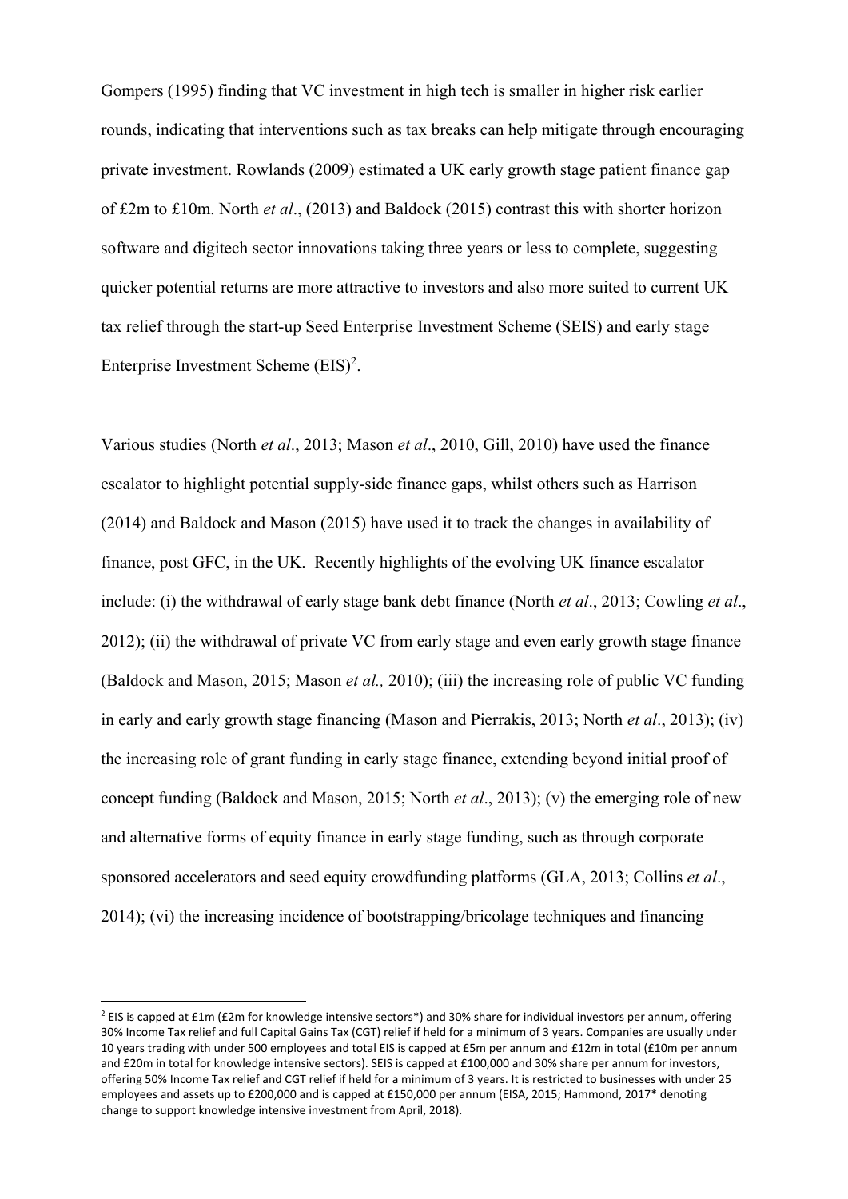Gompers (1995) finding that VC investment in high tech is smaller in higher risk earlier rounds, indicating that interventions such as tax breaks can help mitigate through encouraging private investment. Rowlands (2009) estimated a UK early growth stage patient finance gap of £2m to £10m. North *et al*., (2013) and Baldock (2015) contrast this with shorter horizon software and digitech sector innovations taking three years or less to complete, suggesting quicker potential returns are more attractive to investors and also more suited to current UK tax relief through the start-up Seed Enterprise Investment Scheme (SEIS) and early stage Enterprise Investment Scheme (EIS)[2].

Various studies (North *et al*., 2013; Mason *et al*., 2010, Gill, 2010) have used the finance escalator to highlight potential supply-side finance gaps, whilst others such as Harrison (2014) and Baldock and Mason (2015) have used it to track the changes in availability of finance, post GFC, in the UK. Recently highlights of the evolving UK finance escalator include: (i) the withdrawal of early stage bank debt finance (North *et al*., 2013; Cowling *et al*., 2012); (ii) the withdrawal of private VC from early stage and even early growth stage finance (Baldock and Mason, 2015; Mason *et al.,* 2010); (iii) the increasing role of public VC funding in early and early growth stage financing (Mason and Pierrakis, 2013; North *et al*., 2013); (iv) the increasing role of grant funding in early stage finance, extending beyond initial proof of concept funding (Baldock and Mason, 2015; North *et al*., 2013); (v) the emerging role of new and alternative forms of equity finance in early stage funding, such as through corporate sponsored accelerators and seed equity crowdfunding platforms (GLA, 2013; Collins *et al*., 2014); (vi) the increasing incidence of bootstrapping/bricolage techniques and financing

[2] EIS is capped at £1m (£2m for knowledge intensive sectors*) and 30% share for individual investors per annum, offering 30% Income Tax relief and full Capital Gains Tax (CGT) relief if held for a minimum of 3 years. Companies are usually under 10 years trading with under 500 employees and total EIS is capped at £5m per annum and £12m in total (£10m per annum and £20m in total for knowledge intensive sectors). SEIS is capped at £100,000 and 30% share per annum for investors, offering 50% Income Tax relief and CGT relief if held for a minimum of 3 years. It is restricted to businesses with under 25 employees and assets up to £200,000 and is capped at £150,000 per annum (EISA, 2015; Hammond, 2017* denoting change to support knowledge intensive investment from April, 2018).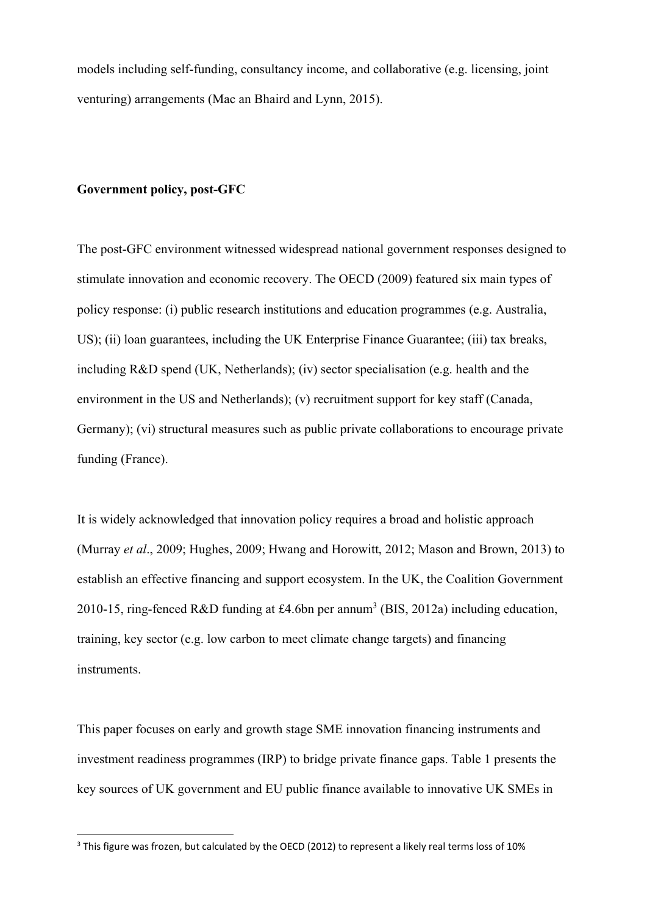models including self-funding, consultancy income, and collaborative (e.g. licensing, joint venturing) arrangements (Mac an Bhaird and Lynn, 2015).

**Government policy, post-GFC**

The post-GFC environment witnessed widespread national government responses designed to stimulate innovation and economic recovery. The OECD (2009) featured six main types of policy response: (i) public research institutions and education programmes (e.g. Australia, US); (ii) loan guarantees, including the UK Enterprise Finance Guarantee; (iii) tax breaks, including R&D spend (UK, Netherlands); (iv) sector specialisation (e.g. health and the environment in the US and Netherlands); (v) recruitment support for key staff (Canada, Germany); (vi) structural measures such as public private collaborations to encourage private funding (France).

It is widely acknowledged that innovation policy requires a broad and holistic approach (Murray *et al*., 2009; Hughes, 2009; Hwang and Horowitt, 2012; Mason and Brown, 2013) to establish an effective financing and support ecosystem. In the UK, the Coalition Government 2010-15, ring-fenced R&D funding at £4.6bn per annum[3] (BIS, 2012a) including education, training, key sector (e.g. low carbon to meet climate change targets) and financing instruments.

This paper focuses on early and growth stage SME innovation financing instruments and investment readiness programmes (IRP) to bridge private finance gaps. Table 1 presents the key sources of UK government and EU public finance available to innovative UK SMEs in

[3] This figure was frozen, but calculated by the OECD (2012) to represent a likely real terms loss of 10%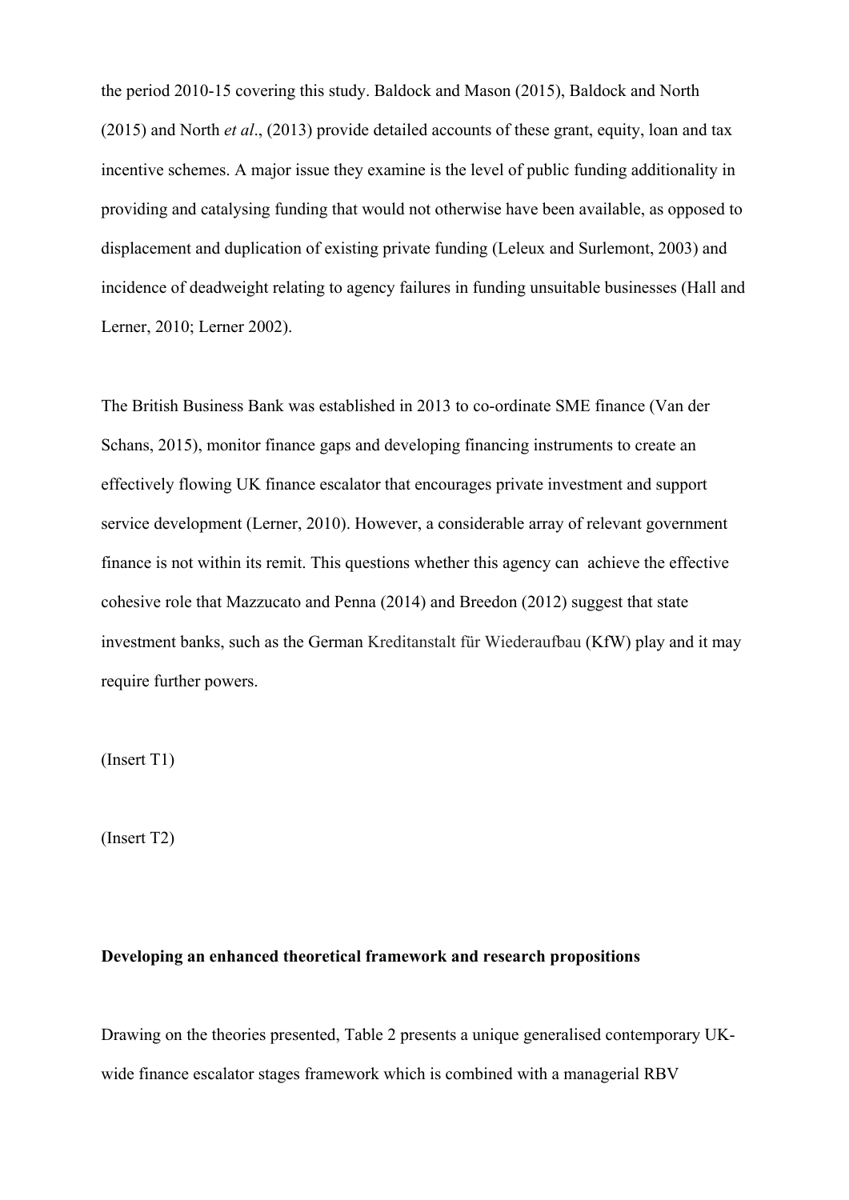the period 2010-15 covering this study. Baldock and Mason (2015), Baldock and North (2015) and North *et al*., (2013) provide detailed accounts of these grant, equity, loan and tax incentive schemes. A major issue they examine is the level of public funding additionality in providing and catalysing funding that would not otherwise have been available, as opposed to displacement and duplication of existing private funding (Leleux and Surlemont, 2003) and incidence of deadweight relating to agency failures in funding unsuitable businesses (Hall and Lerner, 2010; Lerner 2002).

The British Business Bank was established in 2013 to co-ordinate SME finance (Van der Schans, 2015), monitor finance gaps and developing financing instruments to create an effectively flowing UK finance escalator that encourages private investment and support service development (Lerner, 2010). However, a considerable array of relevant government finance is not within its remit. This questions whether this agency can achieve the effective cohesive role that Mazzucato and Penna (2014) and Breedon (2012) suggest that state investment banks, such as the German Kreditanstalt für Wiederaufbau (KfW) play and it may require further powers.

(Insert T1)

(Insert T2)

**Developing an enhanced theoretical framework and research propositions**

Drawing on the theories presented, Table 2 presents a unique generalised contemporary UK-wide finance escalator stages framework which is combined with a managerial RBV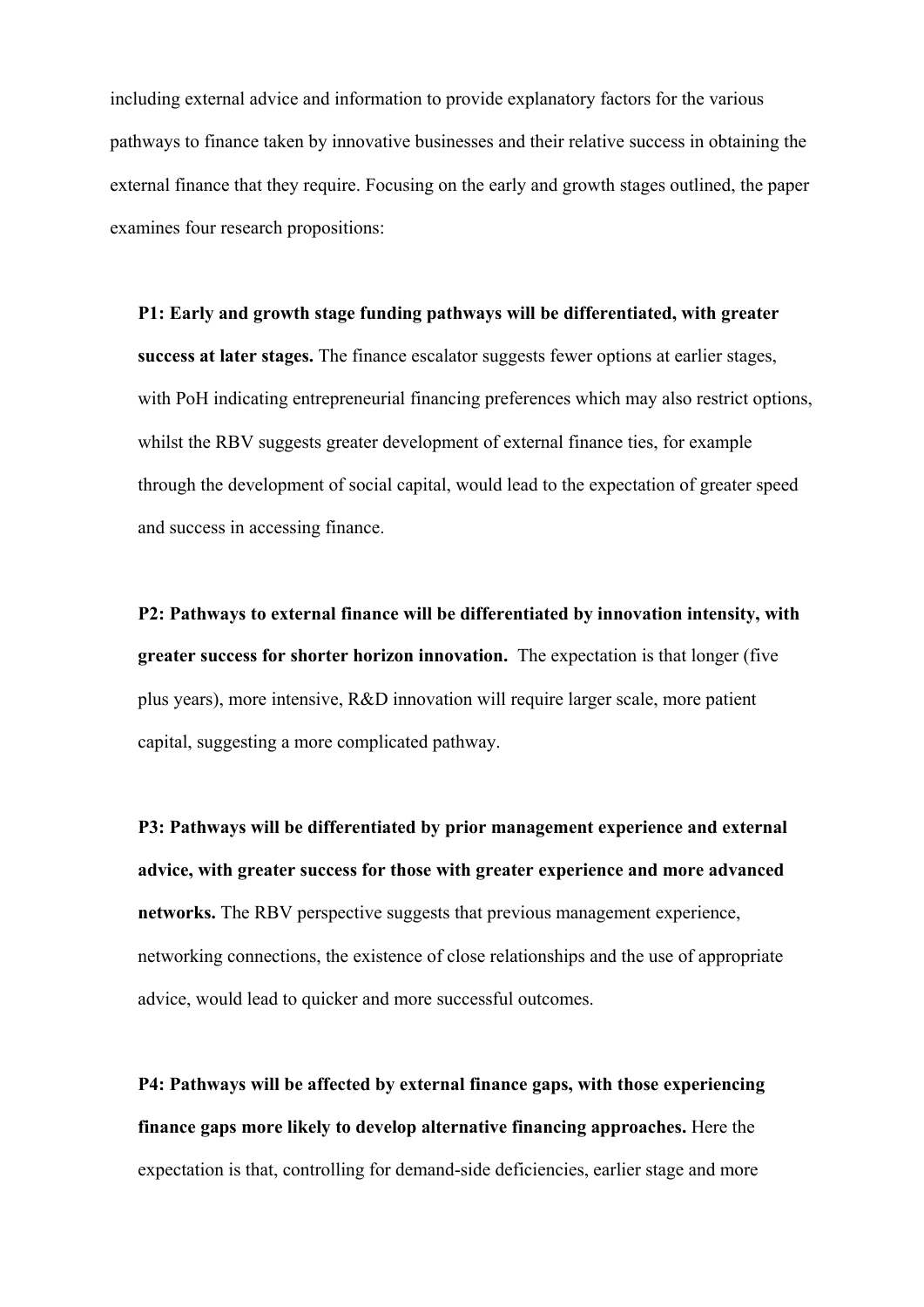including external advice and information to provide explanatory factors for the various pathways to finance taken by innovative businesses and their relative success in obtaining the external finance that they require. Focusing on the early and growth stages outlined, the paper examines four research propositions:

**P1: Early and growth stage funding pathways will be differentiated, with greater success at later stages.** The finance escalator suggests fewer options at earlier stages, with PoH indicating entrepreneurial financing preferences which may also restrict options, whilst the RBV suggests greater development of external finance ties, for example through the development of social capital, would lead to the expectation of greater speed and success in accessing finance.

**P2: Pathways to external finance will be differentiated by innovation intensity, with greater success for shorter horizon innovation.** The expectation is that longer (five plus years), more intensive, R&D innovation will require larger scale, more patient capital, suggesting a more complicated pathway.

**P3: Pathways will be differentiated by prior management experience and external advice, with greater success for those with greater experience and more advanced networks.** The RBV perspective suggests that previous management experience, networking connections, the existence of close relationships and the use of appropriate advice, would lead to quicker and more successful outcomes.

**P4: Pathways will be affected by external finance gaps, with those experiencing finance gaps more likely to develop alternative financing approaches.** Here the expectation is that, controlling for demand-side deficiencies, earlier stage and more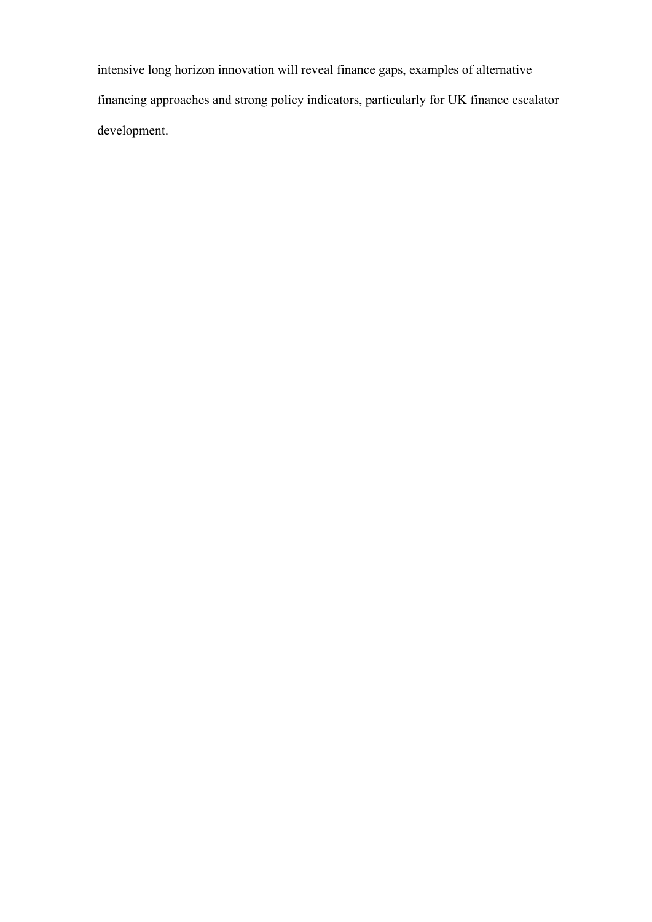intensive long horizon innovation will reveal finance gaps, examples of alternative financing approaches and strong policy indicators, particularly for UK finance escalator development.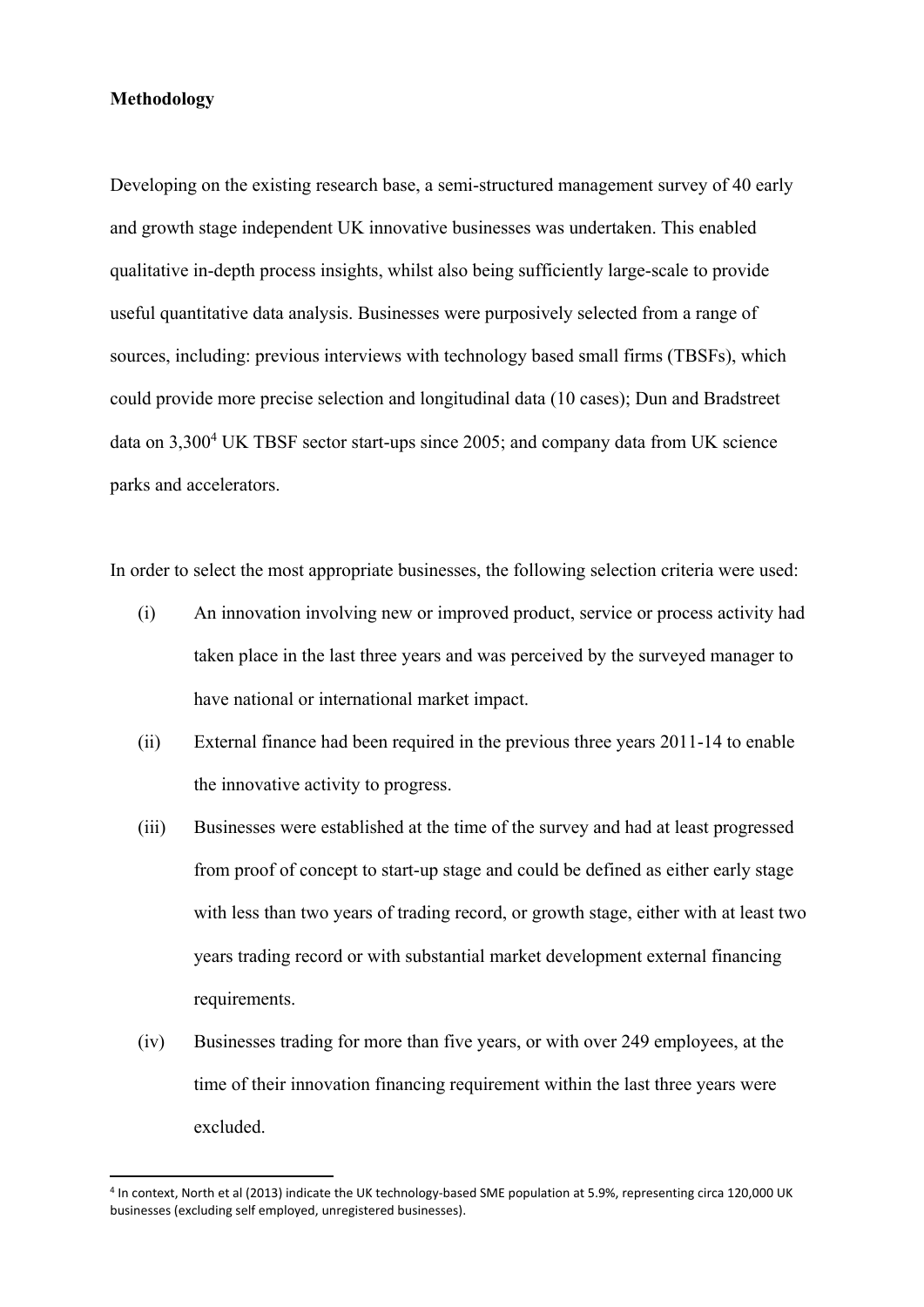**Methodology**

Developing on the existing research base, a semi-structured management survey of 40 early and growth stage independent UK innovative businesses was undertaken. This enabled qualitative in-depth process insights, whilst also being sufficiently large-scale to provide useful quantitative data analysis. Businesses were purposively selected from a range of sources, including: previous interviews with technology based small firms (TBSFs), which could provide more precise selection and longitudinal data (10 cases); Dun and Bradstreet data on 3,300[4] UK TBSF sector start-ups since 2005; and company data from UK science parks and accelerators.

In order to select the most appropriate businesses, the following selection criteria were used:

(i) An innovation involving new or improved product, service or process activity had taken place in the last three years and was perceived by the surveyed manager to have national or international market impact.

(ii) External finance had been required in the previous three years 2011-14 to enable the innovative activity to progress.

(iii) Businesses were established at the time of the survey and had at least progressed from proof of concept to start-up stage and could be defined as either early stage with less than two years of trading record, or growth stage, either with at least two years trading record or with substantial market development external financing requirements.

(iv) Businesses trading for more than five years, or with over 249 employees, at the time of their innovation financing requirement within the last three years were excluded.

[4] In context, North et al (2013) indicate the UK technology-based SME population at 5.9%, representing circa 120,000 UK businesses (excluding self employed, unregistered businesses).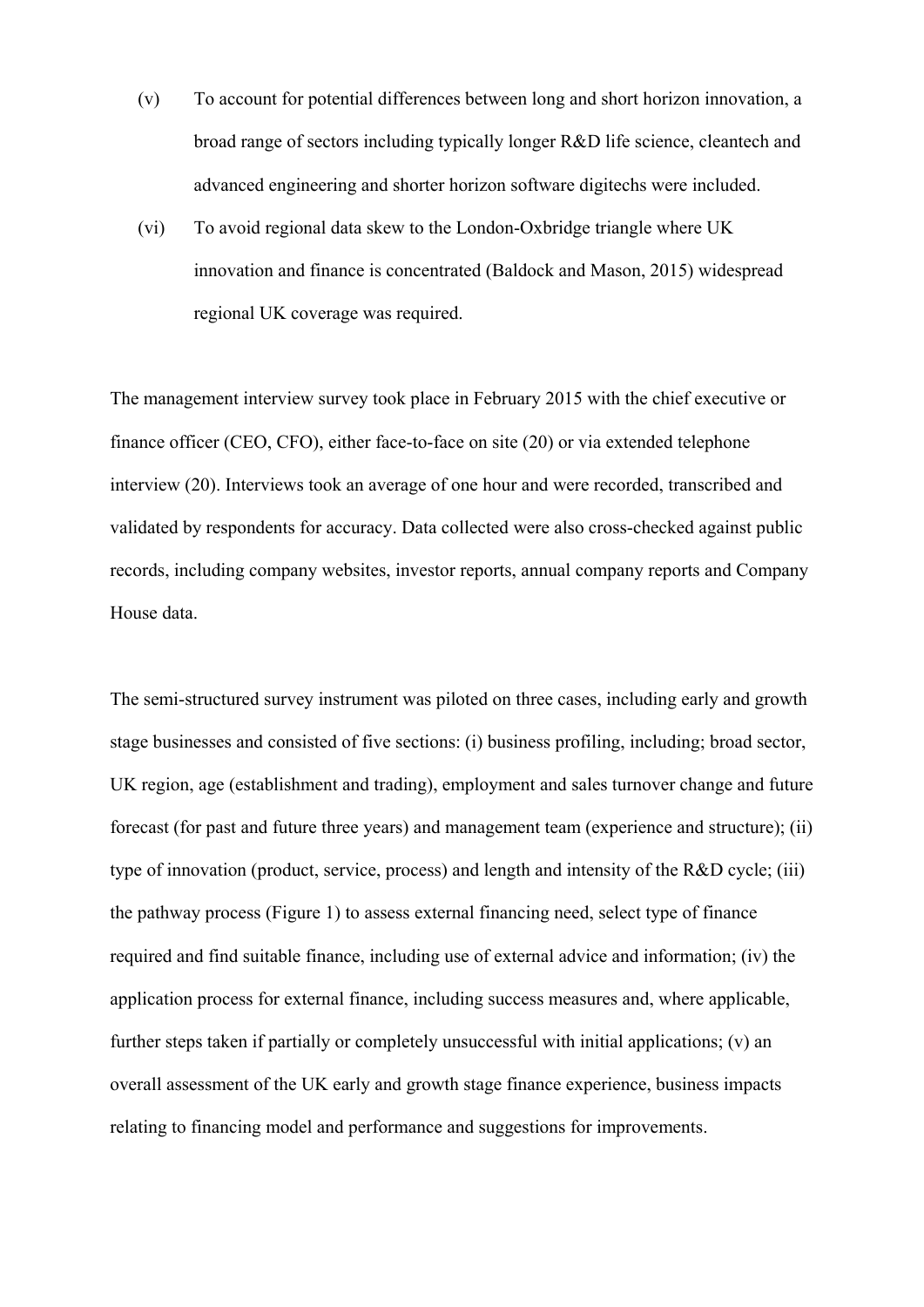(v) To account for potential differences between long and short horizon innovation, a broad range of sectors including typically longer R&D life science, cleantech and advanced engineering and shorter horizon software digitechs were included.

(vi) To avoid regional data skew to the London-Oxbridge triangle where UK innovation and finance is concentrated (Baldock and Mason, 2015) widespread regional UK coverage was required.

The management interview survey took place in February 2015 with the chief executive or finance officer (CEO, CFO), either face-to-face on site (20) or via extended telephone interview (20). Interviews took an average of one hour and were recorded, transcribed and validated by respondents for accuracy. Data collected were also cross-checked against public records, including company websites, investor reports, annual company reports and Company House data.

The semi-structured survey instrument was piloted on three cases, including early and growth stage businesses and consisted of five sections: (i) business profiling, including; broad sector, UK region, age (establishment and trading), employment and sales turnover change and future forecast (for past and future three years) and management team (experience and structure); (ii) type of innovation (product, service, process) and length and intensity of the R&D cycle; (iii) the pathway process (Figure 1) to assess external financing need, select type of finance required and find suitable finance, including use of external advice and information; (iv) the application process for external finance, including success measures and, where applicable, further steps taken if partially or completely unsuccessful with initial applications; (v) an overall assessment of the UK early and growth stage finance experience, business impacts relating to financing model and performance and suggestions for improvements.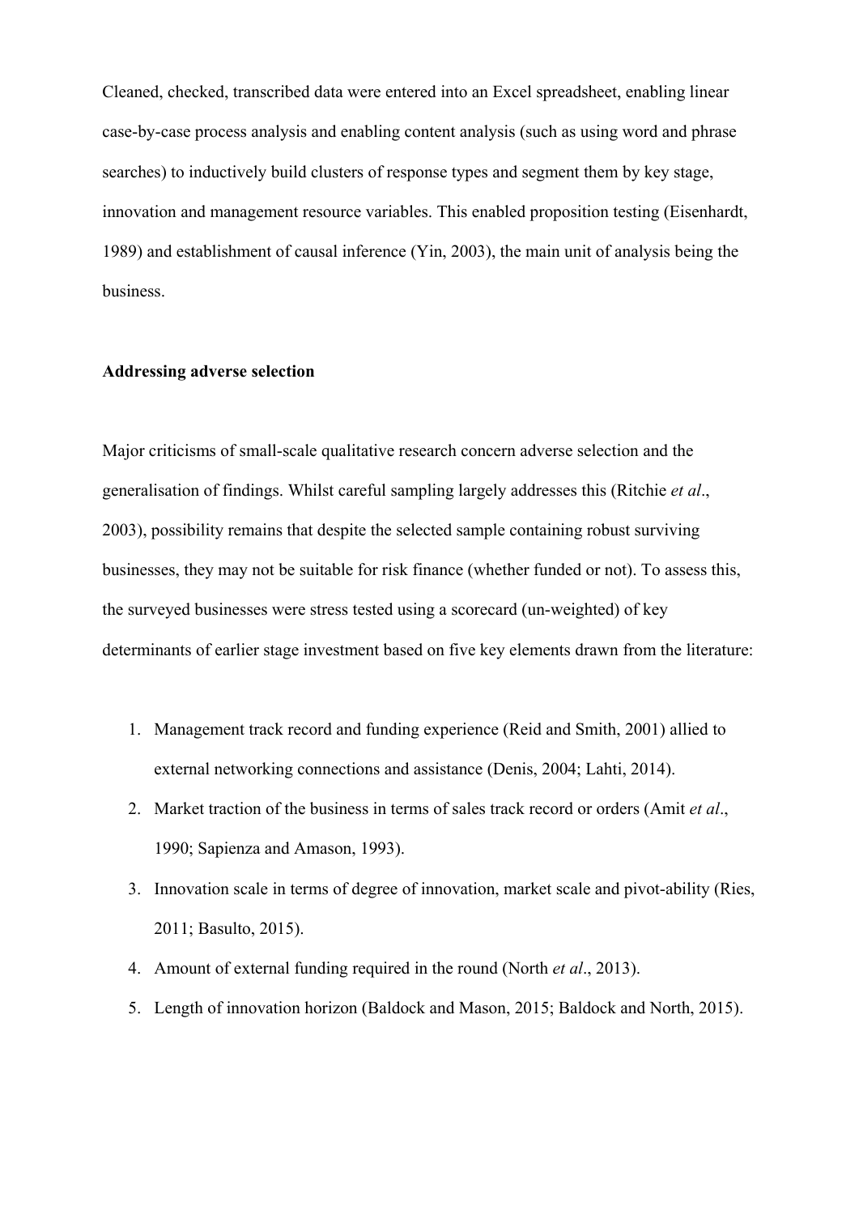Cleaned, checked, transcribed data were entered into an Excel spreadsheet, enabling linear case-by-case process analysis and enabling content analysis (such as using word and phrase searches) to inductively build clusters of response types and segment them by key stage, innovation and management resource variables. This enabled proposition testing (Eisenhardt, 1989) and establishment of causal inference (Yin, 2003), the main unit of analysis being the business.

**Addressing adverse selection**

Major criticisms of small-scale qualitative research concern adverse selection and the generalisation of findings. Whilst careful sampling largely addresses this (Ritchie *et al*., 2003), possibility remains that despite the selected sample containing robust surviving businesses, they may not be suitable for risk finance (whether funded or not). To assess this, the surveyed businesses were stress tested using a scorecard (un-weighted) of key determinants of earlier stage investment based on five key elements drawn from the literature:

1. Management track record and funding experience (Reid and Smith, 2001) allied to external networking connections and assistance (Denis, 2004; Lahti, 2014).
2. Market traction of the business in terms of sales track record or orders (Amit *et al*., 1990; Sapienza and Amason, 1993).
3. Innovation scale in terms of degree of innovation, market scale and pivot-ability (Ries, 2011; Basulto, 2015).
4. Amount of external funding required in the round (North *et al*., 2013).
5. Length of innovation horizon (Baldock and Mason, 2015; Baldock and North, 2015).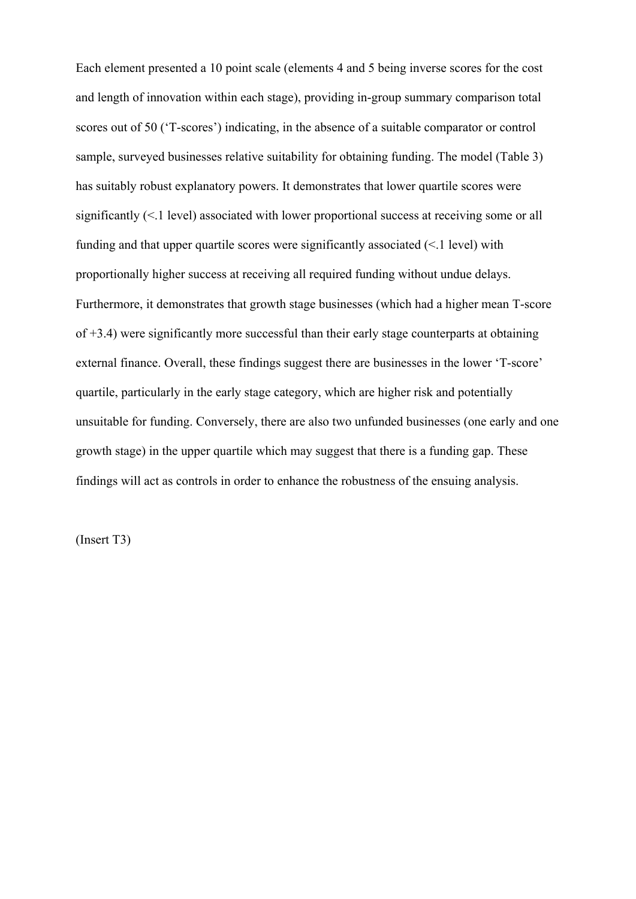Each element presented a 10 point scale (elements 4 and 5 being inverse scores for the cost and length of innovation within each stage), providing in-group summary comparison total scores out of 50 ('T-scores') indicating, in the absence of a suitable comparator or control sample, surveyed businesses relative suitability for obtaining funding. The model (Table 3) has suitably robust explanatory powers. It demonstrates that lower quartile scores were significantly (<.1 level) associated with lower proportional success at receiving some or all funding and that upper quartile scores were significantly associated (<.1 level) with proportionally higher success at receiving all required funding without undue delays. Furthermore, it demonstrates that growth stage businesses (which had a higher mean T-score of +3.4) were significantly more successful than their early stage counterparts at obtaining external finance. Overall, these findings suggest there are businesses in the lower 'T-score' quartile, particularly in the early stage category, which are higher risk and potentially unsuitable for funding. Conversely, there are also two unfunded businesses (one early and one growth stage) in the upper quartile which may suggest that there is a funding gap. These findings will act as controls in order to enhance the robustness of the ensuing analysis.

(Insert T3)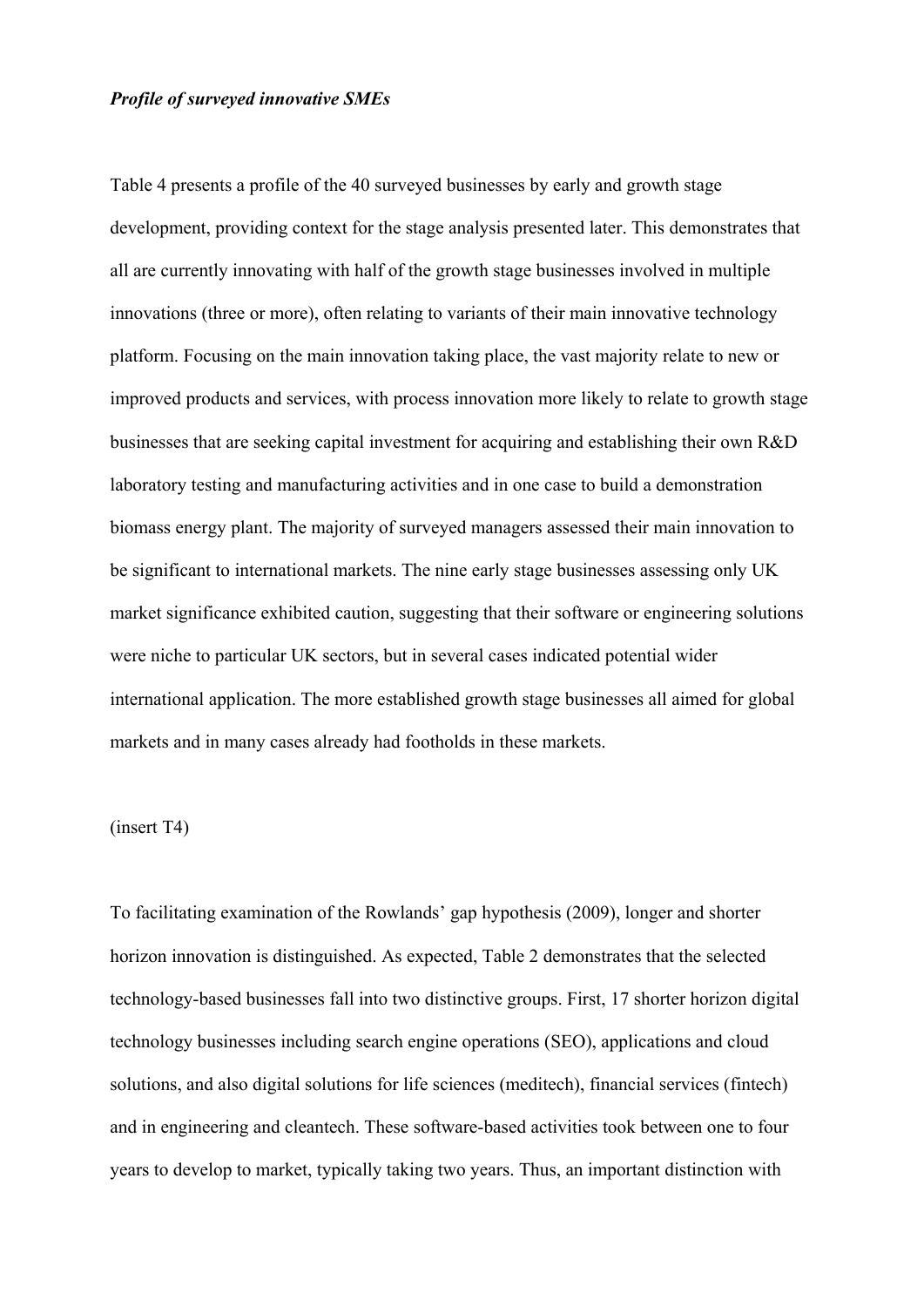***Profile of surveyed innovative SMEs***

Table 4 presents a profile of the 40 surveyed businesses by early and growth stage development, providing context for the stage analysis presented later. This demonstrates that all are currently innovating with half of the growth stage businesses involved in multiple innovations (three or more), often relating to variants of their main innovative technology platform. Focusing on the main innovation taking place, the vast majority relate to new or improved products and services, with process innovation more likely to relate to growth stage businesses that are seeking capital investment for acquiring and establishing their own R&D laboratory testing and manufacturing activities and in one case to build a demonstration biomass energy plant. The majority of surveyed managers assessed their main innovation to be significant to international markets. The nine early stage businesses assessing only UK market significance exhibited caution, suggesting that their software or engineering solutions were niche to particular UK sectors, but in several cases indicated potential wider international application. The more established growth stage businesses all aimed for global markets and in many cases already had footholds in these markets.

(insert T4)

To facilitating examination of the Rowlands' gap hypothesis (2009), longer and shorter horizon innovation is distinguished. As expected, Table 2 demonstrates that the selected technology-based businesses fall into two distinctive groups. First, 17 shorter horizon digital technology businesses including search engine operations (SEO), applications and cloud solutions, and also digital solutions for life sciences (meditech), financial services (fintech) and in engineering and cleantech. These software-based activities took between one to four years to develop to market, typically taking two years. Thus, an important distinction with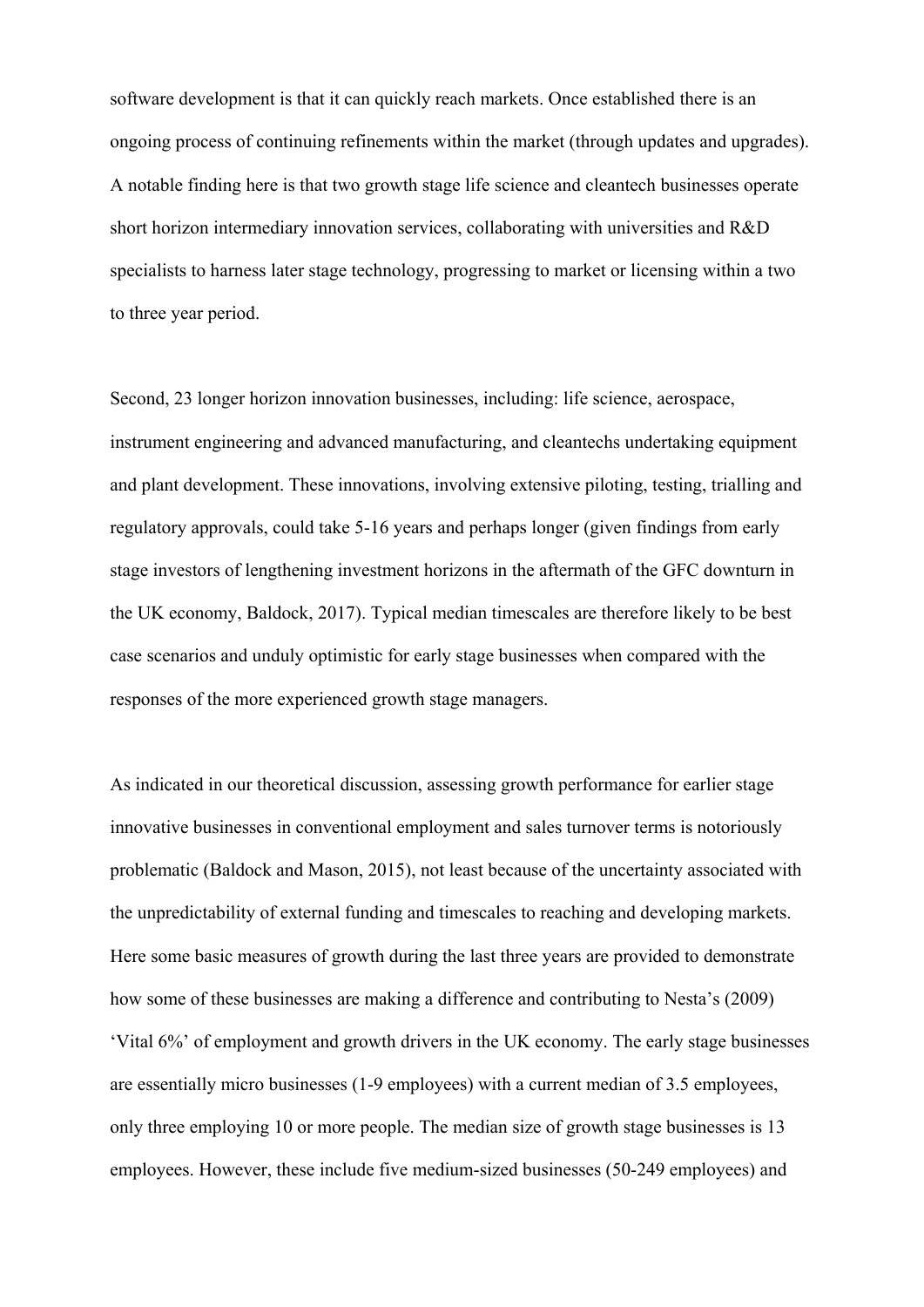software development is that it can quickly reach markets. Once established there is an ongoing process of continuing refinements within the market (through updates and upgrades). A notable finding here is that two growth stage life science and cleantech businesses operate short horizon intermediary innovation services, collaborating with universities and R&D specialists to harness later stage technology, progressing to market or licensing within a two to three year period.

Second, 23 longer horizon innovation businesses, including: life science, aerospace, instrument engineering and advanced manufacturing, and cleantechs undertaking equipment and plant development. These innovations, involving extensive piloting, testing, trialling and regulatory approvals, could take 5-16 years and perhaps longer (given findings from early stage investors of lengthening investment horizons in the aftermath of the GFC downturn in the UK economy, Baldock, 2017). Typical median timescales are therefore likely to be best case scenarios and unduly optimistic for early stage businesses when compared with the responses of the more experienced growth stage managers.

As indicated in our theoretical discussion, assessing growth performance for earlier stage innovative businesses in conventional employment and sales turnover terms is notoriously problematic (Baldock and Mason, 2015), not least because of the uncertainty associated with the unpredictability of external funding and timescales to reaching and developing markets. Here some basic measures of growth during the last three years are provided to demonstrate how some of these businesses are making a difference and contributing to Nesta's (2009) 'Vital 6%' of employment and growth drivers in the UK economy. The early stage businesses are essentially micro businesses (1-9 employees) with a current median of 3.5 employees, only three employing 10 or more people. The median size of growth stage businesses is 13 employees. However, these include five medium-sized businesses (50-249 employees) and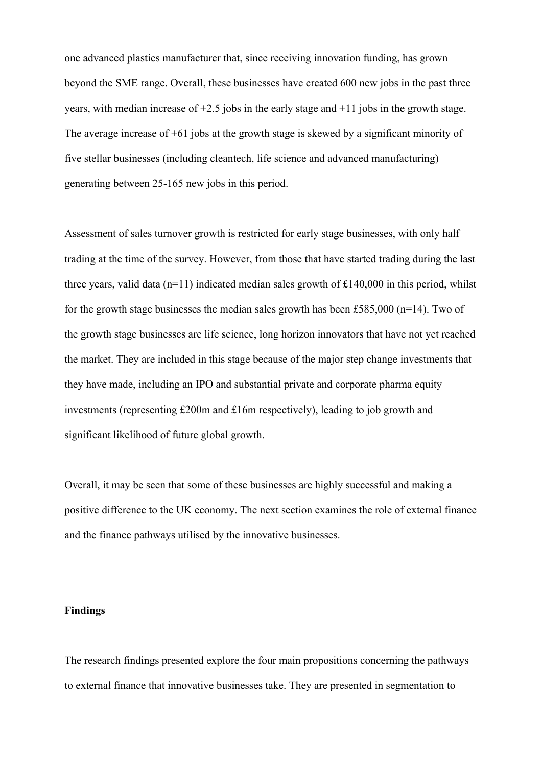one advanced plastics manufacturer that, since receiving innovation funding, has grown beyond the SME range. Overall, these businesses have created 600 new jobs in the past three years, with median increase of +2.5 jobs in the early stage and +11 jobs in the growth stage. The average increase of +61 jobs at the growth stage is skewed by a significant minority of five stellar businesses (including cleantech, life science and advanced manufacturing) generating between 25-165 new jobs in this period.

Assessment of sales turnover growth is restricted for early stage businesses, with only half trading at the time of the survey. However, from those that have started trading during the last three years, valid data (n=11) indicated median sales growth of £140,000 in this period, whilst for the growth stage businesses the median sales growth has been £585,000 (n=14). Two of the growth stage businesses are life science, long horizon innovators that have not yet reached the market. They are included in this stage because of the major step change investments that they have made, including an IPO and substantial private and corporate pharma equity investments (representing £200m and £16m respectively), leading to job growth and significant likelihood of future global growth.

Overall, it may be seen that some of these businesses are highly successful and making a positive difference to the UK economy. The next section examines the role of external finance and the finance pathways utilised by the innovative businesses.

**Findings**

The research findings presented explore the four main propositions concerning the pathways to external finance that innovative businesses take. They are presented in segmentation to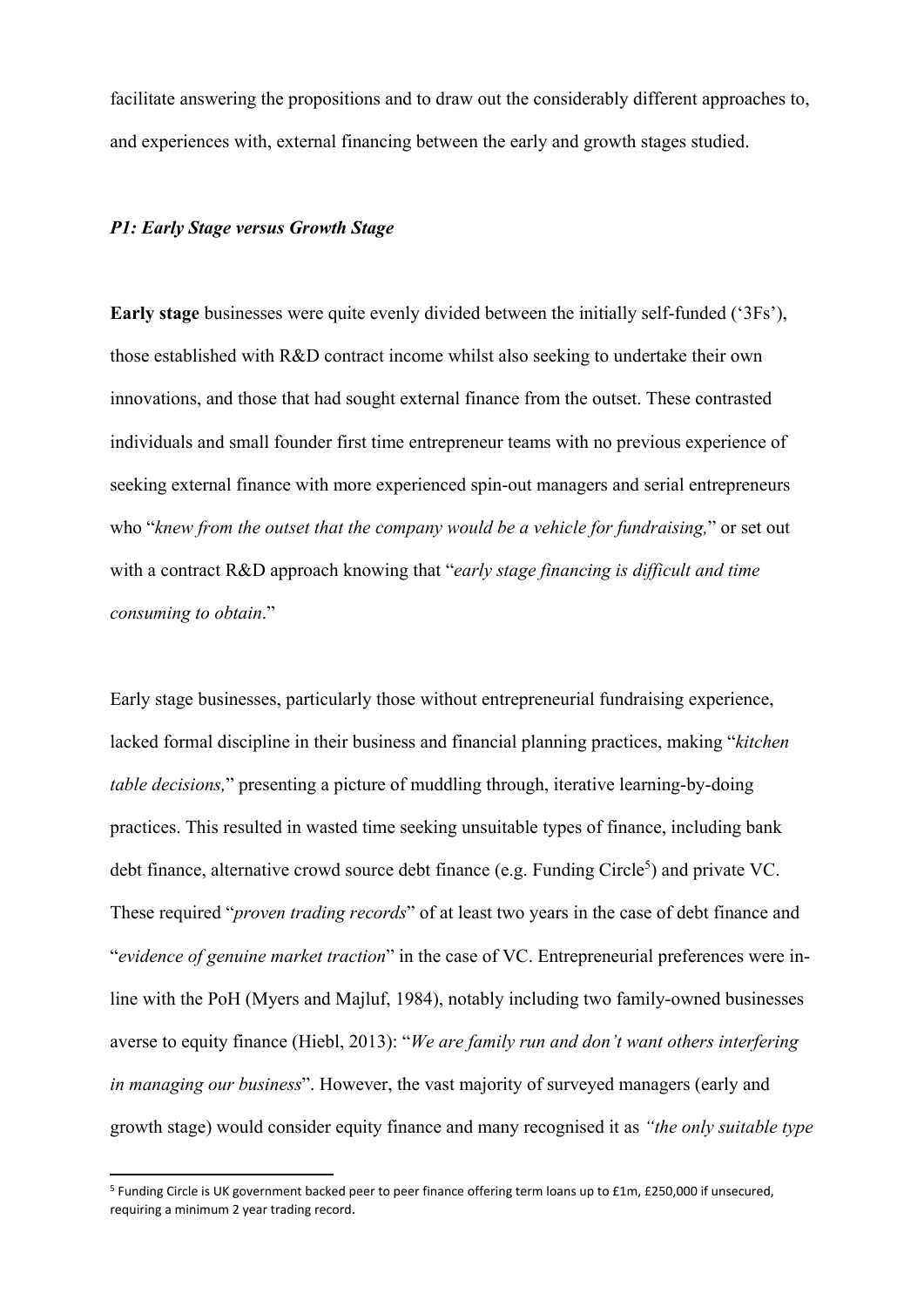facilitate answering the propositions and to draw out the considerably different approaches to, and experiences with, external financing between the early and growth stages studied.

### *P1: Early Stage versus Growth Stage*

**Early stage** businesses were quite evenly divided between the initially self-funded ('3Fs'), those established with R&D contract income whilst also seeking to undertake their own innovations, and those that had sought external finance from the outset. These contrasted individuals and small founder first time entrepreneur teams with no previous experience of seeking external finance with more experienced spin-out managers and serial entrepreneurs who "*knew from the outset that the company would be a vehicle for fundraising,*" or set out with a contract R&D approach knowing that "*early stage financing is difficult and time consuming to obtain*."

Early stage businesses, particularly those without entrepreneurial fundraising experience, lacked formal discipline in their business and financial planning practices, making "*kitchen table decisions,*" presenting a picture of muddling through, iterative learning-by-doing practices. This resulted in wasted time seeking unsuitable types of finance, including bank debt finance, alternative crowd source debt finance (e.g. Funding Circle[5]) and private VC. These required "*proven trading records*" of at least two years in the case of debt finance and "*evidence of genuine market traction*" in the case of VC. Entrepreneurial preferences were in-line with the PoH (Myers and Majluf, 1984), notably including two family-owned businesses averse to equity finance (Hiebl, 2013): "*We are family run and don't want others interfering in managing our business*". However, the vast majority of surveyed managers (early and growth stage) would consider equity finance and many recognised it as *"the only suitable type*

[5] Funding Circle is UK government backed peer to peer finance offering term loans up to £1m, £250,000 if unsecured, requiring a minimum 2 year trading record.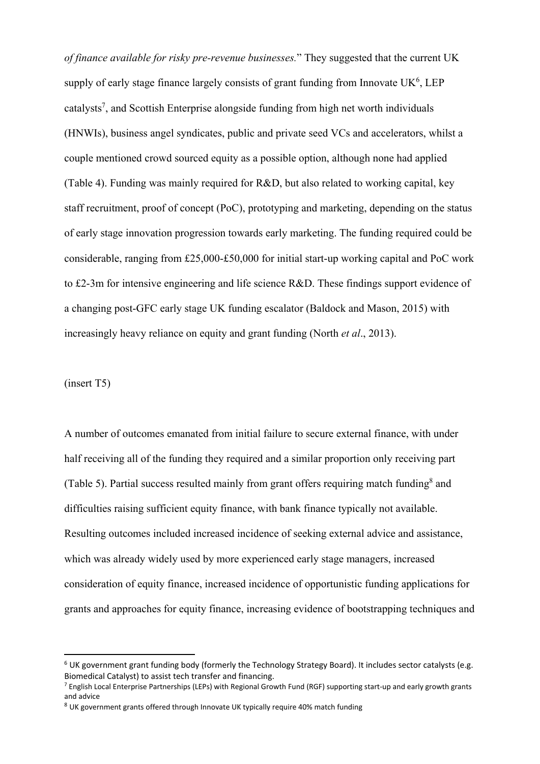*of finance available for risky pre-revenue businesses.*" They suggested that the current UK supply of early stage finance largely consists of grant funding from Innovate UK[6], LEP catalysts[7], and Scottish Enterprise alongside funding from high net worth individuals (HNWIs), business angel syndicates, public and private seed VCs and accelerators, whilst a couple mentioned crowd sourced equity as a possible option, although none had applied (Table 4). Funding was mainly required for R&D, but also related to working capital, key staff recruitment, proof of concept (PoC), prototyping and marketing, depending on the status of early stage innovation progression towards early marketing. The funding required could be considerable, ranging from £25,000-£50,000 for initial start-up working capital and PoC work to £2-3m for intensive engineering and life science R&D. These findings support evidence of a changing post-GFC early stage UK funding escalator (Baldock and Mason, 2015) with increasingly heavy reliance on equity and grant funding (North *et al*., 2013).

(insert T5)

A number of outcomes emanated from initial failure to secure external finance, with under half receiving all of the funding they required and a similar proportion only receiving part (Table 5). Partial success resulted mainly from grant offers requiring match funding[8] and difficulties raising sufficient equity finance, with bank finance typically not available. Resulting outcomes included increased incidence of seeking external advice and assistance, which was already widely used by more experienced early stage managers, increased consideration of equity finance, increased incidence of opportunistic funding applications for grants and approaches for equity finance, increasing evidence of bootstrapping techniques and

[6] UK government grant funding body (formerly the Technology Strategy Board). It includes sector catalysts (e.g. Biomedical Catalyst) to assist tech transfer and financing.

[7] English Local Enterprise Partnerships (LEPs) with Regional Growth Fund (RGF) supporting start-up and early growth grants and advice

[8] UK government grants offered through Innovate UK typically require 40% match funding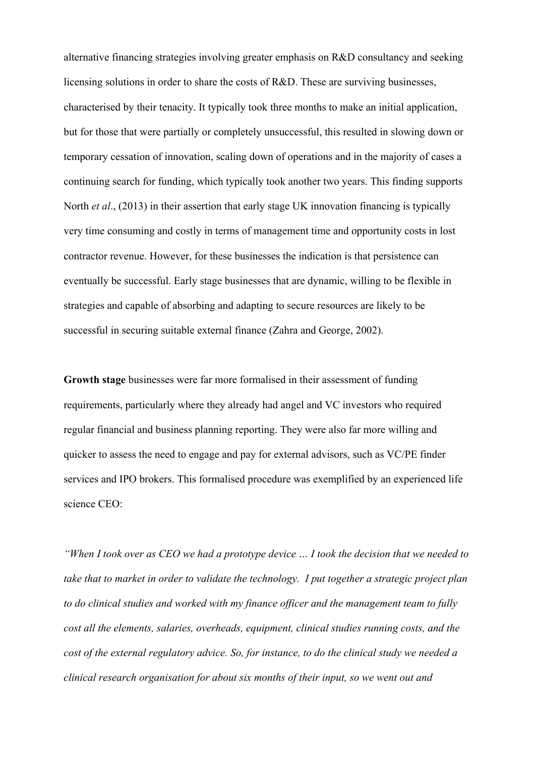alternative financing strategies involving greater emphasis on R&D consultancy and seeking licensing solutions in order to share the costs of R&D. These are surviving businesses, characterised by their tenacity. It typically took three months to make an initial application, but for those that were partially or completely unsuccessful, this resulted in slowing down or temporary cessation of innovation, scaling down of operations and in the majority of cases a continuing search for funding, which typically took another two years. This finding supports North *et al*., (2013) in their assertion that early stage UK innovation financing is typically very time consuming and costly in terms of management time and opportunity costs in lost contractor revenue. However, for these businesses the indication is that persistence can eventually be successful. Early stage businesses that are dynamic, willing to be flexible in strategies and capable of absorbing and adapting to secure resources are likely to be successful in securing suitable external finance (Zahra and George, 2002).

**Growth stage** businesses were far more formalised in their assessment of funding requirements, particularly where they already had angel and VC investors who required regular financial and business planning reporting. They were also far more willing and quicker to assess the need to engage and pay for external advisors, such as VC/PE finder services and IPO brokers. This formalised procedure was exemplified by an experienced life science CEO:

*"When I took over as CEO we had a prototype device … I took the decision that we needed to take that to market in order to validate the technology. I put together a strategic project plan to do clinical studies and worked with my finance officer and the management team to fully cost all the elements, salaries, overheads, equipment, clinical studies running costs, and the cost of the external regulatory advice. So, for instance, to do the clinical study we needed a clinical research organisation for about six months of their input, so we went out and*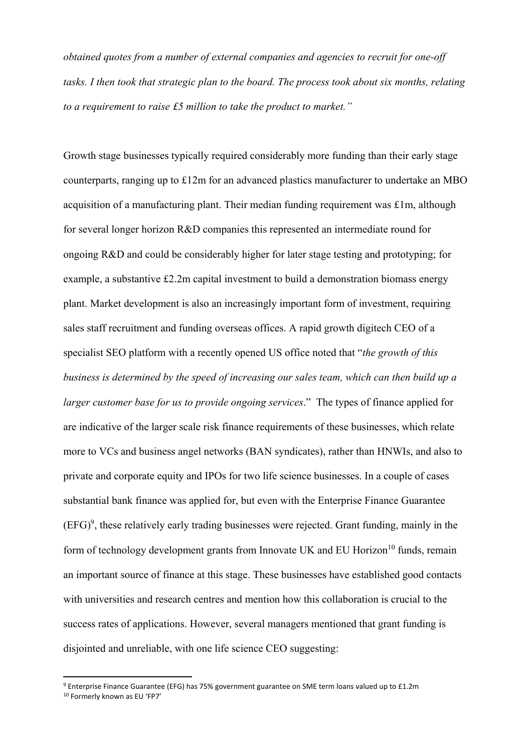*obtained quotes from a number of external companies and agencies to recruit for one-off tasks. I then took that strategic plan to the board. The process took about six months, relating to a requirement to raise £5 million to take the product to market."*

Growth stage businesses typically required considerably more funding than their early stage counterparts, ranging up to £12m for an advanced plastics manufacturer to undertake an MBO acquisition of a manufacturing plant. Their median funding requirement was £1m, although for several longer horizon R&D companies this represented an intermediate round for ongoing R&D and could be considerably higher for later stage testing and prototyping; for example, a substantive £2.2m capital investment to build a demonstration biomass energy plant. Market development is also an increasingly important form of investment, requiring sales staff recruitment and funding overseas offices. A rapid growth digitech CEO of a specialist SEO platform with a recently opened US office noted that "*the growth of this business is determined by the speed of increasing our sales team, which can then build up a larger customer base for us to provide ongoing services*." The types of finance applied for are indicative of the larger scale risk finance requirements of these businesses, which relate more to VCs and business angel networks (BAN syndicates), rather than HNWIs, and also to private and corporate equity and IPOs for two life science businesses. In a couple of cases substantial bank finance was applied for, but even with the Enterprise Finance Guarantee (EFG)[9], these relatively early trading businesses were rejected. Grant funding, mainly in the form of technology development grants from Innovate UK and EU Horizon[10] funds, remain an important source of finance at this stage. These businesses have established good contacts with universities and research centres and mention how this collaboration is crucial to the success rates of applications. However, several managers mentioned that grant funding is disjointed and unreliable, with one life science CEO suggesting:

[9] Enterprise Finance Guarantee (EFG) has 75% government guarantee on SME term loans valued up to £1.2m

[10] Formerly known as EU 'FP7'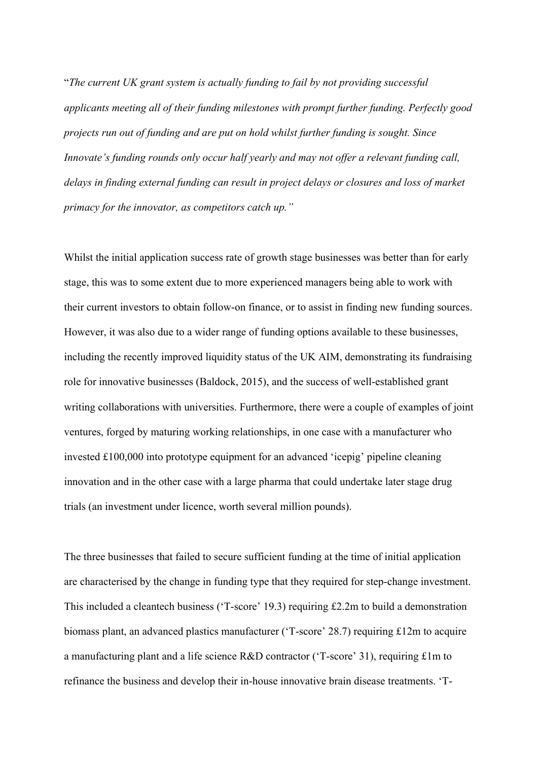"*The current UK grant system is actually funding to fail by not providing successful applicants meeting all of their funding milestones with prompt further funding. Perfectly good projects run out of funding and are put on hold whilst further funding is sought. Since Innovate's funding rounds only occur half yearly and may not offer a relevant funding call, delays in finding external funding can result in project delays or closures and loss of market primacy for the innovator, as competitors catch up.*"

Whilst the initial application success rate of growth stage businesses was better than for early stage, this was to some extent due to more experienced managers being able to work with their current investors to obtain follow-on finance, or to assist in finding new funding sources. However, it was also due to a wider range of funding options available to these businesses, including the recently improved liquidity status of the UK AIM, demonstrating its fundraising role for innovative businesses (Baldock, 2015), and the success of well-established grant writing collaborations with universities. Furthermore, there were a couple of examples of joint ventures, forged by maturing working relationships, in one case with a manufacturer who invested £100,000 into prototype equipment for an advanced 'icepig' pipeline cleaning innovation and in the other case with a large pharma that could undertake later stage drug trials (an investment under licence, worth several million pounds).

The three businesses that failed to secure sufficient funding at the time of initial application are characterised by the change in funding type that they required for step-change investment. This included a cleantech business ('T-score' 19.3) requiring £2.2m to build a demonstration biomass plant, an advanced plastics manufacturer ('T-score' 28.7) requiring £12m to acquire a manufacturing plant and a life science R&D contractor ('T-score' 31), requiring £1m to refinance the business and develop their in-house innovative brain disease treatments. 'T-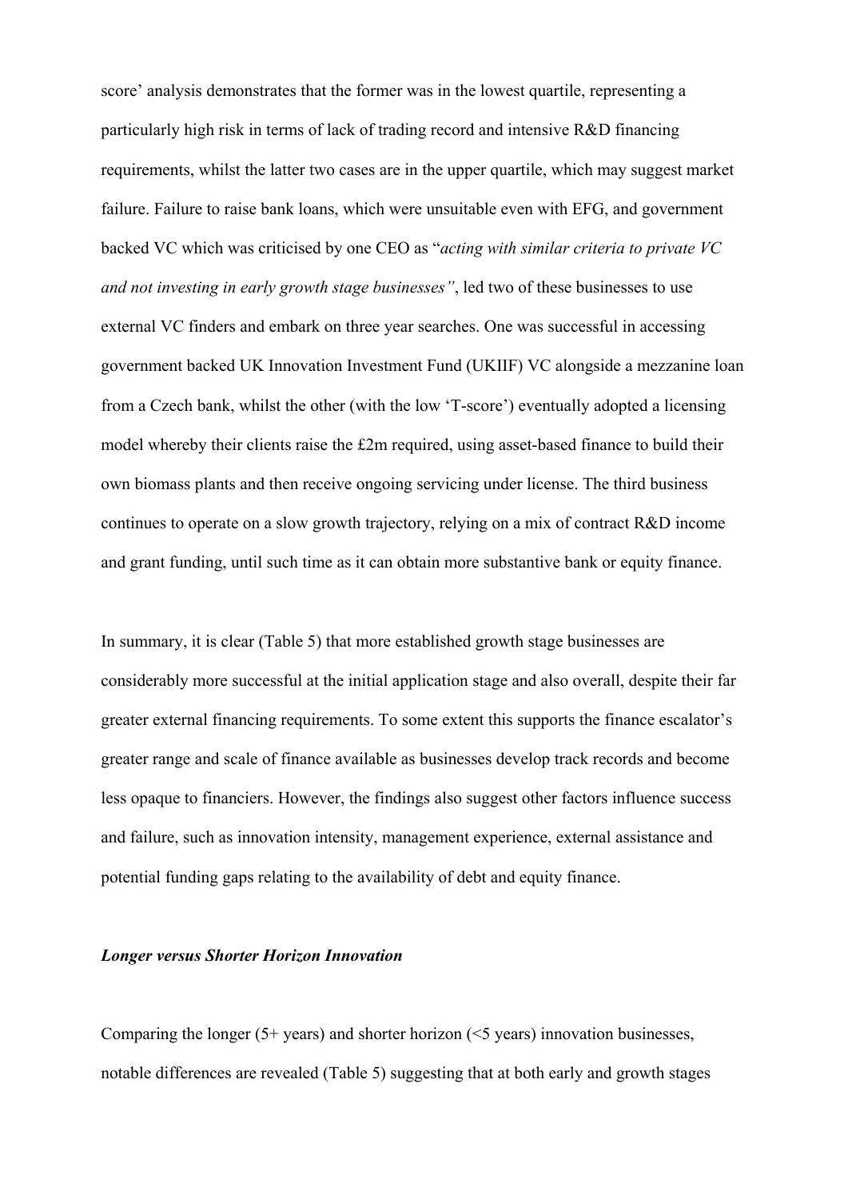score' analysis demonstrates that the former was in the lowest quartile, representing a particularly high risk in terms of lack of trading record and intensive R&D financing requirements, whilst the latter two cases are in the upper quartile, which may suggest market failure. Failure to raise bank loans, which were unsuitable even with EFG, and government backed VC which was criticised by one CEO as "*acting with similar criteria to private VC and not investing in early growth stage businesses"*, led two of these businesses to use external VC finders and embark on three year searches. One was successful in accessing government backed UK Innovation Investment Fund (UKIIF) VC alongside a mezzanine loan from a Czech bank, whilst the other (with the low 'T-score') eventually adopted a licensing model whereby their clients raise the £2m required, using asset-based finance to build their own biomass plants and then receive ongoing servicing under license. The third business continues to operate on a slow growth trajectory, relying on a mix of contract R&D income and grant funding, until such time as it can obtain more substantive bank or equity finance.

In summary, it is clear (Table 5) that more established growth stage businesses are considerably more successful at the initial application stage and also overall, despite their far greater external financing requirements. To some extent this supports the finance escalator's greater range and scale of finance available as businesses develop track records and become less opaque to financiers. However, the findings also suggest other factors influence success and failure, such as innovation intensity, management experience, external assistance and potential funding gaps relating to the availability of debt and equity finance.

***Longer versus Shorter Horizon Innovation***

Comparing the longer (5+ years) and shorter horizon (<5 years) innovation businesses, notable differences are revealed (Table 5) suggesting that at both early and growth stages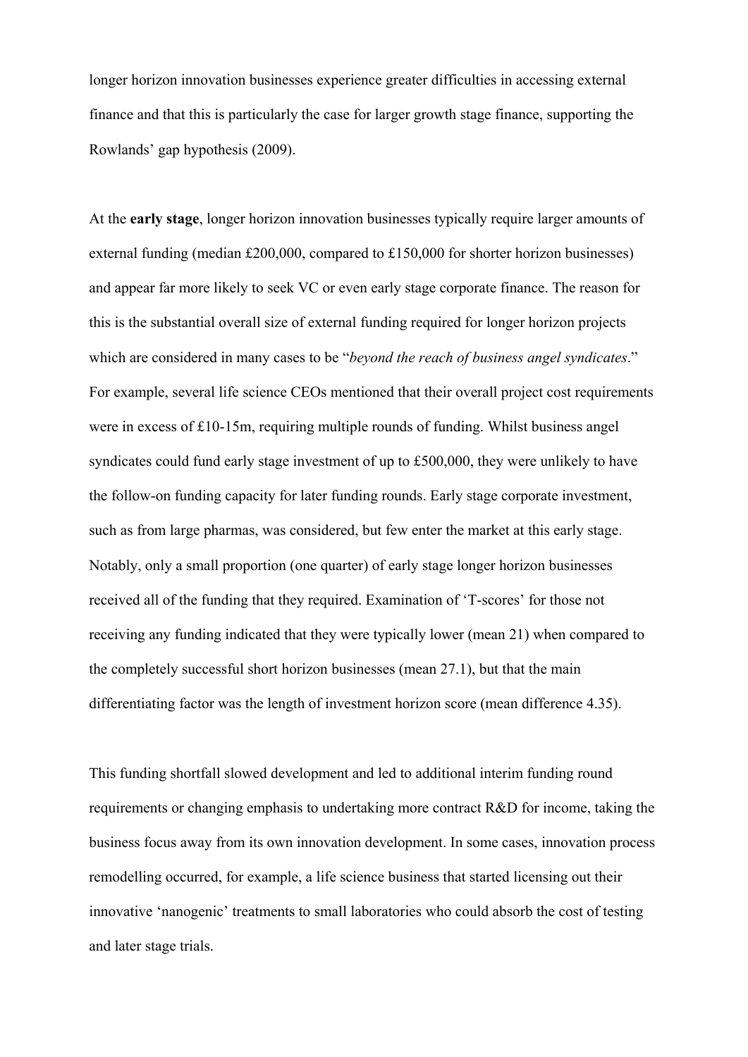longer horizon innovation businesses experience greater difficulties in accessing external finance and that this is particularly the case for larger growth stage finance, supporting the Rowlands' gap hypothesis (2009).

At the **early stage**, longer horizon innovation businesses typically require larger amounts of external funding (median £200,000, compared to £150,000 for shorter horizon businesses) and appear far more likely to seek VC or even early stage corporate finance. The reason for this is the substantial overall size of external funding required for longer horizon projects which are considered in many cases to be "*beyond the reach of business angel syndicates*." For example, several life science CEOs mentioned that their overall project cost requirements were in excess of £10-15m, requiring multiple rounds of funding. Whilst business angel syndicates could fund early stage investment of up to £500,000, they were unlikely to have the follow-on funding capacity for later funding rounds. Early stage corporate investment, such as from large pharmas, was considered, but few enter the market at this early stage. Notably, only a small proportion (one quarter) of early stage longer horizon businesses received all of the funding that they required. Examination of 'T-scores' for those not receiving any funding indicated that they were typically lower (mean 21) when compared to the completely successful short horizon businesses (mean 27.1), but that the main differentiating factor was the length of investment horizon score (mean difference 4.35).

This funding shortfall slowed development and led to additional interim funding round requirements or changing emphasis to undertaking more contract R&D for income, taking the business focus away from its own innovation development. In some cases, innovation process remodelling occurred, for example, a life science business that started licensing out their innovative 'nanogenic' treatments to small laboratories who could absorb the cost of testing and later stage trials.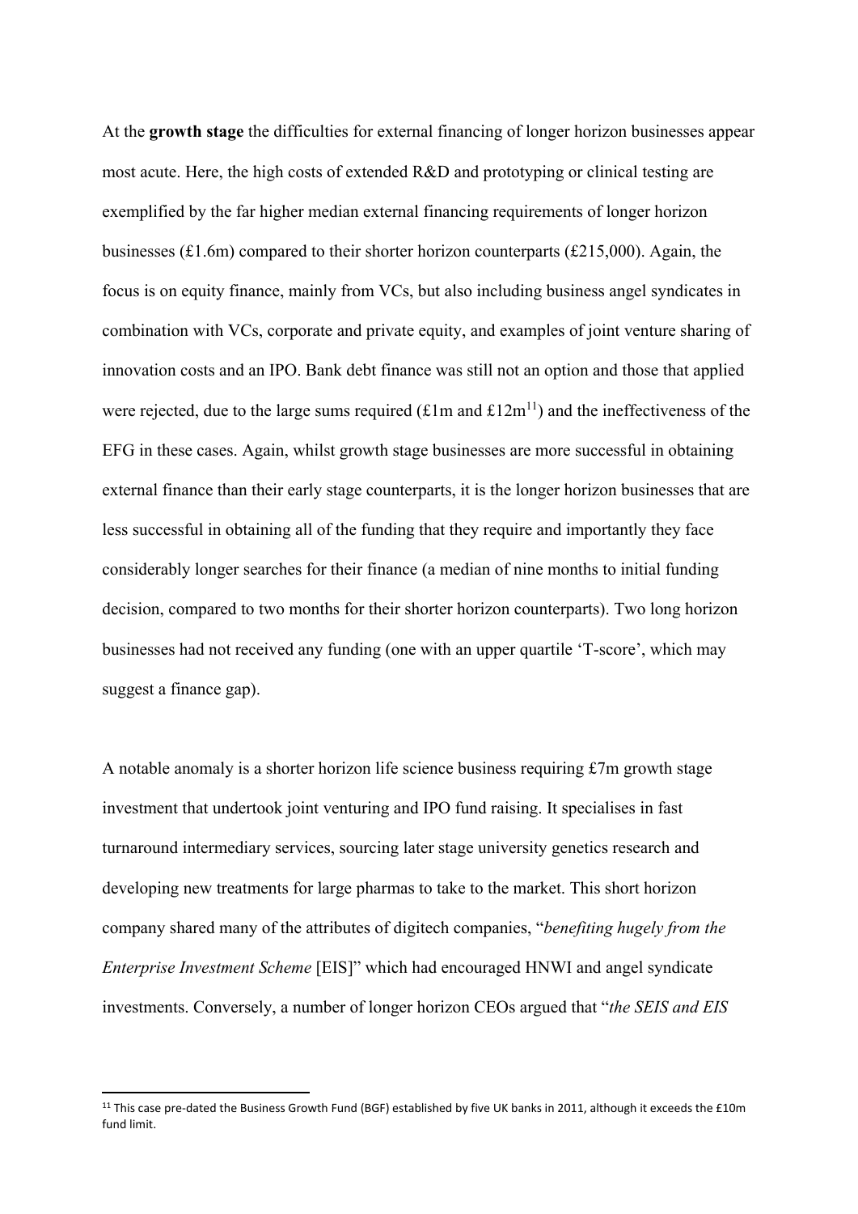At the **growth stage** the difficulties for external financing of longer horizon businesses appear most acute. Here, the high costs of extended R&D and prototyping or clinical testing are exemplified by the far higher median external financing requirements of longer horizon businesses (£1.6m) compared to their shorter horizon counterparts (£215,000). Again, the focus is on equity finance, mainly from VCs, but also including business angel syndicates in combination with VCs, corporate and private equity, and examples of joint venture sharing of innovation costs and an IPO. Bank debt finance was still not an option and those that applied were rejected, due to the large sums required (£1m and £12m[11]) and the ineffectiveness of the EFG in these cases. Again, whilst growth stage businesses are more successful in obtaining external finance than their early stage counterparts, it is the longer horizon businesses that are less successful in obtaining all of the funding that they require and importantly they face considerably longer searches for their finance (a median of nine months to initial funding decision, compared to two months for their shorter horizon counterparts). Two long horizon businesses had not received any funding (one with an upper quartile 'T-score', which may suggest a finance gap).

A notable anomaly is a shorter horizon life science business requiring £7m growth stage investment that undertook joint venturing and IPO fund raising. It specialises in fast turnaround intermediary services, sourcing later stage university genetics research and developing new treatments for large pharmas to take to the market. This short horizon company shared many of the attributes of digitech companies, "*benefiting hugely from the Enterprise Investment Scheme* [EIS]" which had encouraged HNWI and angel syndicate investments. Conversely, a number of longer horizon CEOs argued that "*the SEIS and EIS*

[11] This case pre-dated the Business Growth Fund (BGF) established by five UK banks in 2011, although it exceeds the £10m fund limit.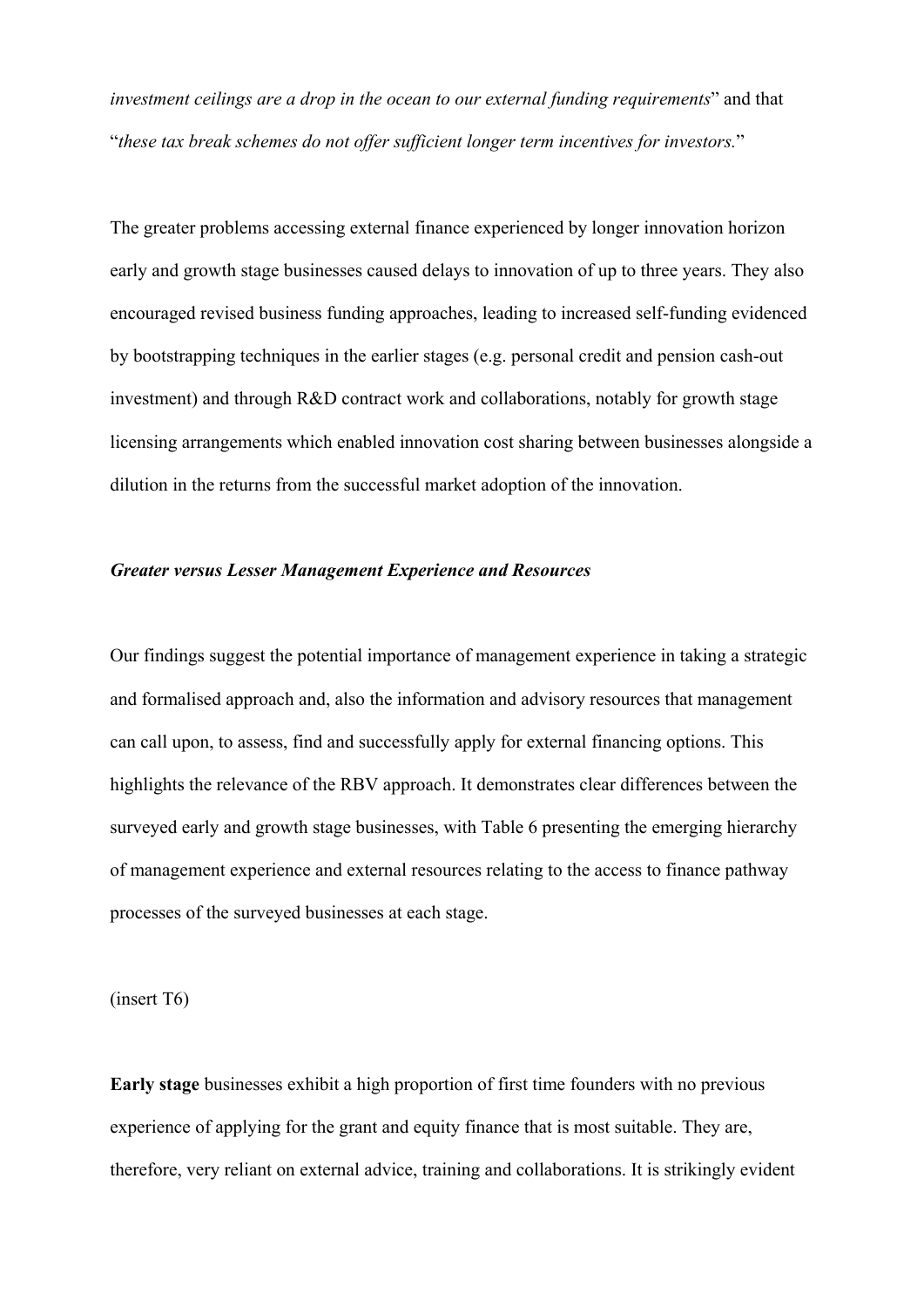*investment ceilings are a drop in the ocean to our external funding requirements*" and that "*these tax break schemes do not offer sufficient longer term incentives for investors.*"

The greater problems accessing external finance experienced by longer innovation horizon early and growth stage businesses caused delays to innovation of up to three years. They also encouraged revised business funding approaches, leading to increased self-funding evidenced by bootstrapping techniques in the earlier stages (e.g. personal credit and pension cash-out investment) and through R&D contract work and collaborations, notably for growth stage licensing arrangements which enabled innovation cost sharing between businesses alongside a dilution in the returns from the successful market adoption of the innovation.

***Greater versus Lesser Management Experience and Resources***

Our findings suggest the potential importance of management experience in taking a strategic and formalised approach and, also the information and advisory resources that management can call upon, to assess, find and successfully apply for external financing options. This highlights the relevance of the RBV approach. It demonstrates clear differences between the surveyed early and growth stage businesses, with Table 6 presenting the emerging hierarchy of management experience and external resources relating to the access to finance pathway processes of the surveyed businesses at each stage.

(insert T6)

**Early stage** businesses exhibit a high proportion of first time founders with no previous experience of applying for the grant and equity finance that is most suitable. They are, therefore, very reliant on external advice, training and collaborations. It is strikingly evident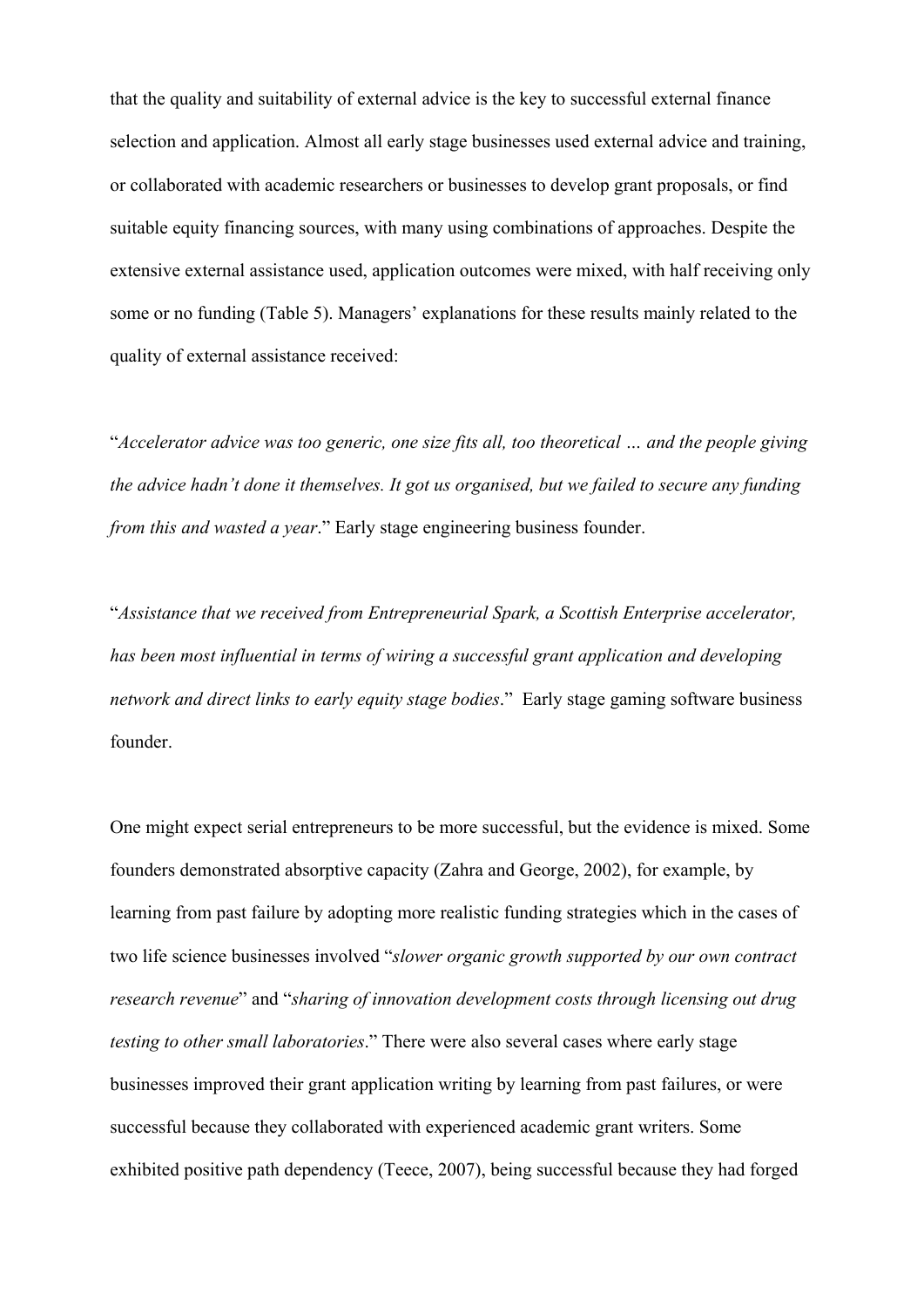that the quality and suitability of external advice is the key to successful external finance selection and application. Almost all early stage businesses used external advice and training, or collaborated with academic researchers or businesses to develop grant proposals, or find suitable equity financing sources, with many using combinations of approaches. Despite the extensive external assistance used, application outcomes were mixed, with half receiving only some or no funding (Table 5). Managers' explanations for these results mainly related to the quality of external assistance received:

"*Accelerator advice was too generic, one size fits all, too theoretical … and the people giving the advice hadn't done it themselves. It got us organised, but we failed to secure any funding from this and wasted a year*." Early stage engineering business founder.

"*Assistance that we received from Entrepreneurial Spark, a Scottish Enterprise accelerator, has been most influential in terms of wiring a successful grant application and developing network and direct links to early equity stage bodies*." Early stage gaming software business founder.

One might expect serial entrepreneurs to be more successful, but the evidence is mixed. Some founders demonstrated absorptive capacity (Zahra and George, 2002), for example, by learning from past failure by adopting more realistic funding strategies which in the cases of two life science businesses involved "*slower organic growth supported by our own contract research revenue*" and "*sharing of innovation development costs through licensing out drug testing to other small laboratories*." There were also several cases where early stage businesses improved their grant application writing by learning from past failures, or were successful because they collaborated with experienced academic grant writers. Some exhibited positive path dependency (Teece, 2007), being successful because they had forged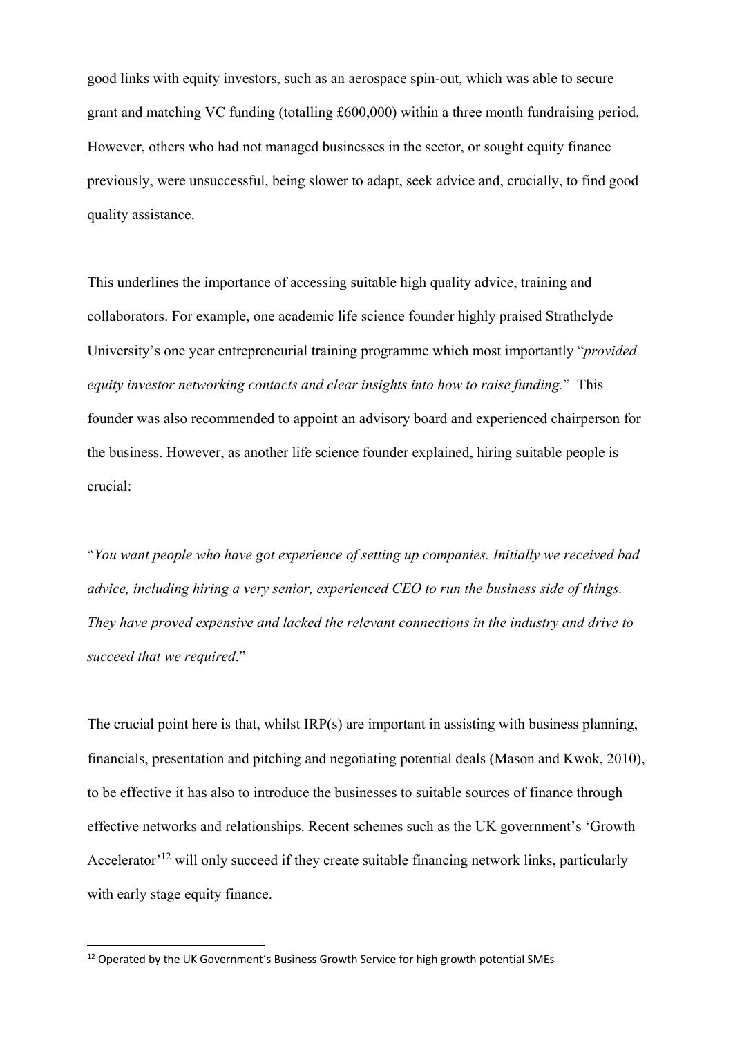good links with equity investors, such as an aerospace spin-out, which was able to secure grant and matching VC funding (totalling £600,000) within a three month fundraising period. However, others who had not managed businesses in the sector, or sought equity finance previously, were unsuccessful, being slower to adapt, seek advice and, crucially, to find good quality assistance.

This underlines the importance of accessing suitable high quality advice, training and collaborators. For example, one academic life science founder highly praised Strathclyde University's one year entrepreneurial training programme which most importantly "*provided equity investor networking contacts and clear insights into how to raise funding.*" This founder was also recommended to appoint an advisory board and experienced chairperson for the business. However, as another life science founder explained, hiring suitable people is crucial:

"*You want people who have got experience of setting up companies. Initially we received bad advice, including hiring a very senior, experienced CEO to run the business side of things. They have proved expensive and lacked the relevant connections in the industry and drive to succeed that we required*."

The crucial point here is that, whilst IRP(s) are important in assisting with business planning, financials, presentation and pitching and negotiating potential deals (Mason and Kwok, 2010), to be effective it has also to introduce the businesses to suitable sources of finance through effective networks and relationships. Recent schemes such as the UK government's 'Growth Accelerator'[12] will only succeed if they create suitable financing network links, particularly with early stage equity finance.

[12] Operated by the UK Government's Business Growth Service for high growth potential SMEs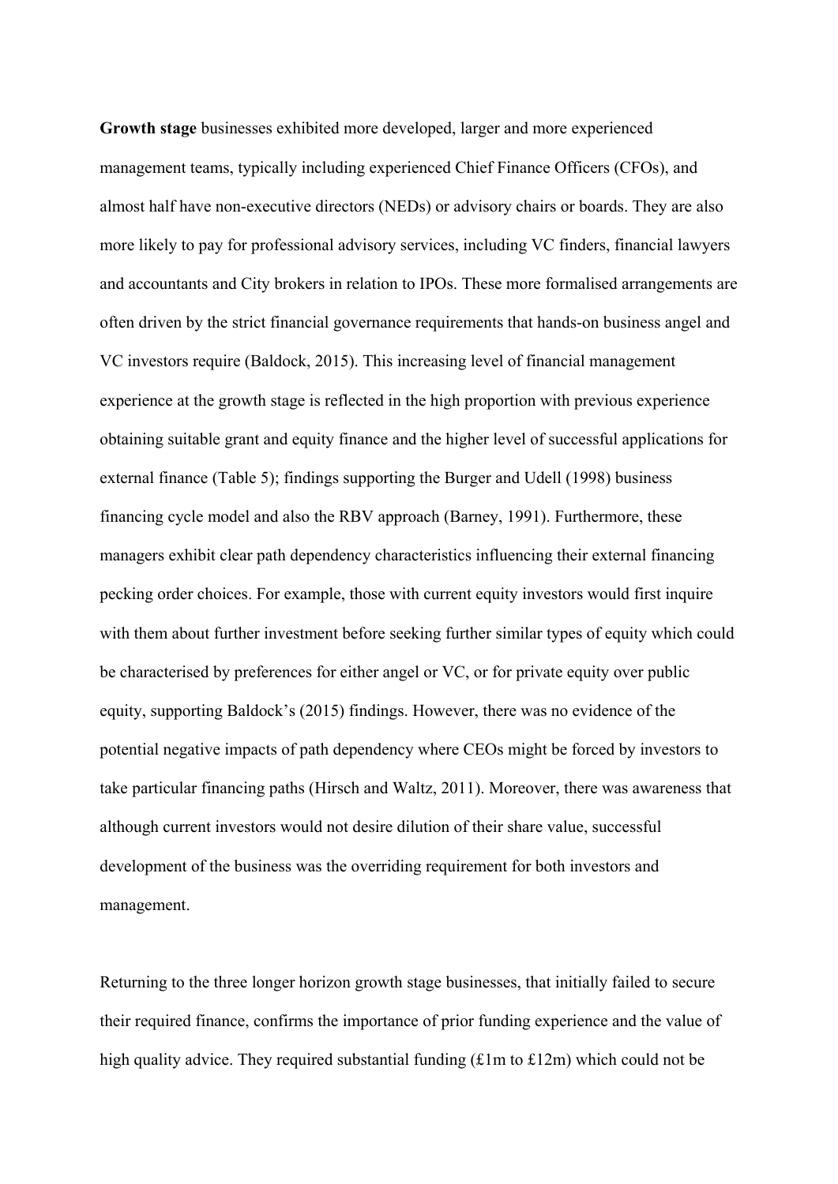**Growth stage** businesses exhibited more developed, larger and more experienced management teams, typically including experienced Chief Finance Officers (CFOs), and almost half have non-executive directors (NEDs) or advisory chairs or boards. They are also more likely to pay for professional advisory services, including VC finders, financial lawyers and accountants and City brokers in relation to IPOs. These more formalised arrangements are often driven by the strict financial governance requirements that hands-on business angel and VC investors require (Baldock, 2015). This increasing level of financial management experience at the growth stage is reflected in the high proportion with previous experience obtaining suitable grant and equity finance and the higher level of successful applications for external finance (Table 5); findings supporting the Burger and Udell (1998) business financing cycle model and also the RBV approach (Barney, 1991). Furthermore, these managers exhibit clear path dependency characteristics influencing their external financing pecking order choices. For example, those with current equity investors would first inquire with them about further investment before seeking further similar types of equity which could be characterised by preferences for either angel or VC, or for private equity over public equity, supporting Baldock's (2015) findings. However, there was no evidence of the potential negative impacts of path dependency where CEOs might be forced by investors to take particular financing paths (Hirsch and Waltz, 2011). Moreover, there was awareness that although current investors would not desire dilution of their share value, successful development of the business was the overriding requirement for both investors and management.

Returning to the three longer horizon growth stage businesses, that initially failed to secure their required finance, confirms the importance of prior funding experience and the value of high quality advice. They required substantial funding (£1m to £12m) which could not be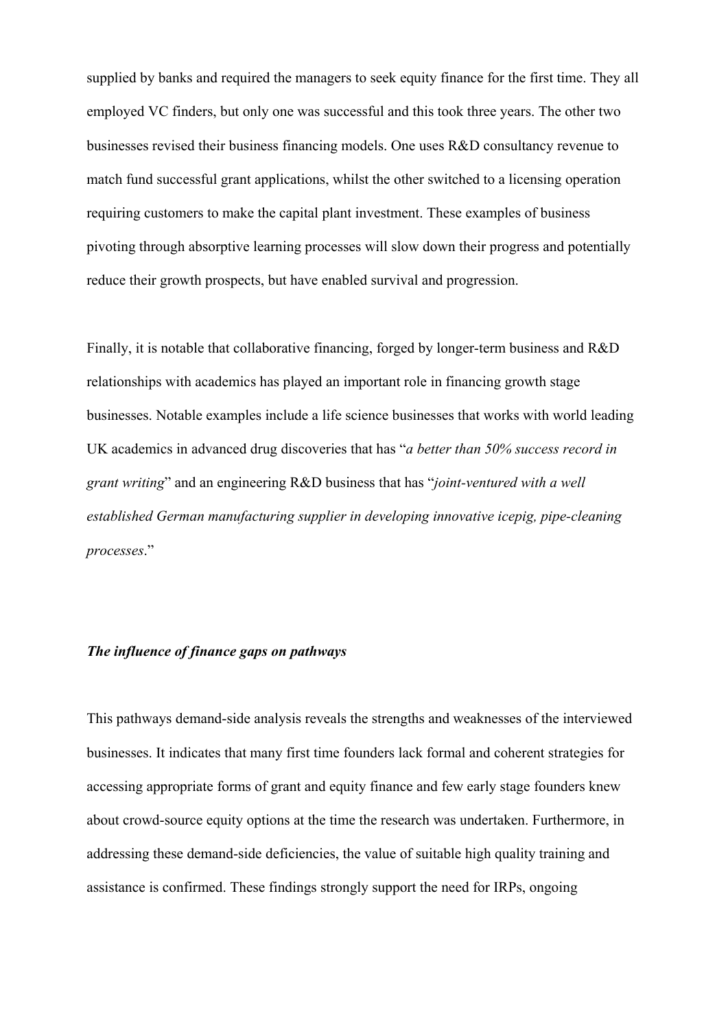supplied by banks and required the managers to seek equity finance for the first time. They all employed VC finders, but only one was successful and this took three years. The other two businesses revised their business financing models. One uses R&D consultancy revenue to match fund successful grant applications, whilst the other switched to a licensing operation requiring customers to make the capital plant investment. These examples of business pivoting through absorptive learning processes will slow down their progress and potentially reduce their growth prospects, but have enabled survival and progression.

Finally, it is notable that collaborative financing, forged by longer-term business and R&D relationships with academics has played an important role in financing growth stage businesses. Notable examples include a life science businesses that works with world leading UK academics in advanced drug discoveries that has "*a better than 50% success record in grant writing*" and an engineering R&D business that has "*joint-ventured with a well established German manufacturing supplier in developing innovative icepig, pipe-cleaning processes*."

### *The influence of finance gaps on pathways*

This pathways demand-side analysis reveals the strengths and weaknesses of the interviewed businesses. It indicates that many first time founders lack formal and coherent strategies for accessing appropriate forms of grant and equity finance and few early stage founders knew about crowd-source equity options at the time the research was undertaken. Furthermore, in addressing these demand-side deficiencies, the value of suitable high quality training and assistance is confirmed. These findings strongly support the need for IRPs, ongoing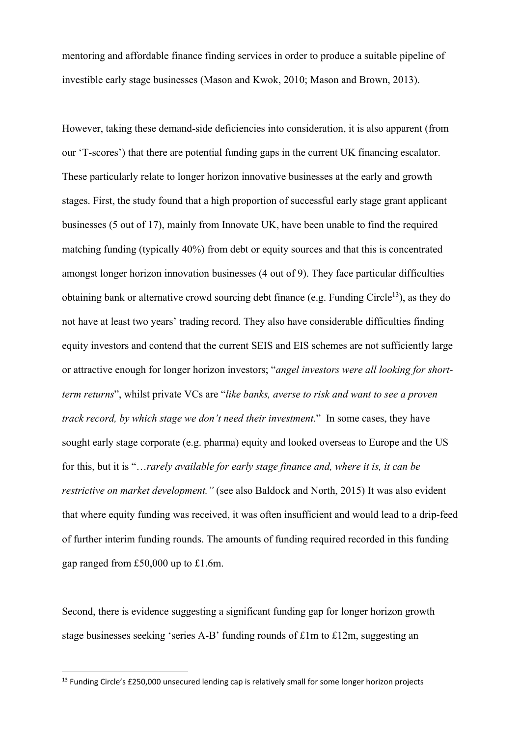mentoring and affordable finance finding services in order to produce a suitable pipeline of investible early stage businesses (Mason and Kwok, 2010; Mason and Brown, 2013).

However, taking these demand-side deficiencies into consideration, it is also apparent (from our 'T-scores') that there are potential funding gaps in the current UK financing escalator. These particularly relate to longer horizon innovative businesses at the early and growth stages. First, the study found that a high proportion of successful early stage grant applicant businesses (5 out of 17), mainly from Innovate UK, have been unable to find the required matching funding (typically 40%) from debt or equity sources and that this is concentrated amongst longer horizon innovation businesses (4 out of 9). They face particular difficulties obtaining bank or alternative crowd sourcing debt finance (e.g. Funding Circle[13]), as they do not have at least two years' trading record. They also have considerable difficulties finding equity investors and contend that the current SEIS and EIS schemes are not sufficiently large or attractive enough for longer horizon investors; "*angel investors were all looking for short-term returns*", whilst private VCs are "*like banks, averse to risk and want to see a proven track record, by which stage we don't need their investment*." In some cases, they have sought early stage corporate (e.g. pharma) equity and looked overseas to Europe and the US for this, but it is "*…rarely available for early stage finance and, where it is, it can be restrictive on market development."* (see also Baldock and North, 2015) It was also evident that where equity funding was received, it was often insufficient and would lead to a drip-feed of further interim funding rounds. The amounts of funding required recorded in this funding gap ranged from £50,000 up to £1.6m.

Second, there is evidence suggesting a significant funding gap for longer horizon growth stage businesses seeking 'series A-B' funding rounds of £1m to £12m, suggesting an

---

[13] Funding Circle's £250,000 unsecured lending cap is relatively small for some longer horizon projects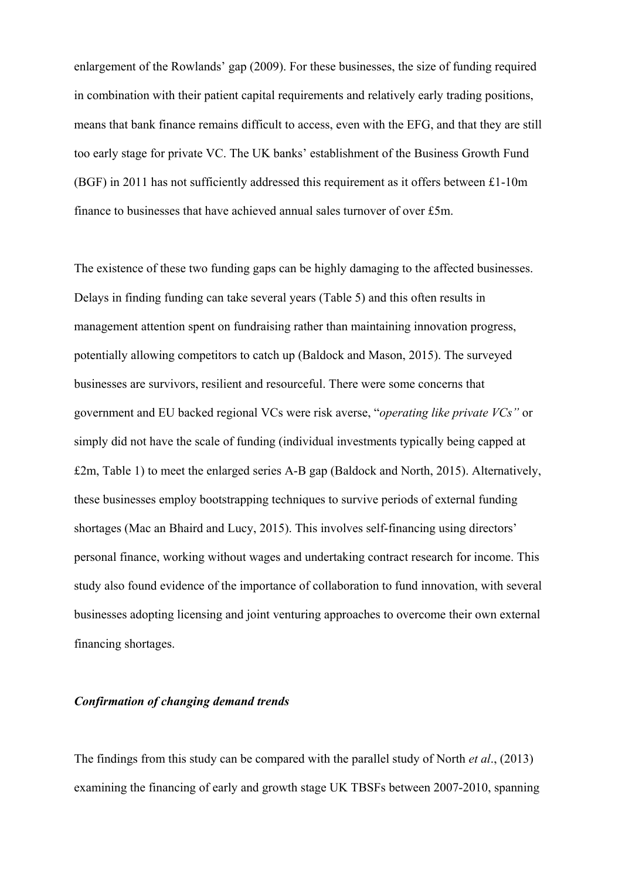enlargement of the Rowlands' gap (2009). For these businesses, the size of funding required in combination with their patient capital requirements and relatively early trading positions, means that bank finance remains difficult to access, even with the EFG, and that they are still too early stage for private VC. The UK banks' establishment of the Business Growth Fund (BGF) in 2011 has not sufficiently addressed this requirement as it offers between £1-10m finance to businesses that have achieved annual sales turnover of over £5m.

The existence of these two funding gaps can be highly damaging to the affected businesses. Delays in finding funding can take several years (Table 5) and this often results in management attention spent on fundraising rather than maintaining innovation progress, potentially allowing competitors to catch up (Baldock and Mason, 2015). The surveyed businesses are survivors, resilient and resourceful. There were some concerns that government and EU backed regional VCs were risk averse, "*operating like private VCs"* or simply did not have the scale of funding (individual investments typically being capped at £2m, Table 1) to meet the enlarged series A-B gap (Baldock and North, 2015). Alternatively, these businesses employ bootstrapping techniques to survive periods of external funding shortages (Mac an Bhaird and Lucy, 2015). This involves self-financing using directors' personal finance, working without wages and undertaking contract research for income. This study also found evidence of the importance of collaboration to fund innovation, with several businesses adopting licensing and joint venturing approaches to overcome their own external financing shortages.

***Confirmation of changing demand trends***

The findings from this study can be compared with the parallel study of North *et al*., (2013) examining the financing of early and growth stage UK TBSFs between 2007-2010, spanning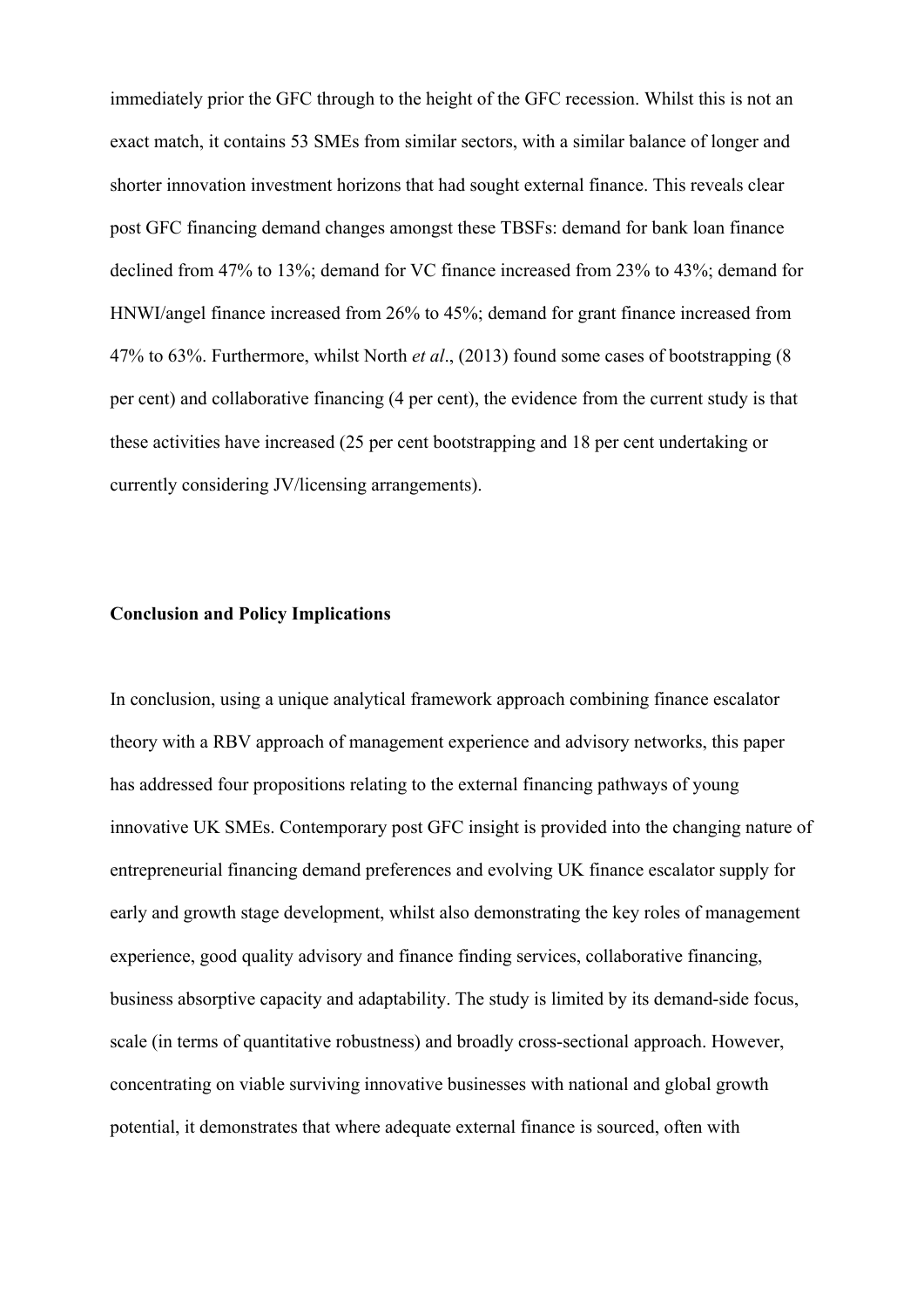immediately prior the GFC through to the height of the GFC recession. Whilst this is not an exact match, it contains 53 SMEs from similar sectors, with a similar balance of longer and shorter innovation investment horizons that had sought external finance. This reveals clear post GFC financing demand changes amongst these TBSFs: demand for bank loan finance declined from 47% to 13%; demand for VC finance increased from 23% to 43%; demand for HNWI/angel finance increased from 26% to 45%; demand for grant finance increased from 47% to 63%. Furthermore, whilst North *et al*., (2013) found some cases of bootstrapping (8 per cent) and collaborative financing (4 per cent), the evidence from the current study is that these activities have increased (25 per cent bootstrapping and 18 per cent undertaking or currently considering JV/licensing arrangements).

**Conclusion and Policy Implications**

In conclusion, using a unique analytical framework approach combining finance escalator theory with a RBV approach of management experience and advisory networks, this paper has addressed four propositions relating to the external financing pathways of young innovative UK SMEs. Contemporary post GFC insight is provided into the changing nature of entrepreneurial financing demand preferences and evolving UK finance escalator supply for early and growth stage development, whilst also demonstrating the key roles of management experience, good quality advisory and finance finding services, collaborative financing, business absorptive capacity and adaptability. The study is limited by its demand-side focus, scale (in terms of quantitative robustness) and broadly cross-sectional approach. However, concentrating on viable surviving innovative businesses with national and global growth potential, it demonstrates that where adequate external finance is sourced, often with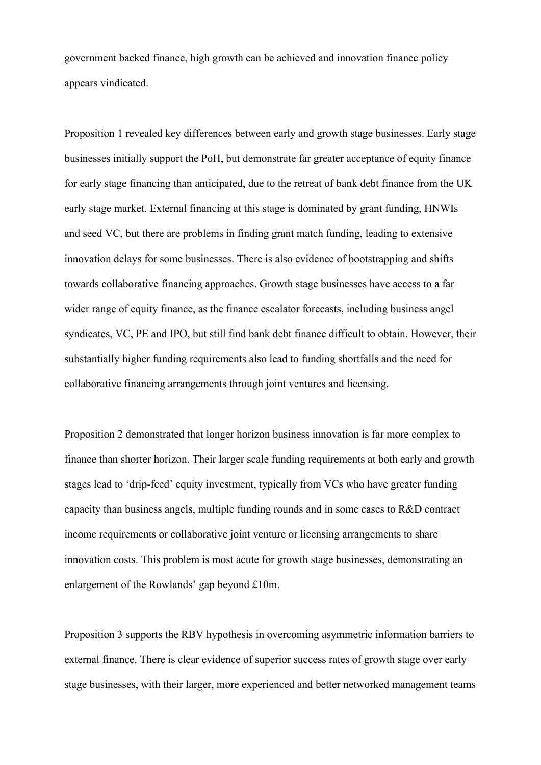government backed finance, high growth can be achieved and innovation finance policy appears vindicated.

Proposition 1 revealed key differences between early and growth stage businesses. Early stage businesses initially support the PoH, but demonstrate far greater acceptance of equity finance for early stage financing than anticipated, due to the retreat of bank debt finance from the UK early stage market. External financing at this stage is dominated by grant funding, HNWIs and seed VC, but there are problems in finding grant match funding, leading to extensive innovation delays for some businesses. There is also evidence of bootstrapping and shifts towards collaborative financing approaches. Growth stage businesses have access to a far wider range of equity finance, as the finance escalator forecasts, including business angel syndicates, VC, PE and IPO, but still find bank debt finance difficult to obtain. However, their substantially higher funding requirements also lead to funding shortfalls and the need for collaborative financing arrangements through joint ventures and licensing.

Proposition 2 demonstrated that longer horizon business innovation is far more complex to finance than shorter horizon. Their larger scale funding requirements at both early and growth stages lead to 'drip-feed' equity investment, typically from VCs who have greater funding capacity than business angels, multiple funding rounds and in some cases to R&D contract income requirements or collaborative joint venture or licensing arrangements to share innovation costs. This problem is most acute for growth stage businesses, demonstrating an enlargement of the Rowlands' gap beyond £10m.

Proposition 3 supports the RBV hypothesis in overcoming asymmetric information barriers to external finance. There is clear evidence of superior success rates of growth stage over early stage businesses, with their larger, more experienced and better networked management teams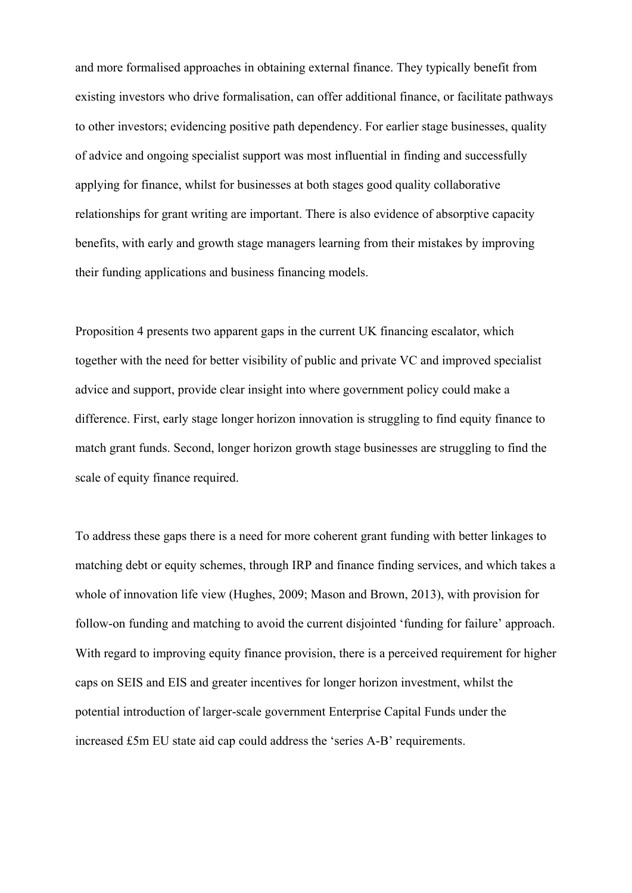and more formalised approaches in obtaining external finance. They typically benefit from existing investors who drive formalisation, can offer additional finance, or facilitate pathways to other investors; evidencing positive path dependency. For earlier stage businesses, quality of advice and ongoing specialist support was most influential in finding and successfully applying for finance, whilst for businesses at both stages good quality collaborative relationships for grant writing are important. There is also evidence of absorptive capacity benefits, with early and growth stage managers learning from their mistakes by improving their funding applications and business financing models.

Proposition 4 presents two apparent gaps in the current UK financing escalator, which together with the need for better visibility of public and private VC and improved specialist advice and support, provide clear insight into where government policy could make a difference. First, early stage longer horizon innovation is struggling to find equity finance to match grant funds. Second, longer horizon growth stage businesses are struggling to find the scale of equity finance required.

To address these gaps there is a need for more coherent grant funding with better linkages to matching debt or equity schemes, through IRP and finance finding services, and which takes a whole of innovation life view (Hughes, 2009; Mason and Brown, 2013), with provision for follow-on funding and matching to avoid the current disjointed 'funding for failure' approach. With regard to improving equity finance provision, there is a perceived requirement for higher caps on SEIS and EIS and greater incentives for longer horizon investment, whilst the potential introduction of larger-scale government Enterprise Capital Funds under the increased £5m EU state aid cap could address the 'series A-B' requirements.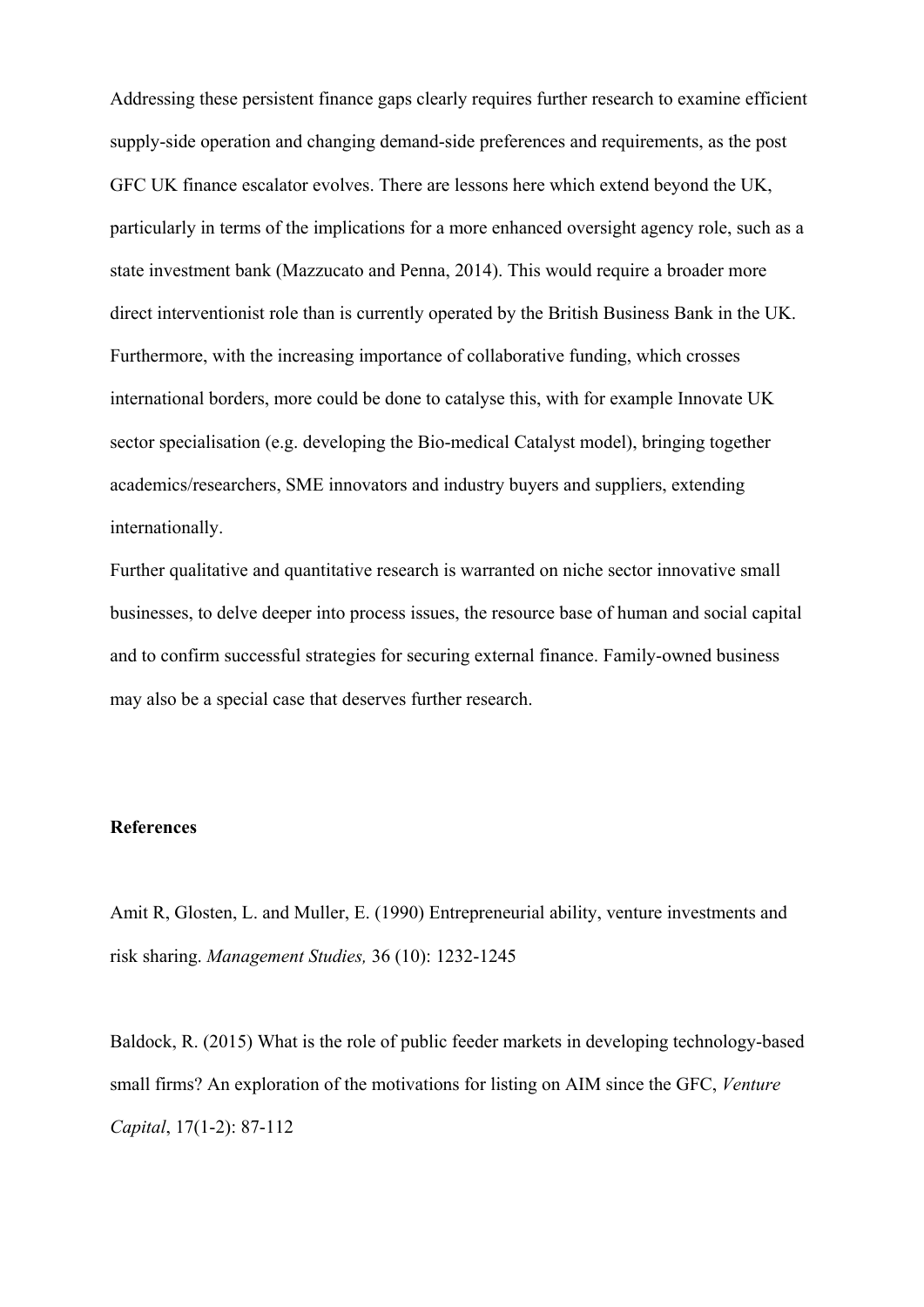Addressing these persistent finance gaps clearly requires further research to examine efficient supply-side operation and changing demand-side preferences and requirements, as the post GFC UK finance escalator evolves. There are lessons here which extend beyond the UK, particularly in terms of the implications for a more enhanced oversight agency role, such as a state investment bank (Mazzucato and Penna, 2014). This would require a broader more direct interventionist role than is currently operated by the British Business Bank in the UK. Furthermore, with the increasing importance of collaborative funding, which crosses international borders, more could be done to catalyse this, with for example Innovate UK sector specialisation (e.g. developing the Bio-medical Catalyst model), bringing together academics/researchers, SME innovators and industry buyers and suppliers, extending internationally.

Further qualitative and quantitative research is warranted on niche sector innovative small businesses, to delve deeper into process issues, the resource base of human and social capital and to confirm successful strategies for securing external finance. Family-owned business may also be a special case that deserves further research.

**References**

Amit R, Glosten, L. and Muller, E. (1990) Entrepreneurial ability, venture investments and risk sharing. *Management Studies,* 36 (10): 1232-1245

Baldock, R. (2015) What is the role of public feeder markets in developing technology-based small firms? An exploration of the motivations for listing on AIM since the GFC, *Venture Capital*, 17(1-2): 87-112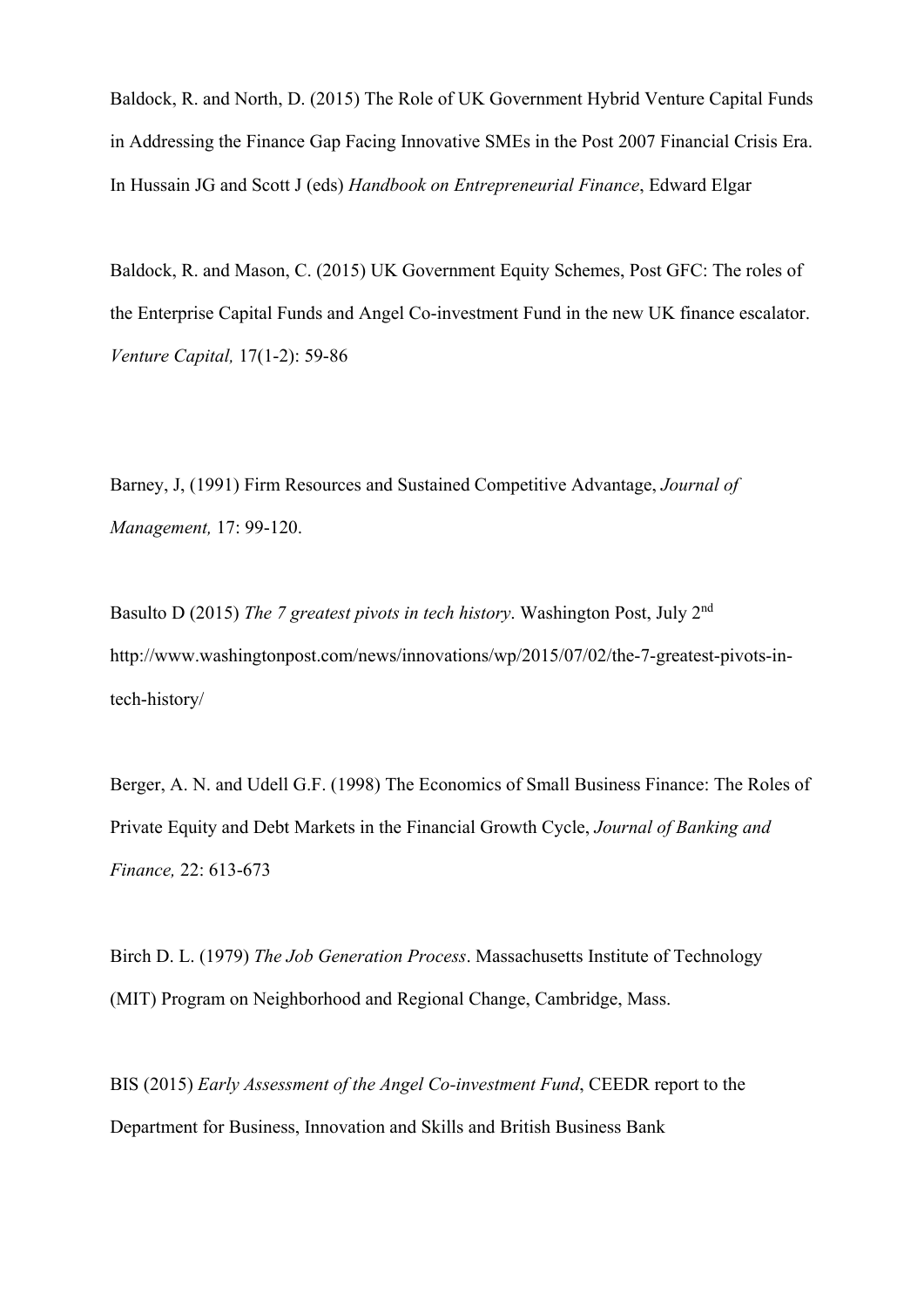Baldock, R. and North, D. (2015) The Role of UK Government Hybrid Venture Capital Funds in Addressing the Finance Gap Facing Innovative SMEs in the Post 2007 Financial Crisis Era. In Hussain JG and Scott J (eds) *Handbook on Entrepreneurial Finance*, Edward Elgar

Baldock, R. and Mason, C. (2015) UK Government Equity Schemes, Post GFC: The roles of the Enterprise Capital Funds and Angel Co-investment Fund in the new UK finance escalator. *Venture Capital,* 17(1-2): 59-86

Barney, J, (1991) Firm Resources and Sustained Competitive Advantage, *Journal of Management,* 17: 99-120.

Basulto D (2015) *The 7 greatest pivots in tech history*. Washington Post, July 2nd http://www.washingtonpost.com/news/innovations/wp/2015/07/02/the-7-greatest-pivots-in-tech-history/

Berger, A. N. and Udell G.F. (1998) The Economics of Small Business Finance: The Roles of Private Equity and Debt Markets in the Financial Growth Cycle, *Journal of Banking and Finance,* 22: 613-673

Birch D. L. (1979) *The Job Generation Process*. Massachusetts Institute of Technology (MIT) Program on Neighborhood and Regional Change, Cambridge, Mass.

BIS (2015) *Early Assessment of the Angel Co-investment Fund*, CEEDR report to the Department for Business, Innovation and Skills and British Business Bank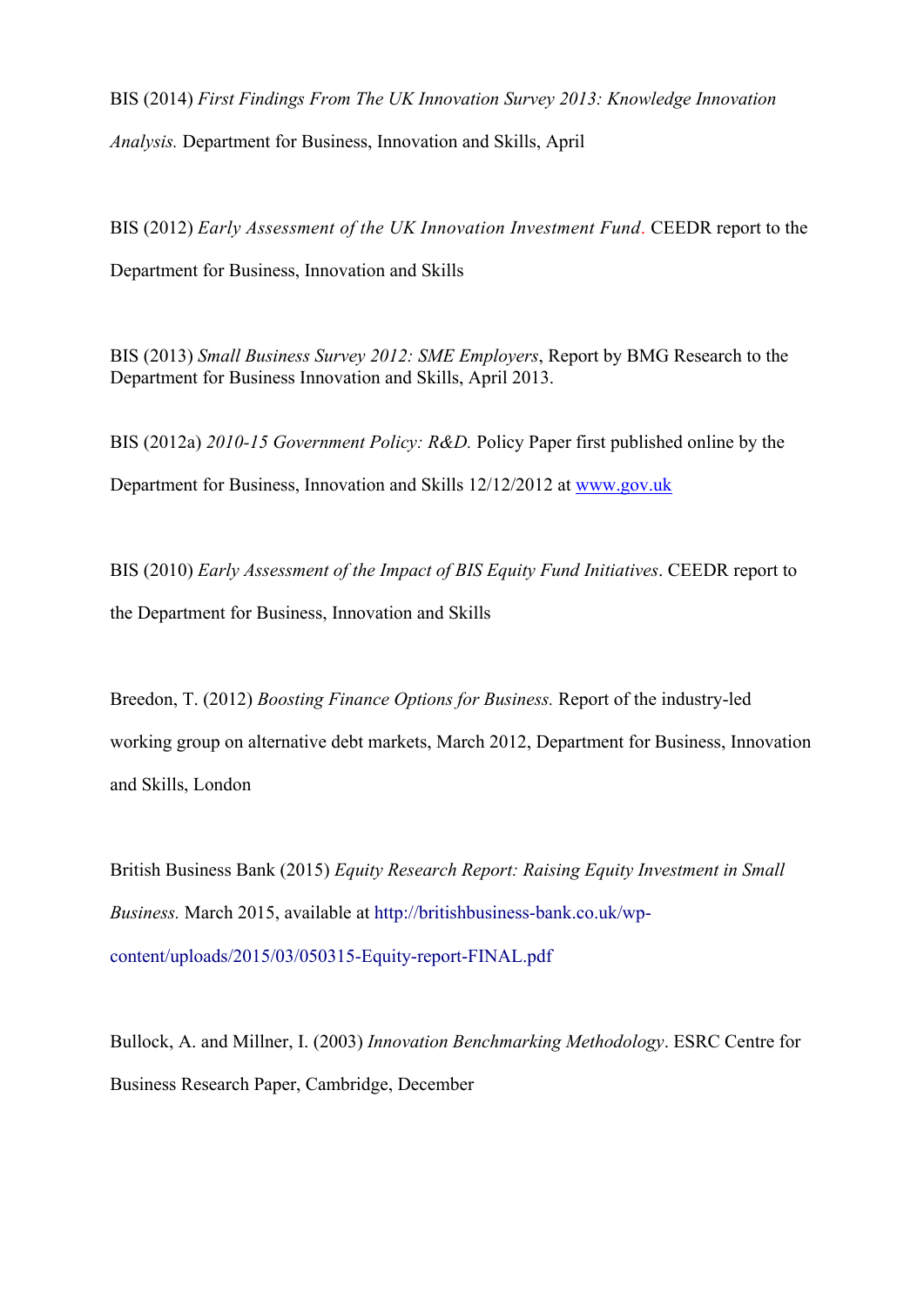BIS (2014) *First Findings From The UK Innovation Survey 2013: Knowledge Innovation Analysis.* Department for Business, Innovation and Skills, April

BIS (2012) *Early Assessment of the UK Innovation Investment Fund*. CEEDR report to the Department for Business, Innovation and Skills

BIS (2013) *Small Business Survey 2012: SME Employers*, Report by BMG Research to the Department for Business Innovation and Skills, April 2013.

BIS (2012a) *2010-15 Government Policy: R&D.* Policy Paper first published online by the Department for Business, Innovation and Skills 12/12/2012 at www.gov.uk

BIS (2010) *Early Assessment of the Impact of BIS Equity Fund Initiatives*. CEEDR report to the Department for Business, Innovation and Skills

Breedon, T. (2012) *Boosting Finance Options for Business.* Report of the industry-led working group on alternative debt markets, March 2012, Department for Business, Innovation and Skills, London

British Business Bank (2015) *Equity Research Report: Raising Equity Investment in Small Business.* March 2015, available at http://britishbusiness-bank.co.uk/wp-content/uploads/2015/03/050315-Equity-report-FINAL.pdf

Bullock, A. and Millner, I. (2003) *Innovation Benchmarking Methodology*. ESRC Centre for Business Research Paper, Cambridge, December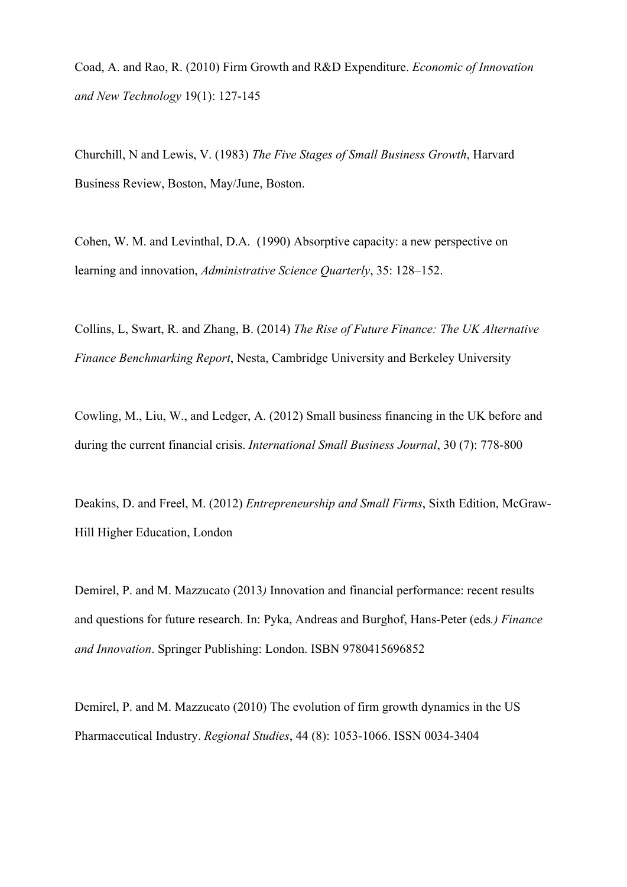Coad, A. and Rao, R. (2010) Firm Growth and R&D Expenditure. *Economic of Innovation and New Technology* 19(1): 127-145

Churchill, N and Lewis, V. (1983) *The Five Stages of Small Business Growth*, Harvard Business Review, Boston, May/June, Boston.

Cohen, W. M. and Levinthal, D.A. (1990) Absorptive capacity: a new perspective on learning and innovation, *Administrative Science Quarterly*, 35: 128–152.

Collins, L, Swart, R. and Zhang, B. (2014) *The Rise of Future Finance: The UK Alternative Finance Benchmarking Report*, Nesta, Cambridge University and Berkeley University

Cowling, M., Liu, W., and Ledger, A. (2012) Small business financing in the UK before and during the current financial crisis. *International Small Business Journal*, 30 (7): 778-800

Deakins, D. and Freel, M. (2012) *Entrepreneurship and Small Firms*, Sixth Edition, McGraw-Hill Higher Education, London

Demirel, P. and M. Mazzucato (2013) Innovation and financial performance: recent results and questions for future research. In: Pyka, Andreas and Burghof, Hans-Peter (eds.) *Finance and Innovation*. Springer Publishing: London. ISBN 9780415696852

Demirel, P. and M. Mazzucato (2010) The evolution of firm growth dynamics in the US Pharmaceutical Industry. *Regional Studies*, 44 (8): 1053-1066. ISSN 0034-3404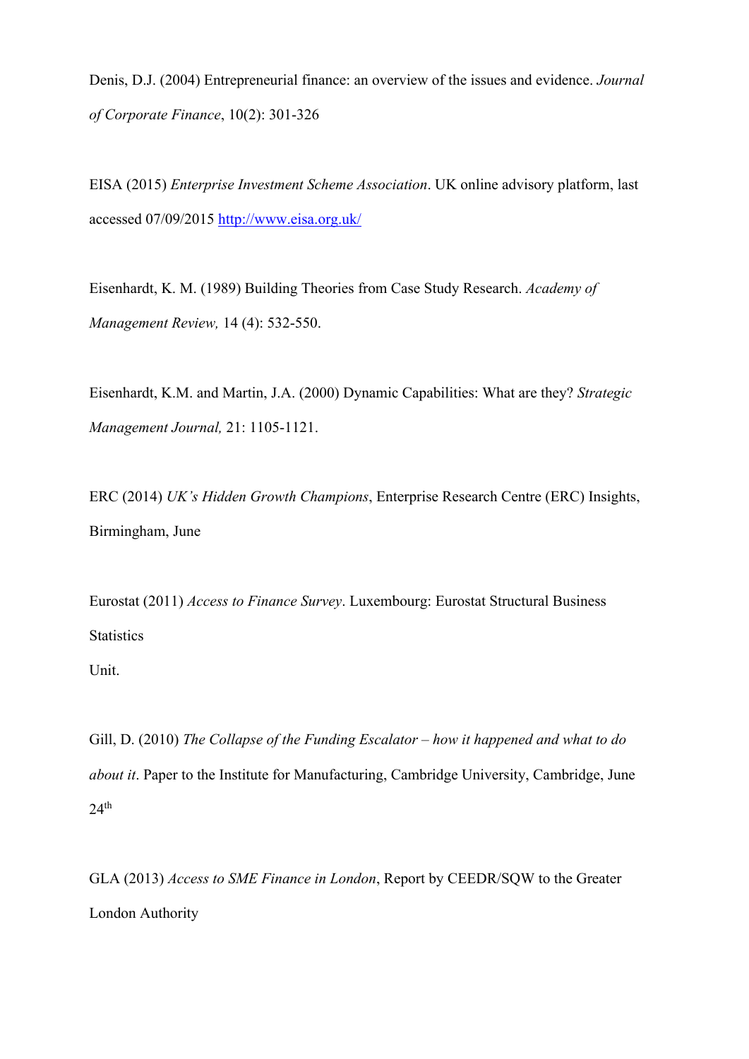Denis, D.J. (2004) Entrepreneurial finance: an overview of the issues and evidence. *Journal of Corporate Finance*, 10(2): 301-326

EISA (2015) *Enterprise Investment Scheme Association*. UK online advisory platform, last accessed 07/09/2015 http://www.eisa.org.uk/

Eisenhardt, K. M. (1989) Building Theories from Case Study Research. *Academy of Management Review,* 14 (4): 532-550.

Eisenhardt, K.M. and Martin, J.A. (2000) Dynamic Capabilities: What are they? *Strategic Management Journal,* 21: 1105-1121.

ERC (2014) *UK's Hidden Growth Champions*, Enterprise Research Centre (ERC) Insights, Birmingham, June

Eurostat (2011) *Access to Finance Survey*. Luxembourg: Eurostat Structural Business Statistics
Unit.

Gill, D. (2010) *The Collapse of the Funding Escalator – how it happened and what to do about it*. Paper to the Institute for Manufacturing, Cambridge University, Cambridge, June 24th

GLA (2013) *Access to SME Finance in London*, Report by CEEDR/SQW to the Greater London Authority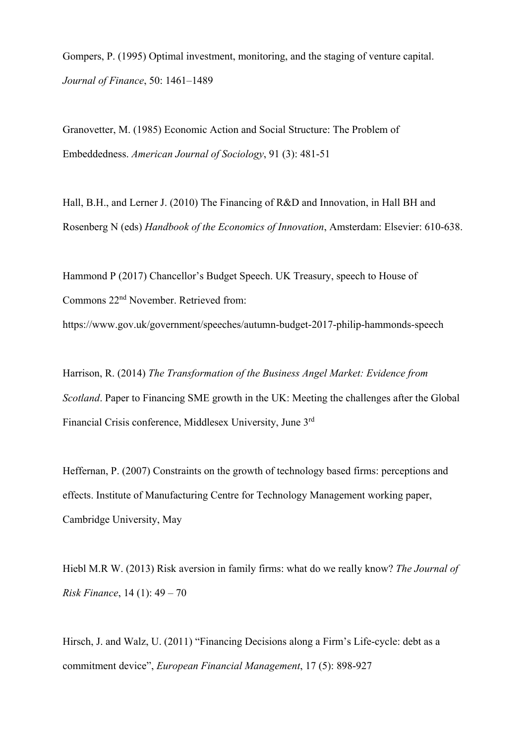Gompers, P. (1995) Optimal investment, monitoring, and the staging of venture capital. *Journal of Finance*, 50: 1461–1489

Granovetter, M. (1985) Economic Action and Social Structure: The Problem of Embeddedness. *American Journal of Sociology*, 91 (3): 481-51

Hall, B.H., and Lerner J. (2010) The Financing of R&D and Innovation, in Hall BH and Rosenberg N (eds) *Handbook of the Economics of Innovation*, Amsterdam: Elsevier: 610-638.

Hammond P (2017) Chancellor's Budget Speech. UK Treasury, speech to House of Commons 22nd November. Retrieved from: https://www.gov.uk/government/speeches/autumn-budget-2017-philip-hammonds-speech

Harrison, R. (2014) *The Transformation of the Business Angel Market: Evidence from Scotland*. Paper to Financing SME growth in the UK: Meeting the challenges after the Global Financial Crisis conference, Middlesex University, June 3rd

Heffernan, P. (2007) Constraints on the growth of technology based firms: perceptions and effects. Institute of Manufacturing Centre for Technology Management working paper, Cambridge University, May

Hiebl M.R W. (2013) Risk aversion in family firms: what do we really know? *The Journal of Risk Finance*, 14 (1): 49 – 70

Hirsch, J. and Walz, U. (2011) "Financing Decisions along a Firm's Life-cycle: debt as a commitment device", *European Financial Management*, 17 (5): 898-927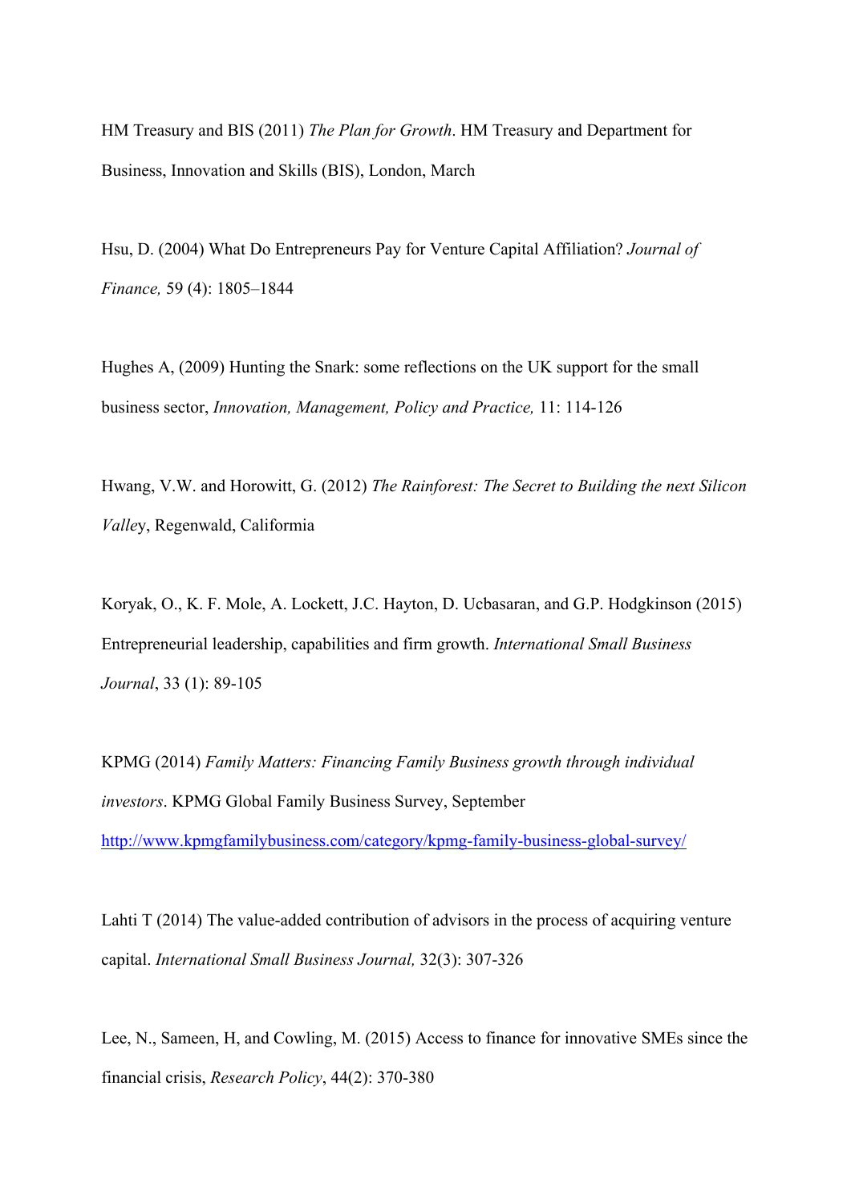HM Treasury and BIS (2011) *The Plan for Growth*. HM Treasury and Department for Business, Innovation and Skills (BIS), London, March

Hsu, D. (2004) What Do Entrepreneurs Pay for Venture Capital Affiliation? *Journal of Finance,* 59 (4): 1805–1844

Hughes A, (2009) Hunting the Snark: some reflections on the UK support for the small business sector, *Innovation, Management, Policy and Practice,* 11: 114-126

Hwang, V.W. and Horowitt, G. (2012) *The Rainforest: The Secret to Building the next Silicon Valle*y, Regenwald, Califormia

Koryak, O., K. F. Mole, A. Lockett, J.C. Hayton, D. Ucbasaran, and G.P. Hodgkinson (2015) Entrepreneurial leadership, capabilities and firm growth. *International Small Business Journal*, 33 (1): 89-105

KPMG (2014) *Family Matters: Financing Family Business growth through individual investors*. KPMG Global Family Business Survey, September http://www.kpmgfamilybusiness.com/category/kpmg-family-business-global-survey/

Lahti T (2014) The value-added contribution of advisors in the process of acquiring venture capital. *International Small Business Journal,* 32(3): 307-326

Lee, N., Sameen, H, and Cowling, M. (2015) Access to finance for innovative SMEs since the financial crisis, *Research Policy*, 44(2): 370-380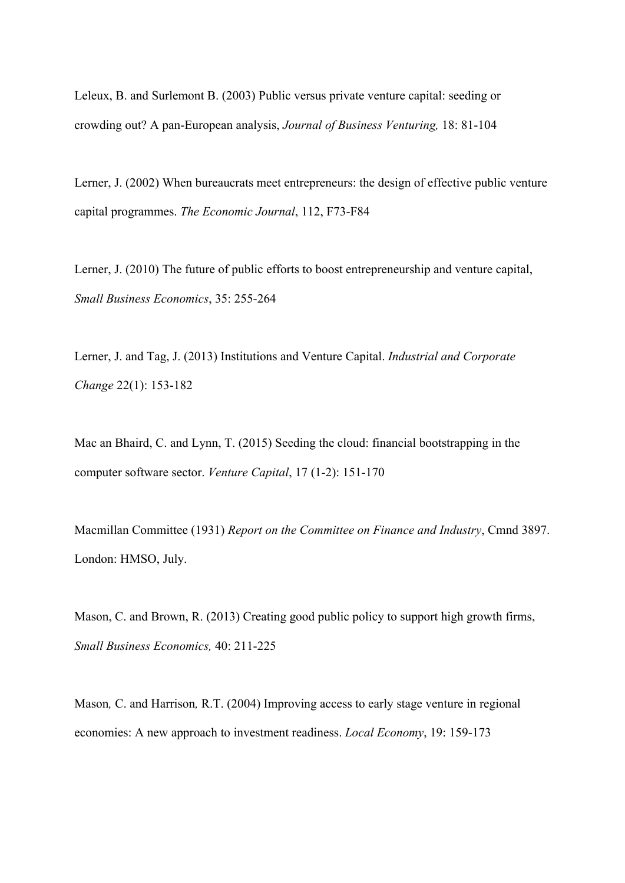Leleux, B. and Surlemont B. (2003) Public versus private venture capital: seeding or crowding out? A pan-European analysis, *Journal of Business Venturing,* 18: 81-104

Lerner, J. (2002) When bureaucrats meet entrepreneurs: the design of effective public venture capital programmes. *The Economic Journal*, 112, F73-F84

Lerner, J. (2010) The future of public efforts to boost entrepreneurship and venture capital, *Small Business Economics*, 35: 255-264

Lerner, J. and Tag, J. (2013) Institutions and Venture Capital. *Industrial and Corporate Change* 22(1): 153-182

Mac an Bhaird, C. and Lynn, T. (2015) Seeding the cloud: financial bootstrapping in the computer software sector. *Venture Capital*, 17 (1-2): 151-170

Macmillan Committee (1931) *Report on the Committee on Finance and Industry*, Cmnd 3897. London: HMSO, July.

Mason, C. and Brown, R. (2013) Creating good public policy to support high growth firms, *Small Business Economics,* 40: 211-225

Mason*,* C. and Harrison*,* R.T. (2004) Improving access to early stage venture in regional economies: A new approach to investment readiness. *Local Economy*, 19: 159-173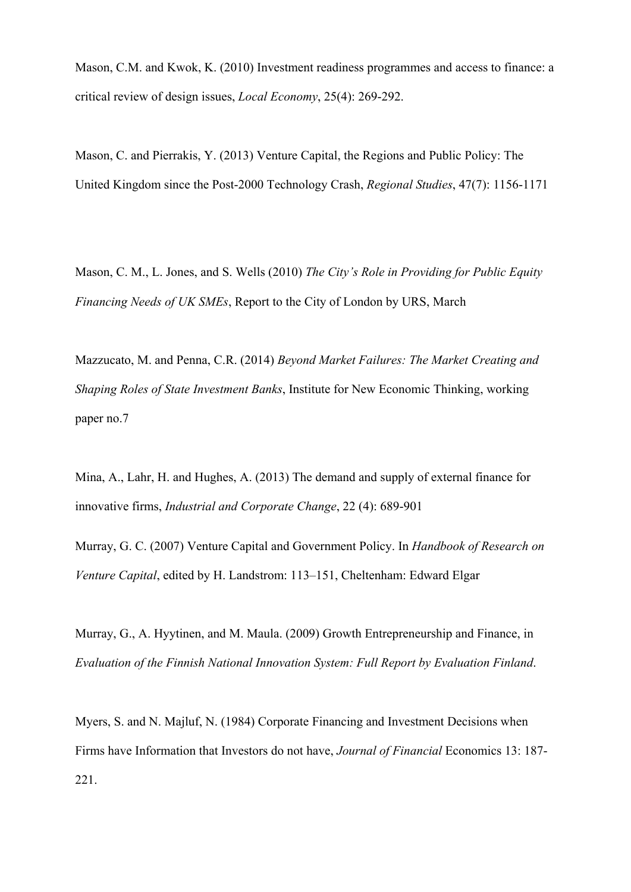Mason, C.M. and Kwok, K. (2010) Investment readiness programmes and access to finance: a critical review of design issues, *Local Economy*, 25(4): 269-292.

Mason, C. and Pierrakis, Y. (2013) Venture Capital, the Regions and Public Policy: The United Kingdom since the Post-2000 Technology Crash, *Regional Studies*, 47(7): 1156-1171

Mason, C. M., L. Jones, and S. Wells (2010) *The City's Role in Providing for Public Equity Financing Needs of UK SMEs*, Report to the City of London by URS, March

Mazzucato, M. and Penna, C.R. (2014) *Beyond Market Failures: The Market Creating and Shaping Roles of State Investment Banks*, Institute for New Economic Thinking, working paper no.7

Mina, A., Lahr, H. and Hughes, A. (2013) The demand and supply of external finance for innovative firms, *Industrial and Corporate Change*, 22 (4): 689-901

Murray, G. C. (2007) Venture Capital and Government Policy. In *Handbook of Research on Venture Capital*, edited by H. Landstrom: 113–151, Cheltenham: Edward Elgar

Murray, G., A. Hyytinen, and M. Maula. (2009) Growth Entrepreneurship and Finance, in *Evaluation of the Finnish National Innovation System: Full Report by Evaluation Finland*.

Myers, S. and N. Majluf, N. (1984) Corporate Financing and Investment Decisions when Firms have Information that Investors do not have, *Journal of Financial* Economics 13: 187-221.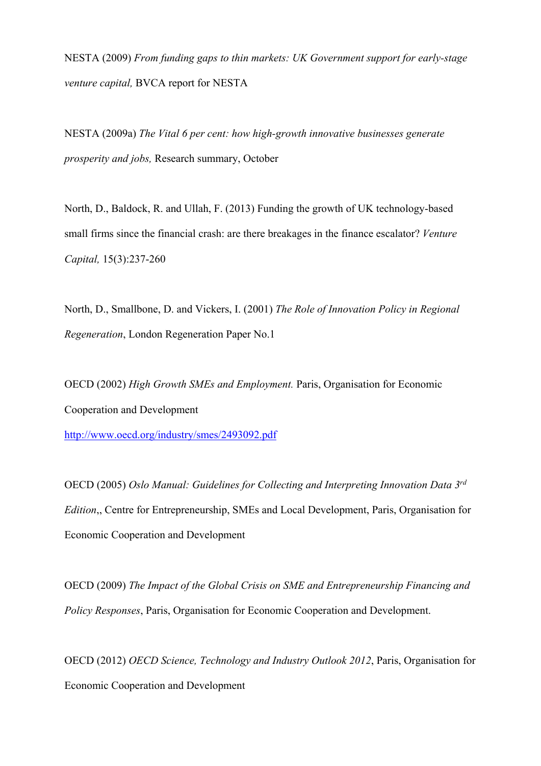NESTA (2009) *From funding gaps to thin markets: UK Government support for early-stage venture capital,* BVCA report for NESTA

NESTA (2009a) *The Vital 6 per cent: how high-growth innovative businesses generate prosperity and jobs,* Research summary, October

North, D., Baldock, R. and Ullah, F. (2013) Funding the growth of UK technology-based small firms since the financial crash: are there breakages in the finance escalator? *Venture Capital,* 15(3):237-260

North, D., Smallbone, D. and Vickers, I. (2001) *The Role of Innovation Policy in Regional Regeneration*, London Regeneration Paper No.1

OECD (2002) *High Growth SMEs and Employment.* Paris, Organisation for Economic Cooperation and Development
http://www.oecd.org/industry/smes/2493092.pdf

OECD (2005) *Oslo Manual: Guidelines for Collecting and Interpreting Innovation Data 3rd Edition*,, Centre for Entrepreneurship, SMEs and Local Development, Paris, Organisation for Economic Cooperation and Development

OECD (2009) *The Impact of the Global Crisis on SME and Entrepreneurship Financing and Policy Responses*, Paris, Organisation for Economic Cooperation and Development.

OECD (2012) *OECD Science, Technology and Industry Outlook 2012*, Paris, Organisation for Economic Cooperation and Development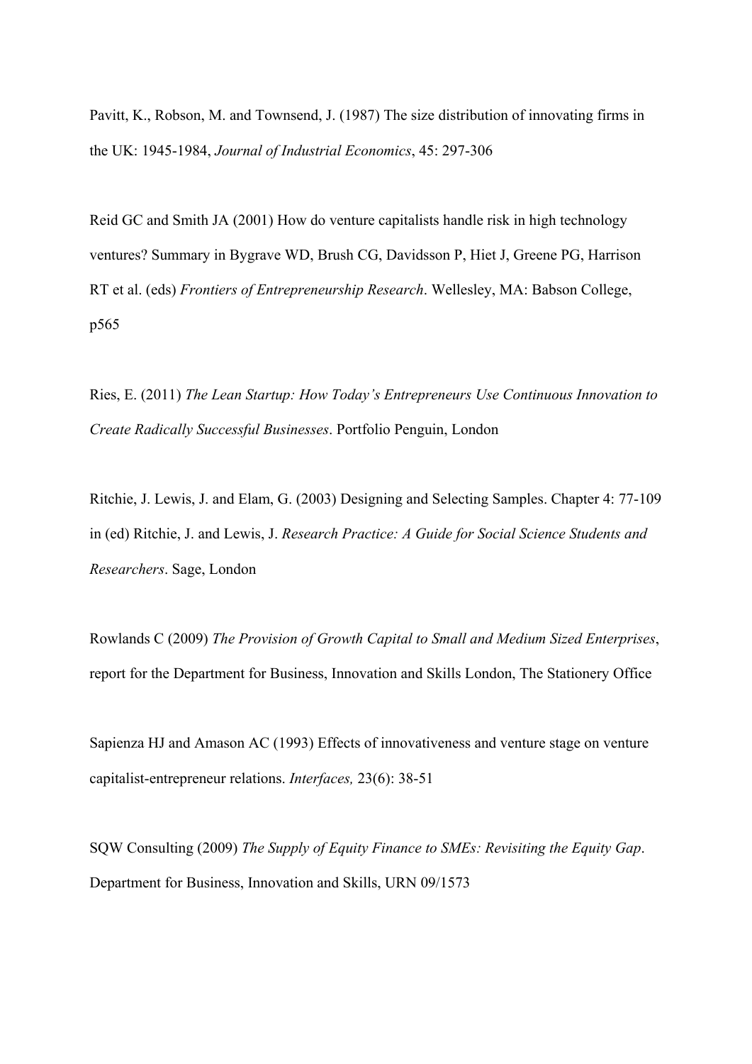Pavitt, K., Robson, M. and Townsend, J. (1987) The size distribution of innovating firms in the UK: 1945-1984, *Journal of Industrial Economics*, 45: 297-306

Reid GC and Smith JA (2001) How do venture capitalists handle risk in high technology ventures? Summary in Bygrave WD, Brush CG, Davidsson P, Hiet J, Greene PG, Harrison RT et al. (eds) *Frontiers of Entrepreneurship Research*. Wellesley, MA: Babson College, p565

Ries, E. (2011) *The Lean Startup: How Today's Entrepreneurs Use Continuous Innovation to Create Radically Successful Businesses*. Portfolio Penguin, London

Ritchie, J. Lewis, J. and Elam, G. (2003) Designing and Selecting Samples. Chapter 4: 77-109 in (ed) Ritchie, J. and Lewis, J. *Research Practice: A Guide for Social Science Students and Researchers*. Sage, London

Rowlands C (2009) *The Provision of Growth Capital to Small and Medium Sized Enterprises*, report for the Department for Business, Innovation and Skills London, The Stationery Office

Sapienza HJ and Amason AC (1993) Effects of innovativeness and venture stage on venture capitalist-entrepreneur relations. *Interfaces,* 23(6): 38-51

SQW Consulting (2009) *The Supply of Equity Finance to SMEs: Revisiting the Equity Gap*. Department for Business, Innovation and Skills, URN 09/1573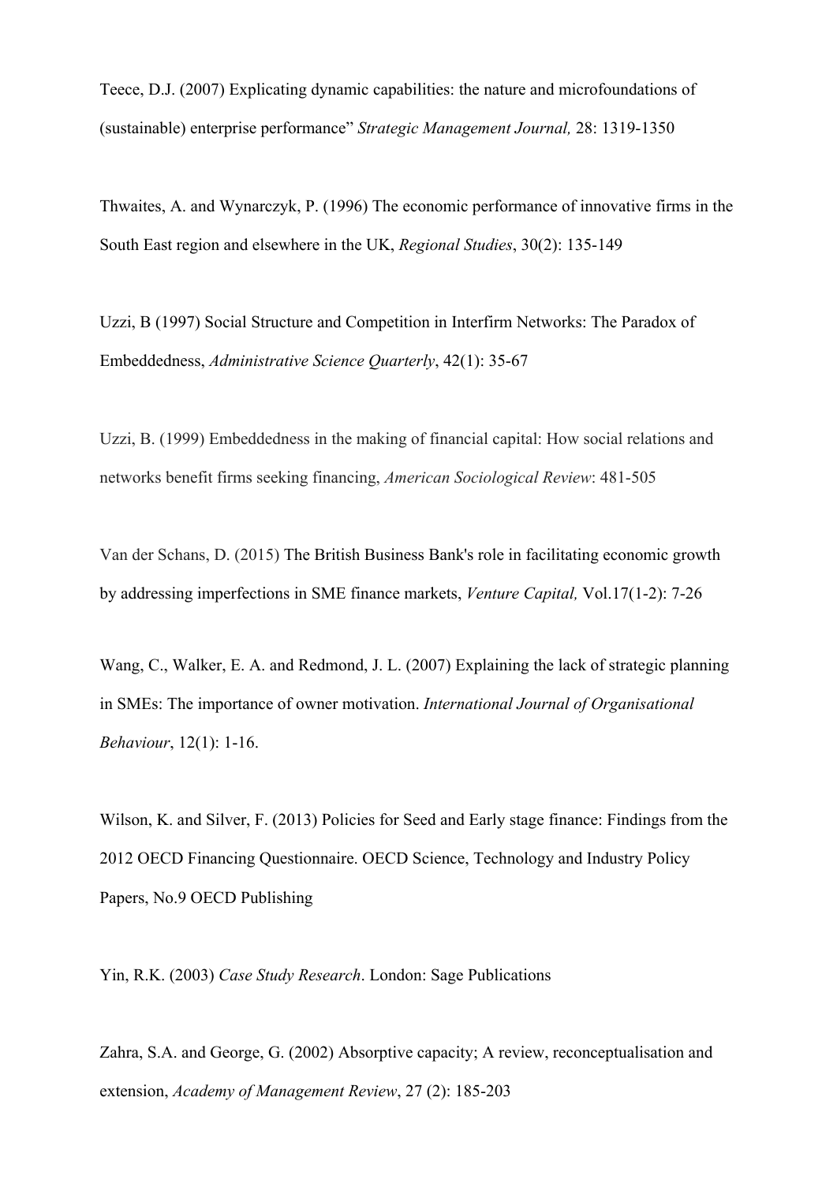Teece, D.J. (2007) Explicating dynamic capabilities: the nature and microfoundations of (sustainable) enterprise performance” *Strategic Management Journal,* 28: 1319-1350

Thwaites, A. and Wynarczyk, P. (1996) The economic performance of innovative firms in the South East region and elsewhere in the UK, *Regional Studies*, 30(2): 135-149

Uzzi, B (1997) Social Structure and Competition in Interfirm Networks: The Paradox of Embeddedness, *Administrative Science Quarterly*, 42(1): 35-67

Uzzi, B. (1999) Embeddedness in the making of financial capital: How social relations and networks benefit firms seeking financing, *American Sociological Review*: 481-505

Van der Schans, D. (2015) The British Business Bank's role in facilitating economic growth by addressing imperfections in SME finance markets, *Venture Capital,* Vol.17(1-2): 7-26

Wang, C., Walker, E. A. and Redmond, J. L. (2007) Explaining the lack of strategic planning in SMEs: The importance of owner motivation. *International Journal of Organisational Behaviour*, 12(1): 1-16.

Wilson, K. and Silver, F. (2013) Policies for Seed and Early stage finance: Findings from the 2012 OECD Financing Questionnaire. OECD Science, Technology and Industry Policy Papers, No.9 OECD Publishing

Yin, R.K. (2003) *Case Study Research*. London: Sage Publications

Zahra, S.A. and George, G. (2002) Absorptive capacity; A review, reconceptualisation and extension, *Academy of Management Review*, 27 (2): 185-203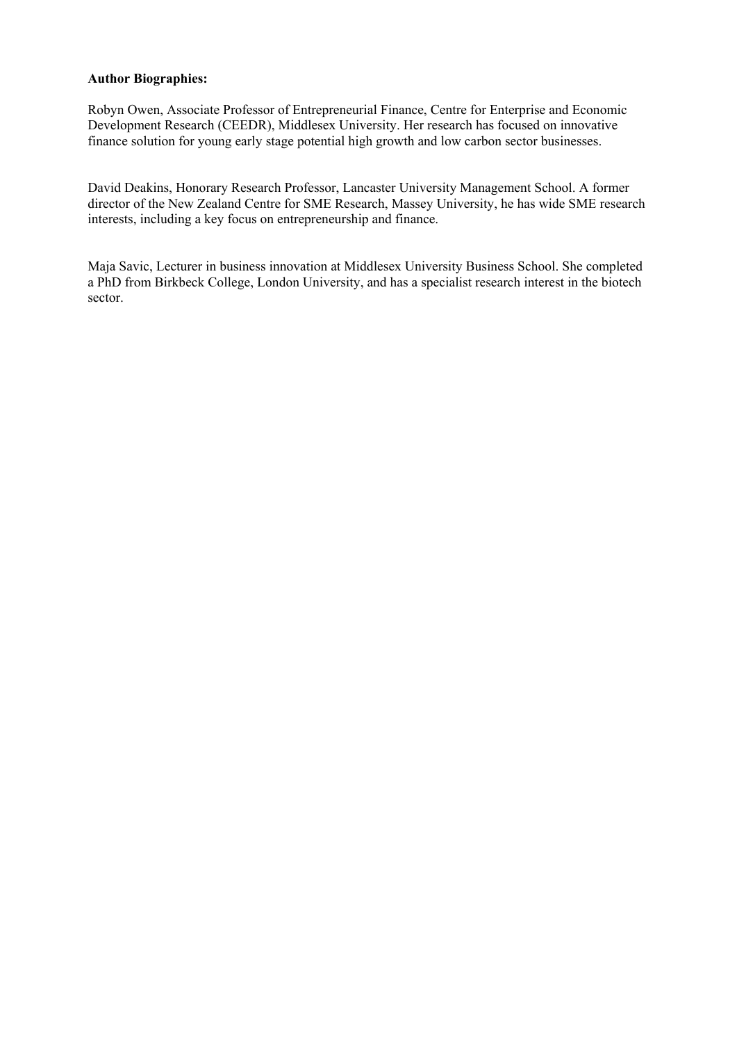**Author Biographies:**

Robyn Owen, Associate Professor of Entrepreneurial Finance, Centre for Enterprise and Economic Development Research (CEEDR), Middlesex University. Her research has focused on innovative finance solution for young early stage potential high growth and low carbon sector businesses.

David Deakins, Honorary Research Professor, Lancaster University Management School. A former director of the New Zealand Centre for SME Research, Massey University, he has wide SME research interests, including a key focus on entrepreneurship and finance.

Maja Savic, Lecturer in business innovation at Middlesex University Business School. She completed a PhD from Birkbeck College, London University, and has a specialist research interest in the biotech sector.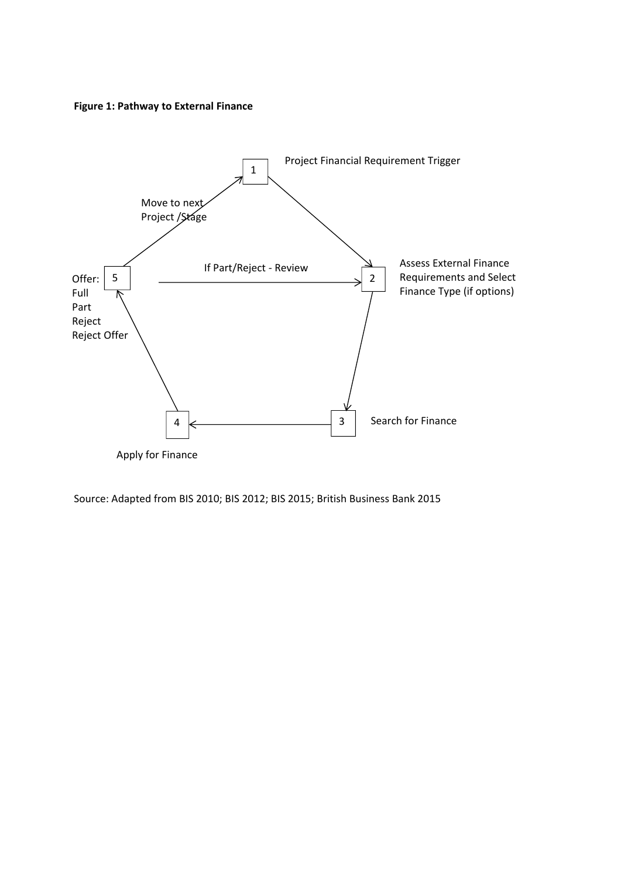**Figure 1: Pathway to External Finance**

1. Project Financial Requirement Trigger
2. Assess External Finance Requirements and Select Finance Type (if options)
3. Search for Finance
4. Apply for Finance
5. Offer: Full, Part, Reject, Reject Offer

Flow: 1 → 2 → 3 → 4 → 5 → 1 (Move to next Project /Stage)

5 → 2: If Part/Reject - Review

Source: Adapted from BIS 2010; BIS 2012; BIS 2015; British Business Bank 2015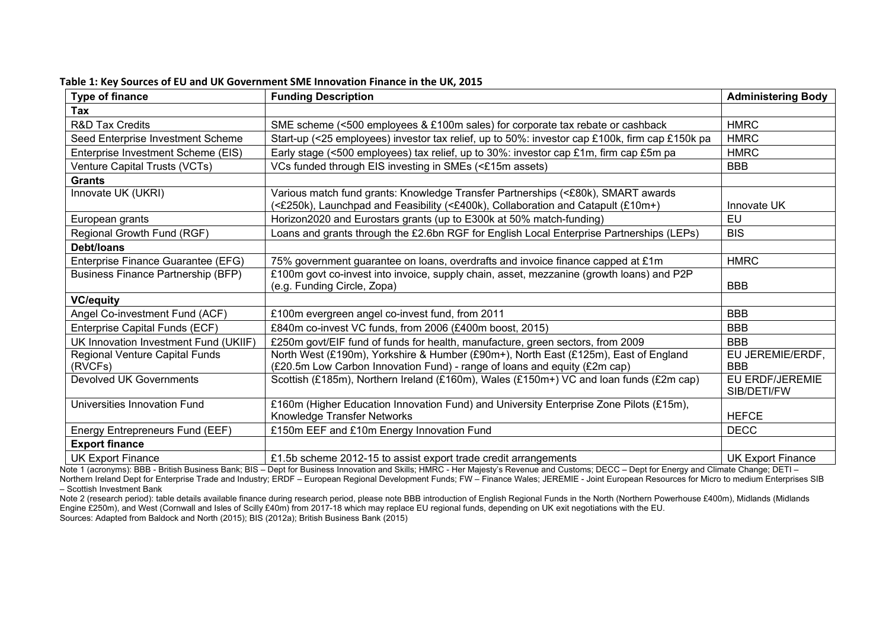**Table 1: Key Sources of EU and UK Government SME Innovation Finance in the UK, 2015**

| Type of finance | Funding Description | Administering Body |
|---|---|---|
| **Tax** | | |
| R&D Tax Credits | SME scheme (<500 employees & £100m sales) for corporate tax rebate or cashback | HMRC |
| Seed Enterprise Investment Scheme | Start-up (<25 employees) investor tax relief, up to 50%: investor cap £100k, firm cap £150k pa | HMRC |
| Enterprise Investment Scheme (EIS) | Early stage (<500 employees) tax relief, up to 30%: investor cap £1m, firm cap £5m pa | HMRC |
| Venture Capital Trusts (VCTs) | VCs funded through EIS investing in SMEs (<£15m assets) | BBB |
| **Grants** | | |
| Innovate UK (UKRI) | Various match fund grants: Knowledge Transfer Partnerships (<£80k), SMART awards (<£250k), Launchpad and Feasibility (<£400k), Collaboration and Catapult (£10m+) | Innovate UK |
| European grants | Horizon2020 and Eurostars grants (up to E300k at 50% match-funding) | EU |
| Regional Growth Fund (RGF) | Loans and grants through the £2.6bn RGF for English Local Enterprise Partnerships (LEPs) | BIS |
| **Debt/loans** | | |
| Enterprise Finance Guarantee (EFG) | 75% government guarantee on loans, overdrafts and invoice finance capped at £1m | HMRC |
| Business Finance Partnership (BFP) | £100m govt co-invest into invoice, supply chain, asset, mezzanine (growth loans) and P2P (e.g. Funding Circle, Zopa) | BBB |
| **VC/equity** | | |
| Angel Co-investment Fund (ACF) | £100m evergreen angel co-invest fund, from 2011 | BBB |
| Enterprise Capital Funds (ECF) | £840m co-invest VC funds, from 2006 (£400m boost, 2015) | BBB |
| UK Innovation Investment Fund (UKIIF) | £250m govt/EIF fund of funds for health, manufacture, green sectors, from 2009 | BBB |
| Regional Venture Capital Funds (RVCFs) | North West (£190m), Yorkshire & Humber (£90m+), North East (£125m), East of England (£20.5m Low Carbon Innovation Fund) - range of loans and equity (£2m cap) | EU JEREMIE/ERDF, BBB |
| Devolved UK Governments | Scottish (£185m), Northern Ireland (£160m), Wales (£150m+) VC and loan funds (£2m cap) | EU ERDF/JEREMIE SIB/DETI/FW |
| Universities Innovation Fund | £160m (Higher Education Innovation Fund) and University Enterprise Zone Pilots (£15m), Knowledge Transfer Networks | HEFCE |
| Energy Entrepreneurs Fund (EEF) | £150m EEF and £10m Energy Innovation Fund | DECC |
| **Export finance** | | |
| UK Export Finance | £1.5b scheme 2012-15 to assist export trade credit arrangements | UK Export Finance |

Note 1 (acronyms): BBB - British Business Bank; BIS – Dept for Business Innovation and Skills; HMRC - Her Majesty's Revenue and Customs; DECC – Dept for Energy and Climate Change; DETI – Northern Ireland Dept for Enterprise Trade and Industry; ERDF – European Regional Development Funds; FW – Finance Wales; JEREMIE - Joint European Resources for Micro to medium Enterprises SIB – Scottish Investment Bank

Note 2 (research period): table details available finance during research period, please note BBB introduction of English Regional Funds in the North (Northern Powerhouse £400m), Midlands (Midlands Engine £250m), and West (Cornwall and Isles of Scilly £40m) from 2017-18 which may replace EU regional funds, depending on UK exit negotiations with the EU.

Sources: Adapted from Baldock and North (2015); BIS (2012a); British Business Bank (2015)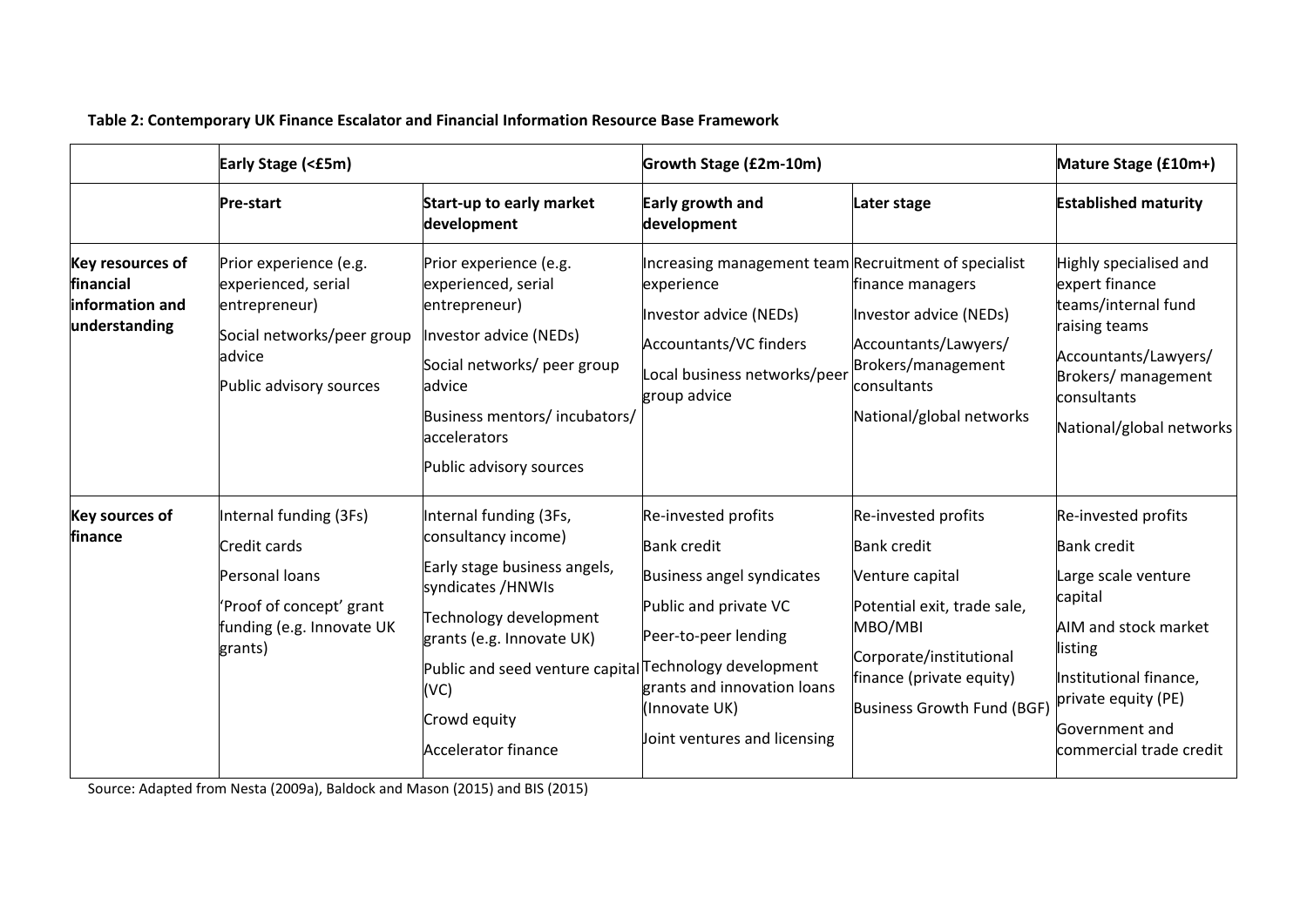**Table 2: Contemporary UK Finance Escalator and Financial Information Resource Base Framework**

| | Early Stage (<£5m) | | Growth Stage (£2m-10m) | | Mature Stage (£10m+) |
|---|---|---|---|---|---|
| | **Pre-start** | **Start-up to early market development** | **Early growth and development** | **Later stage** | **Established maturity** |
| **Key resources of financial information and understanding** | Prior experience (e.g. experienced, serial entrepreneur)<br>Social networks/peer group advice<br>Public advisory sources | Prior experience (e.g. experienced, serial entrepreneur)<br>Investor advice (NEDs)<br>Social networks/ peer group advice<br>Business mentors/ incubators/ accelerators<br>Public advisory sources | Increasing management team experience<br>Investor advice (NEDs)<br>Accountants/VC finders<br>Local business networks/peer group advice | Recruitment of specialist finance managers<br>Investor advice (NEDs)<br>Accountants/Lawyers/ Brokers/management consultants<br>National/global networks | Highly specialised and expert finance teams/internal fund raising teams<br>Accountants/Lawyers/ Brokers/ management consultants<br>National/global networks |
| **Key sources of finance** | Internal funding (3Fs)<br>Credit cards<br>Personal loans<br>'Proof of concept' grant funding (e.g. Innovate UK grants) | Internal funding (3Fs, consultancy income)<br>Early stage business angels, syndicates /HNWIs<br>Technology development grants (e.g. Innovate UK)<br>Public and seed venture capital (VC)<br>Crowd equity<br>Accelerator finance | Re-invested profits<br>Bank credit<br>Business angel syndicates<br>Public and private VC<br>Peer-to-peer lending<br>Technology development grants and innovation loans (Innovate UK)<br>Joint ventures and licensing | Re-invested profits<br>Bank credit<br>Venture capital<br>Potential exit, trade sale, MBO/MBI<br>Corporate/institutional finance (private equity)<br>Business Growth Fund (BGF) | Re-invested profits<br>Bank credit<br>Large scale venture capital<br>AIM and stock market listing<br>Institutional finance, private equity (PE)<br>Government and commercial trade credit |

Source: Adapted from Nesta (2009a), Baldock and Mason (2015) and BIS (2015)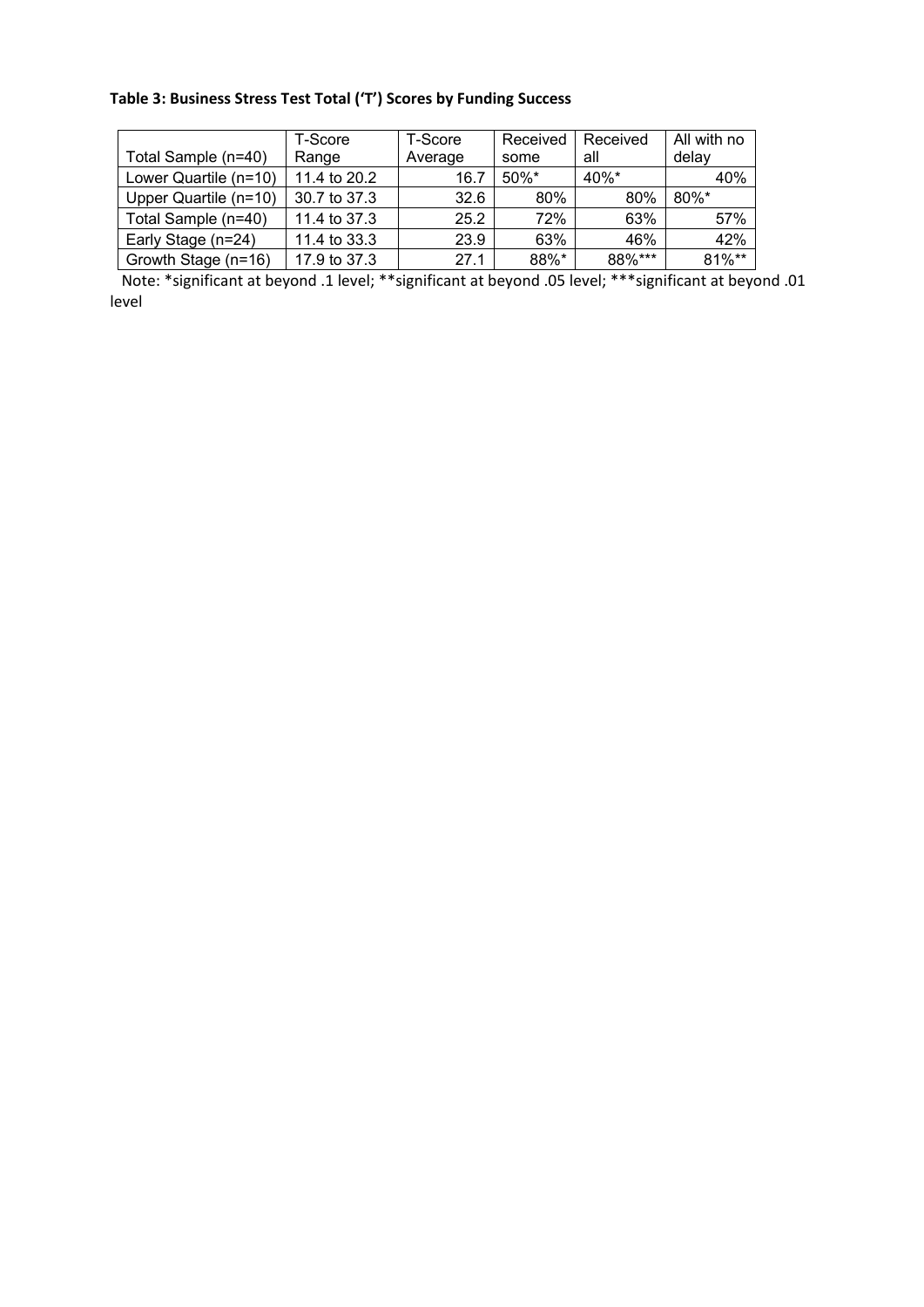**Table 3: Business Stress Test Total ('T') Scores by Funding Success**

| Total Sample (n=40) | T-Score Range | T-Score Average | Received some | Received all | All with no delay |
|---|---|---|---|---|---|
| Lower Quartile (n=10) | 11.4 to 20.2 | 16.7 | 50%* | 40%* | 40% |
| Upper Quartile (n=10) | 30.7 to 37.3 | 32.6 | 80% | 80% | 80%* |
| Total Sample (n=40) | 11.4 to 37.3 | 25.2 | 72% | 63% | 57% |
| Early Stage (n=24) | 11.4 to 33.3 | 23.9 | 63% | 46% | 42% |
| Growth Stage (n=16) | 17.9 to 37.3 | 27.1 | 88%* | 88%*** | 81%** |

Note: *significant at beyond .1 level; **significant at beyond .05 level; ***significant at beyond .01 level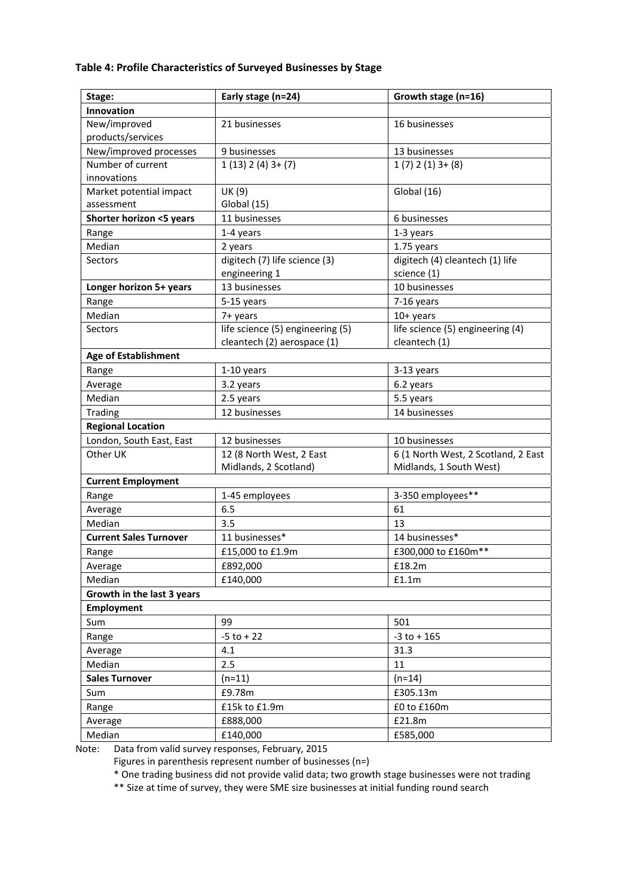**Table 4: Profile Characteristics of Surveyed Businesses by Stage**

| Stage: | Early stage (n=24) | Growth stage (n=16) |
|---|---|---|
| **Innovation** | | |
| New/improved products/services | 21 businesses | 16 businesses |
| New/improved processes | 9 businesses | 13 businesses |
| Number of current innovations | 1 (13) 2 (4) 3+ (7) | 1 (7) 2 (1) 3+ (8) |
| Market potential impact assessment | UK (9)<br>Global (15) | Global (16) |
| **Shorter horizon <5 years** | 11 businesses | 6 businesses |
| Range | 1-4 years | 1-3 years |
| Median | 2 years | 1.75 years |
| Sectors | digitech (7) life science (3) engineering 1 | digitech (4) cleantech (1) life science (1) |
| **Longer horizon 5+ years** | 13 businesses | 10 businesses |
| Range | 5-15 years | 7-16 years |
| Median | 7+ years | 10+ years |
| Sectors | life science (5) engineering (5) cleantech (2) aerospace (1) | life science (5) engineering (4) cleantech (1) |
| **Age of Establishment** | | |
| Range | 1-10 years | 3-13 years |
| Average | 3.2 years | 6.2 years |
| Median | 2.5 years | 5.5 years |
| Trading | 12 businesses | 14 businesses |
| **Regional Location** | | |
| London, South East, East | 12 businesses | 10 businesses |
| Other UK | 12 (8 North West, 2 East Midlands, 2 Scotland) | 6 (1 North West, 2 Scotland, 2 East Midlands, 1 South West) |
| **Current Employment** | | |
| Range | 1-45 employees | 3-350 employees** |
| Average | 6.5 | 61 |
| Median | 3.5 | 13 |
| **Current Sales Turnover** | 11 businesses* | 14 businesses* |
| Range | £15,000 to £1.9m | £300,000 to £160m** |
| Average | £892,000 | £18.2m |
| Median | £140,000 | £1.1m |
| **Growth in the last 3 years** | | |
| **Employment** | | |
| Sum | 99 | 501 |
| Range | -5 to + 22 | -3 to + 165 |
| Average | 4.1 | 31.3 |
| Median | 2.5 | 11 |
| **Sales Turnover** | (n=11) | (n=14) |
| Sum | £9.78m | £305.13m |
| Range | £15k to £1.9m | £0 to £160m |
| Average | £888,000 | £21.8m |
| Median | £140,000 | £585,000 |

Note: Data from valid survey responses, February, 2015

Figures in parenthesis represent number of businesses (n=)

* One trading business did not provide valid data; two growth stage businesses were not trading

** Size at time of survey, they were SME size businesses at initial funding round search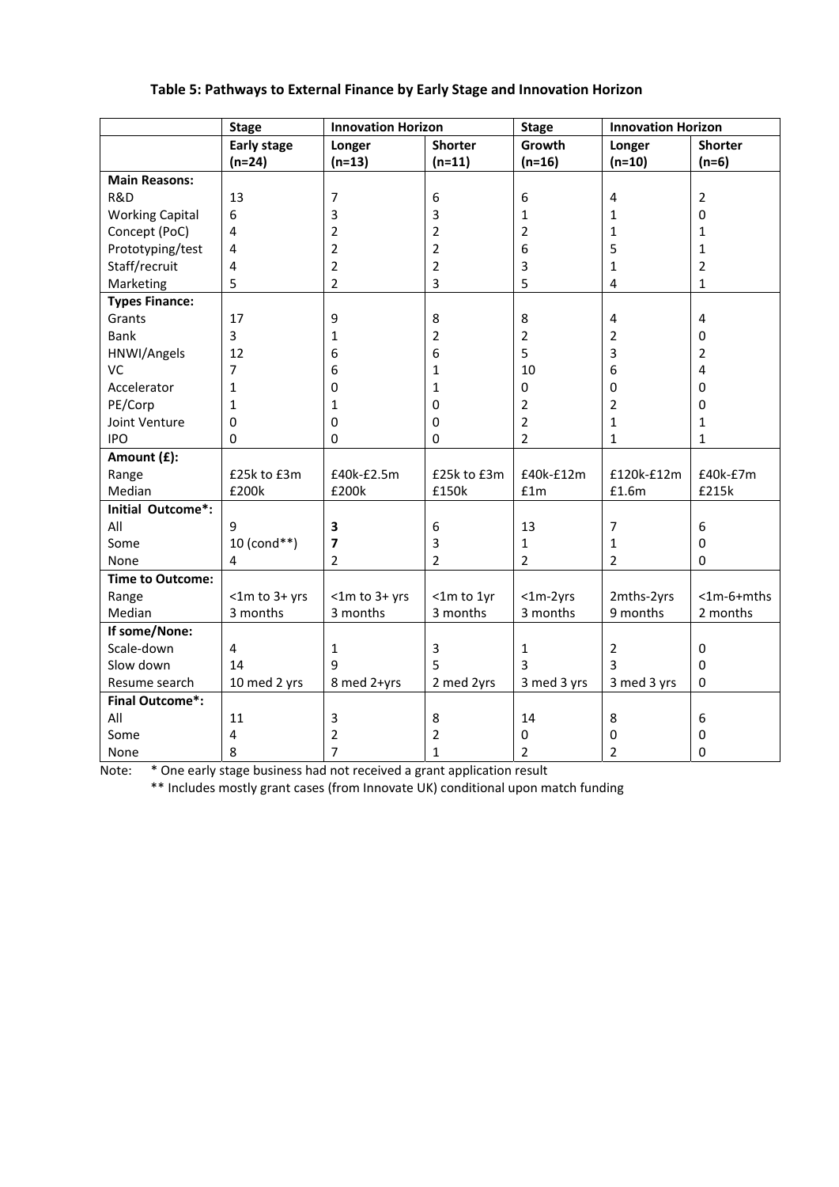**Table 5: Pathways to External Finance by Early Stage and Innovation Horizon**

| | Stage | Innovation Horizon | | Stage | Innovation Horizon | |
|---|---|---|---|---|---|---|
| | **Early stage (n=24)** | **Longer (n=13)** | **Shorter (n=11)** | **Growth (n=16)** | **Longer (n=10)** | **Shorter (n=6)** |
| **Main Reasons:** | | | | | | |
| R&D | 13 | 7 | 6 | 6 | 4 | 2 |
| Working Capital | 6 | 3 | 3 | 1 | 1 | 0 |
| Concept (PoC) | 4 | 2 | 2 | 2 | 1 | 1 |
| Prototyping/test | 4 | 2 | 2 | 6 | 5 | 1 |
| Staff/recruit | 4 | 2 | 2 | 3 | 1 | 2 |
| Marketing | 5 | 2 | 3 | 5 | 4 | 1 |
| **Types Finance:** | | | | | | |
| Grants | 17 | 9 | 8 | 8 | 4 | 4 |
| Bank | 3 | 1 | 2 | 2 | 2 | 0 |
| HNWI/Angels | 12 | 6 | 6 | 5 | 3 | 2 |
| VC | 7 | 6 | 1 | 10 | 6 | 4 |
| Accelerator | 1 | 0 | 1 | 0 | 0 | 0 |
| PE/Corp | 1 | 1 | 0 | 2 | 2 | 0 |
| Joint Venture | 0 | 0 | 0 | 2 | 1 | 1 |
| IPO | 0 | 0 | 0 | 2 | 1 | 1 |
| **Amount (£):** | | | | | | |
| Range | £25k to £3m | £40k-£2.5m | £25k to £3m | £40k-£12m | £120k-£12m | £40k-£7m |
| Median | £200k | £200k | £150k | £1m | £1.6m | £215k |
| **Initial Outcome*:** | | | | | | |
| All | 9 | **3** | 6 | 13 | 7 | 6 |
| Some | 10 (cond**) | **7** | 3 | 1 | 1 | 0 |
| None | 4 | 2 | 2 | 2 | 2 | 0 |
| **Time to Outcome:** | | | | | | |
| Range | <1m to 3+ yrs | <1m to 3+ yrs | <1m to 1yr | <1m-2yrs | 2mths-2yrs | <1m-6+mths |
| Median | 3 months | 3 months | 3 months | 3 months | 9 months | 2 months |
| **If some/None:** | | | | | | |
| Scale-down | 4 | 1 | 3 | 1 | 2 | 0 |
| Slow down | 14 | 9 | 5 | 3 | 3 | 0 |
| Resume search | 10 med 2 yrs | 8 med 2+yrs | 2 med 2yrs | 3 med 3 yrs | 3 med 3 yrs | 0 |
| **Final Outcome*:** | | | | | | |
| All | 11 | 3 | 8 | 14 | 8 | 6 |
| Some | 4 | 2 | 2 | 0 | 0 | 0 |
| None | 8 | 7 | 1 | 2 | 2 | 0 |

Note: * One early stage business had not received a grant application result

** Includes mostly grant cases (from Innovate UK) conditional upon match funding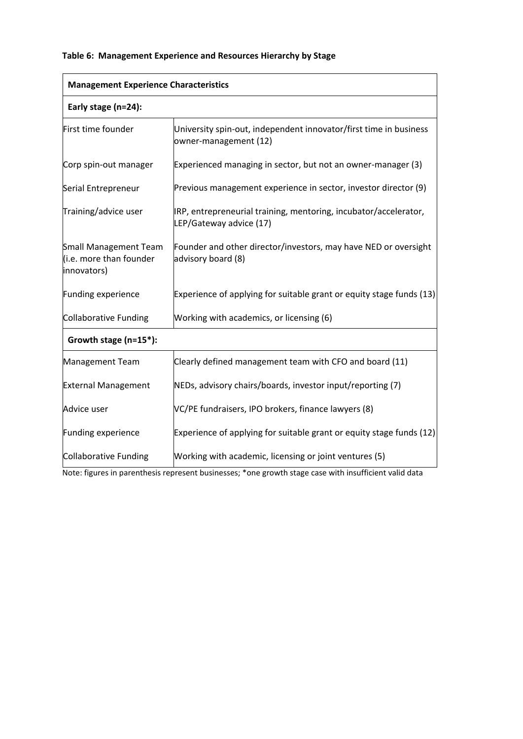**Table 6: Management Experience and Resources Hierarchy by Stage**

| Management Experience Characteristics | |
|---|---|
| **Early stage (n=24):** | |
| First time founder | University spin-out, independent innovator/first time in business owner-management (12) |
| Corp spin-out manager | Experienced managing in sector, but not an owner-manager (3) |
| Serial Entrepreneur | Previous management experience in sector, investor director (9) |
| Training/advice user | IRP, entrepreneurial training, mentoring, incubator/accelerator, LEP/Gateway advice (17) |
| Small Management Team (i.e. more than founder innovators) | Founder and other director/investors, may have NED or oversight advisory board (8) |
| Funding experience | Experience of applying for suitable grant or equity stage funds (13) |
| Collaborative Funding | Working with academics, or licensing (6) |
| **Growth stage (n=15*):** | |
| Management Team | Clearly defined management team with CFO and board (11) |
| External Management | NEDs, advisory chairs/boards, investor input/reporting (7) |
| Advice user | VC/PE fundraisers, IPO brokers, finance lawyers (8) |
| Funding experience | Experience of applying for suitable grant or equity stage funds (12) |
| Collaborative Funding | Working with academic, licensing or joint ventures (5) |

Note: figures in parenthesis represent businesses; *one growth stage case with insufficient valid data